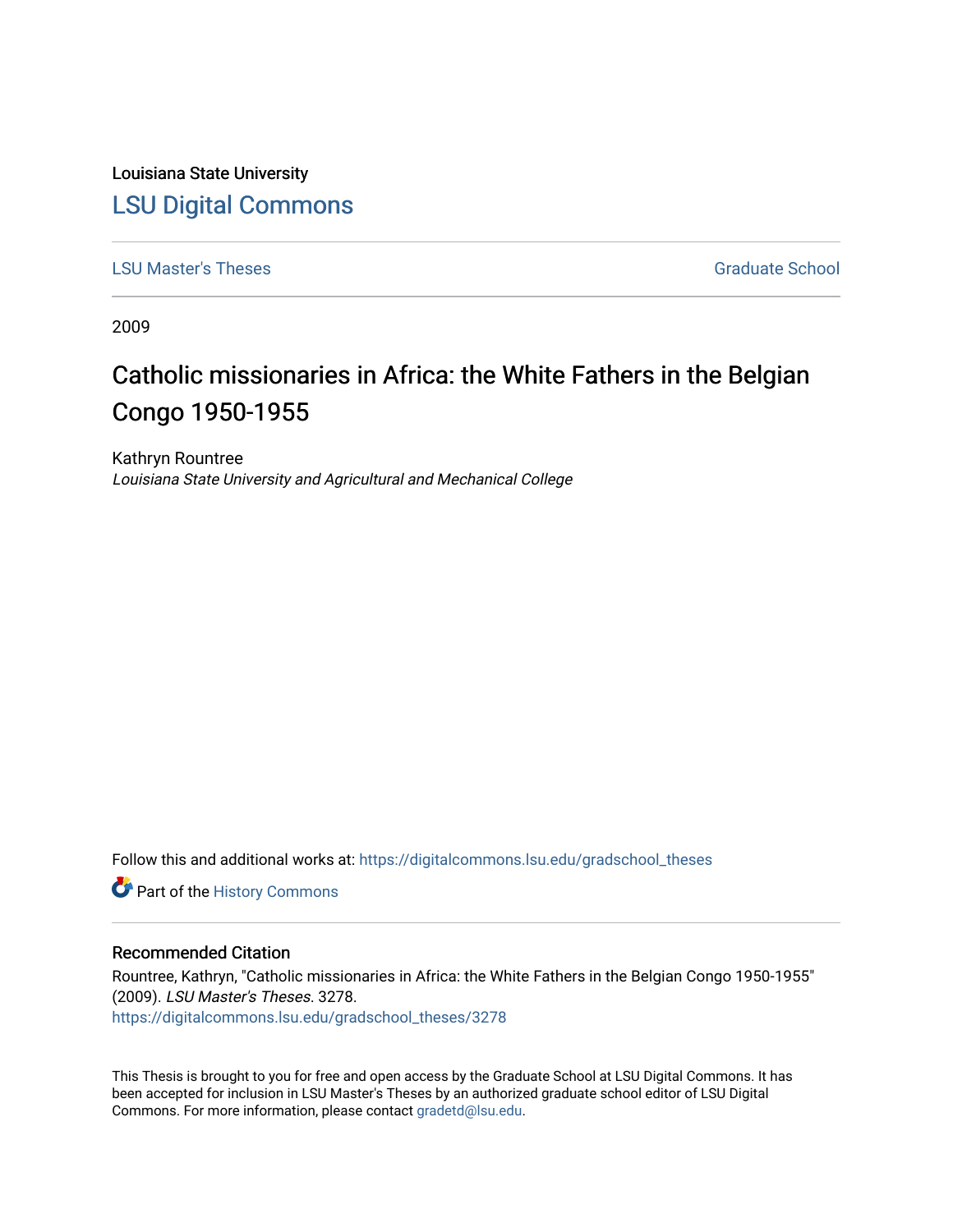Louisiana State University

LSU Digital Commons

LSU Master's Theses

Graduate School

2009

# Catholic missionaries in Africa: the White Fathers in the Belgian Congo 1950-1955

Kathryn Rountree

*Louisiana State University and Agricultural and Mechanical College*

Follow this and additional works at: https://digitalcommons.lsu.edu/gradschool_theses

Part of the History Commons

## Recommended Citation

Rountree, Kathryn, "Catholic missionaries in Africa: the White Fathers in the Belgian Congo 1950-1955" (2009). *LSU Master's Theses*. 3278.
https://digitalcommons.lsu.edu/gradschool_theses/3278

This Thesis is brought to you for free and open access by the Graduate School at LSU Digital Commons. It has been accepted for inclusion in LSU Master's Theses by an authorized graduate school editor of LSU Digital Commons. For more information, please contact gradetd@lsu.edu.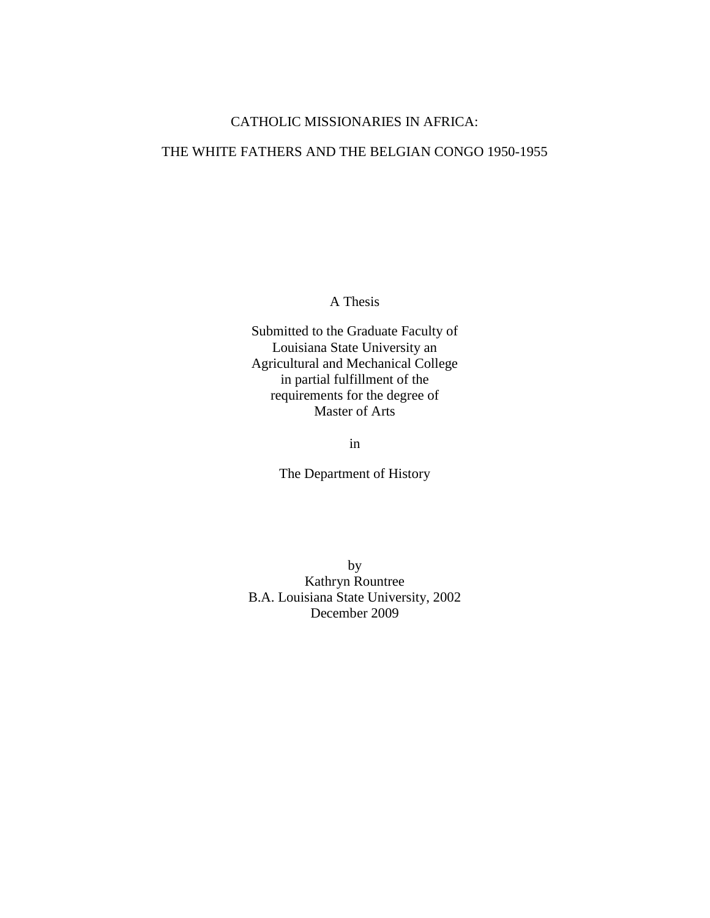# CATHOLIC MISSIONARIES IN AFRICA:

# THE WHITE FATHERS AND THE BELGIAN CONGO 1950-1955

A Thesis

Submitted to the Graduate Faculty of
Louisiana State University an
Agricultural and Mechanical College
in partial fulfillment of the
requirements for the degree of
Master of Arts

in

The Department of History

by
Kathryn Rountree
B.A. Louisiana State University, 2002
December 2009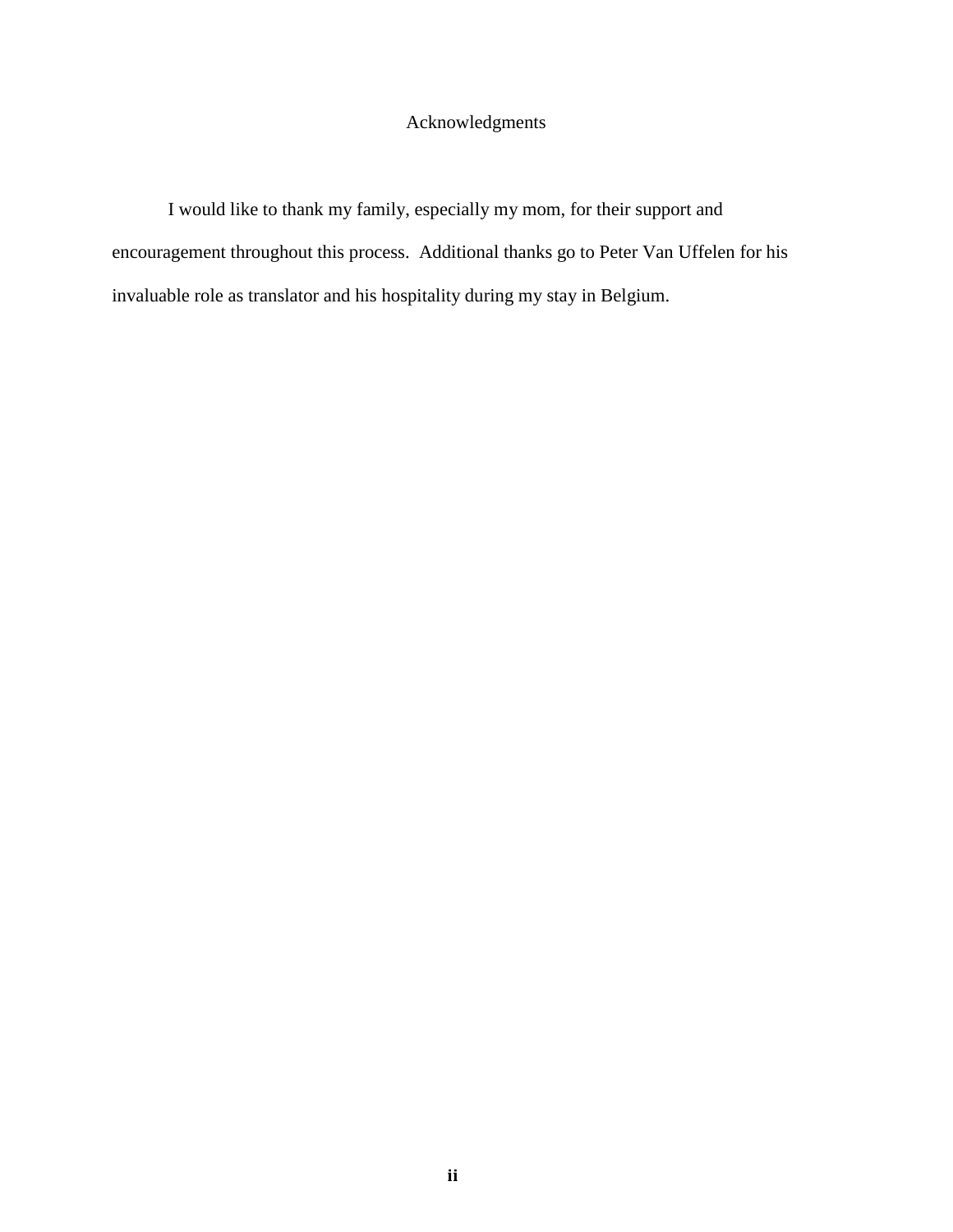# Acknowledgments

I would like to thank my family, especially my mom, for their support and encouragement throughout this process. Additional thanks go to Peter Van Uffelen for his invaluable role as translator and his hospitality during my stay in Belgium.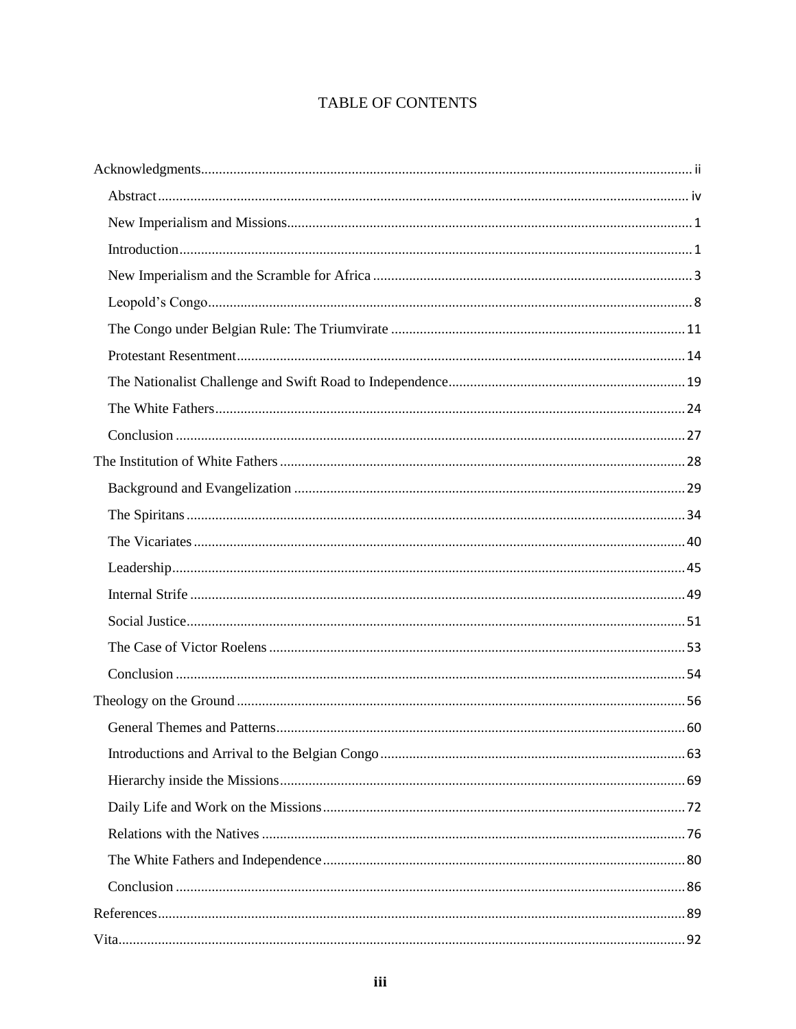# TABLE OF CONTENTS

Acknowledgments ........ ii

- Abstract ........ iv
- New Imperialism and Missions ........ 1
- Introduction ........ 1
- New Imperialism and the Scramble for Africa ........ 3
- Leopold's Congo ........ 8
- The Congo under Belgian Rule: The Triumvirate ........ 11
- Protestant Resentment ........ 14
- The Nationalist Challenge and Swift Road to Independence ........ 19
- The White Fathers ........ 24
- Conclusion ........ 27

The Institution of White Fathers ........ 28

- Background and Evangelization ........ 29
- The Spiritans ........ 34
- The Vicariates ........ 40
- Leadership ........ 45
- Internal Strife ........ 49
- Social Justice ........ 51
- The Case of Victor Roelens ........ 53
- Conclusion ........ 54

Theology on the Ground ........ 56

- General Themes and Patterns ........ 60
- Introductions and Arrival to the Belgian Congo ........ 63
- Hierarchy inside the Missions ........ 69
- Daily Life and Work on the Missions ........ 72
- Relations with the Natives ........ 76
- The White Fathers and Independence ........ 80
- Conclusion ........ 86

References ........ 89

Vita ........ 92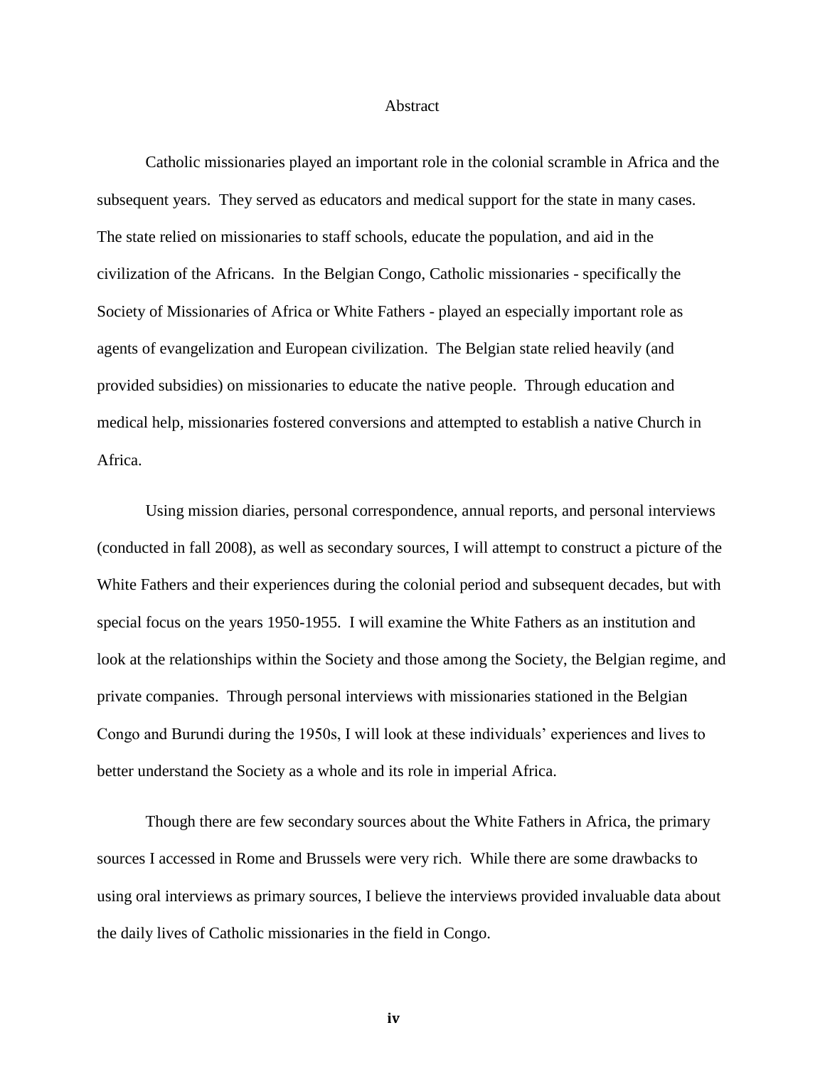# Abstract

Catholic missionaries played an important role in the colonial scramble in Africa and the subsequent years. They served as educators and medical support for the state in many cases. The state relied on missionaries to staff schools, educate the population, and aid in the civilization of the Africans. In the Belgian Congo, Catholic missionaries - specifically the Society of Missionaries of Africa or White Fathers - played an especially important role as agents of evangelization and European civilization. The Belgian state relied heavily (and provided subsidies) on missionaries to educate the native people. Through education and medical help, missionaries fostered conversions and attempted to establish a native Church in Africa.

Using mission diaries, personal correspondence, annual reports, and personal interviews (conducted in fall 2008), as well as secondary sources, I will attempt to construct a picture of the White Fathers and their experiences during the colonial period and subsequent decades, but with special focus on the years 1950-1955. I will examine the White Fathers as an institution and look at the relationships within the Society and those among the Society, the Belgian regime, and private companies. Through personal interviews with missionaries stationed in the Belgian Congo and Burundi during the 1950s, I will look at these individuals' experiences and lives to better understand the Society as a whole and its role in imperial Africa.

Though there are few secondary sources about the White Fathers in Africa, the primary sources I accessed in Rome and Brussels were very rich. While there are some drawbacks to using oral interviews as primary sources, I believe the interviews provided invaluable data about the daily lives of Catholic missionaries in the field in Congo.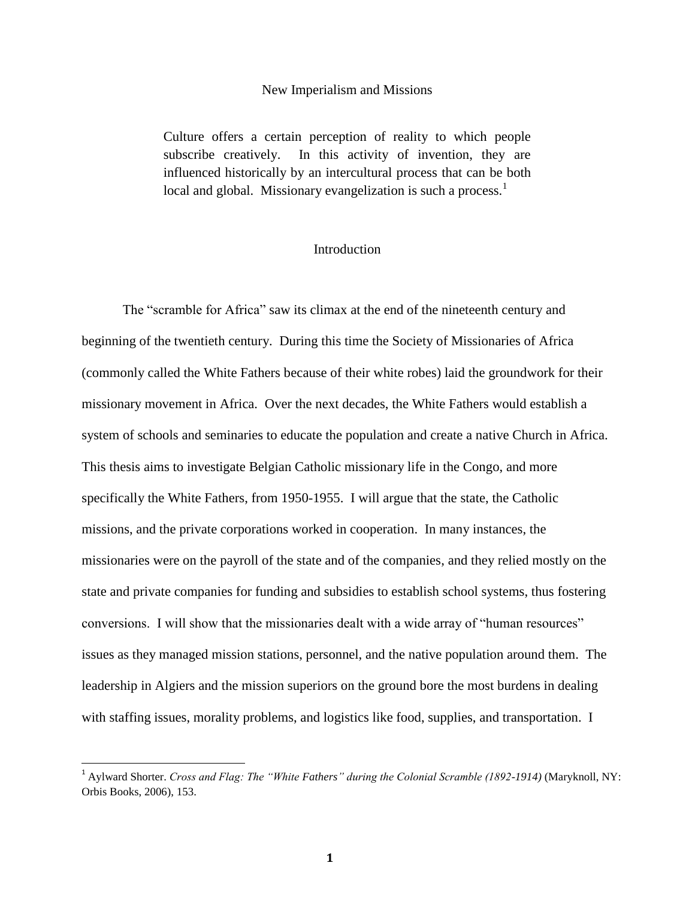# New Imperialism and Missions

> Culture offers a certain perception of reality to which people subscribe creatively. In this activity of invention, they are influenced historically by an intercultural process that can be both local and global. Missionary evangelization is such a process.[1]

## Introduction

The "scramble for Africa" saw its climax at the end of the nineteenth century and beginning of the twentieth century. During this time the Society of Missionaries of Africa (commonly called the White Fathers because of their white robes) laid the groundwork for their missionary movement in Africa. Over the next decades, the White Fathers would establish a system of schools and seminaries to educate the population and create a native Church in Africa. This thesis aims to investigate Belgian Catholic missionary life in the Congo, and more specifically the White Fathers, from 1950-1955. I will argue that the state, the Catholic missions, and the private corporations worked in cooperation. In many instances, the missionaries were on the payroll of the state and of the companies, and they relied mostly on the state and private companies for funding and subsidies to establish school systems, thus fostering conversions. I will show that the missionaries dealt with a wide array of "human resources" issues as they managed mission stations, personnel, and the native population around them. The leadership in Algiers and the mission superiors on the ground bore the most burdens in dealing with staffing issues, morality problems, and logistics like food, supplies, and transportation. I

[1] Aylward Shorter. *Cross and Flag: The "White Fathers" during the Colonial Scramble (1892-1914)* (Maryknoll, NY: Orbis Books, 2006), 153.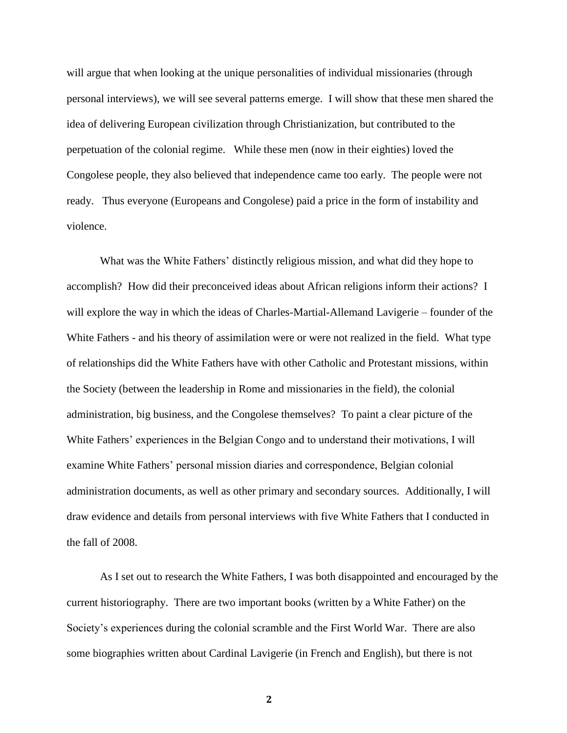will argue that when looking at the unique personalities of individual missionaries (through personal interviews), we will see several patterns emerge. I will show that these men shared the idea of delivering European civilization through Christianization, but contributed to the perpetuation of the colonial regime. While these men (now in their eighties) loved the Congolese people, they also believed that independence came too early. The people were not ready. Thus everyone (Europeans and Congolese) paid a price in the form of instability and violence.

What was the White Fathers' distinctly religious mission, and what did they hope to accomplish? How did their preconceived ideas about African religions inform their actions? I will explore the way in which the ideas of Charles-Martial-Allemand Lavigerie – founder of the White Fathers - and his theory of assimilation were or were not realized in the field. What type of relationships did the White Fathers have with other Catholic and Protestant missions, within the Society (between the leadership in Rome and missionaries in the field), the colonial administration, big business, and the Congolese themselves? To paint a clear picture of the White Fathers' experiences in the Belgian Congo and to understand their motivations, I will examine White Fathers' personal mission diaries and correspondence, Belgian colonial administration documents, as well as other primary and secondary sources. Additionally, I will draw evidence and details from personal interviews with five White Fathers that I conducted in the fall of 2008.

As I set out to research the White Fathers, I was both disappointed and encouraged by the current historiography. There are two important books (written by a White Father) on the Society's experiences during the colonial scramble and the First World War. There are also some biographies written about Cardinal Lavigerie (in French and English), but there is not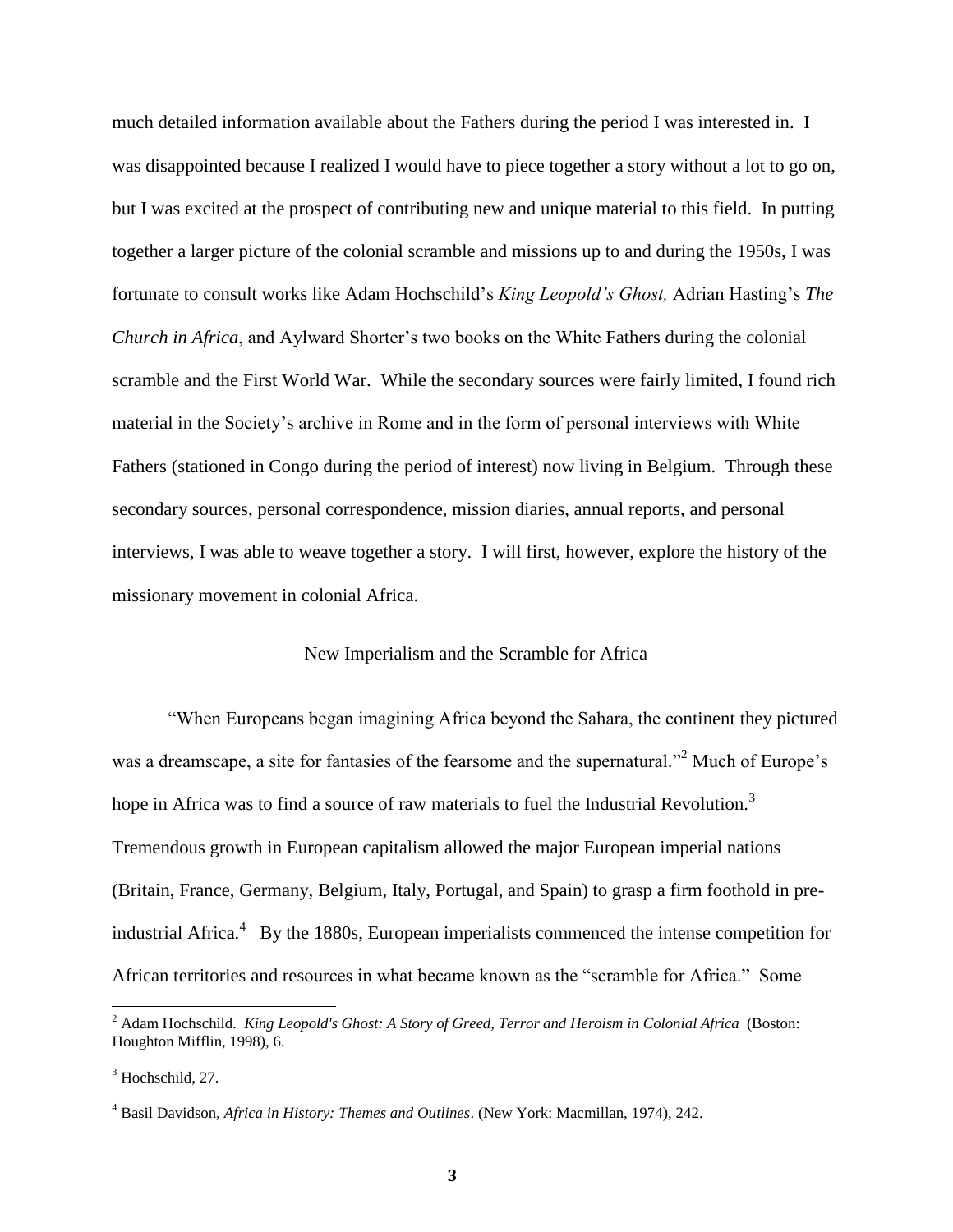much detailed information available about the Fathers during the period I was interested in. I was disappointed because I realized I would have to piece together a story without a lot to go on, but I was excited at the prospect of contributing new and unique material to this field. In putting together a larger picture of the colonial scramble and missions up to and during the 1950s, I was fortunate to consult works like Adam Hochschild's *King Leopold's Ghost,* Adrian Hasting's *The Church in Africa*, and Aylward Shorter's two books on the White Fathers during the colonial scramble and the First World War. While the secondary sources were fairly limited, I found rich material in the Society's archive in Rome and in the form of personal interviews with White Fathers (stationed in Congo during the period of interest) now living in Belgium. Through these secondary sources, personal correspondence, mission diaries, annual reports, and personal interviews, I was able to weave together a story. I will first, however, explore the history of the missionary movement in colonial Africa.

## New Imperialism and the Scramble for Africa

"When Europeans began imagining Africa beyond the Sahara, the continent they pictured was a dreamscape, a site for fantasies of the fearsome and the supernatural."[2] Much of Europe's hope in Africa was to find a source of raw materials to fuel the Industrial Revolution.[3] Tremendous growth in European capitalism allowed the major European imperial nations (Britain, France, Germany, Belgium, Italy, Portugal, and Spain) to grasp a firm foothold in pre-industrial Africa.[4] By the 1880s, European imperialists commenced the intense competition for African territories and resources in what became known as the "scramble for Africa." Some

---

[2] Adam Hochschild. *King Leopold's Ghost: A Story of Greed, Terror and Heroism in Colonial Africa* (Boston: Houghton Mifflin, 1998), 6.

[3] Hochschild, 27.

[4] Basil Davidson, *Africa in History: Themes and Outlines*. (New York: Macmillan, 1974), 242.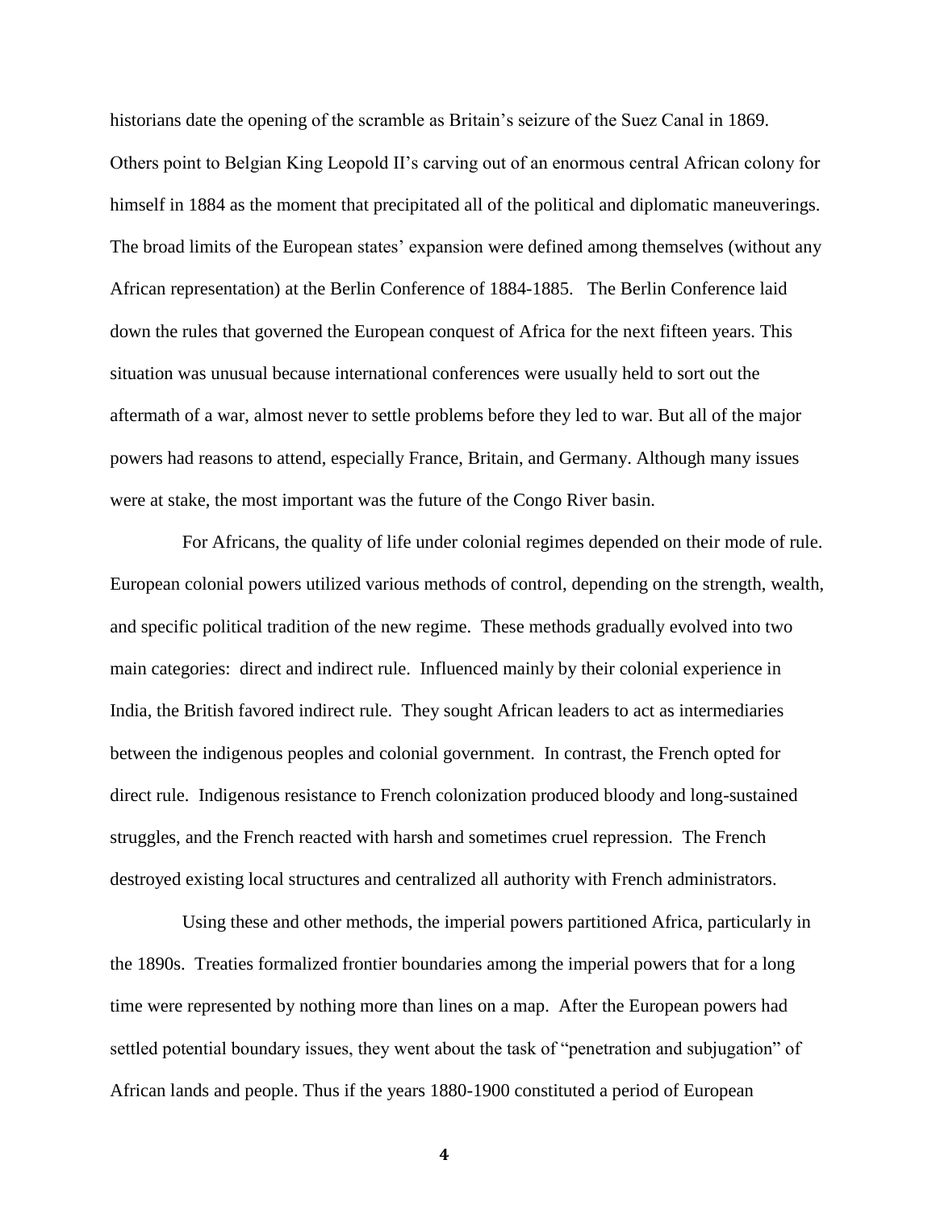historians date the opening of the scramble as Britain's seizure of the Suez Canal in 1869. Others point to Belgian King Leopold II's carving out of an enormous central African colony for himself in 1884 as the moment that precipitated all of the political and diplomatic maneuverings. The broad limits of the European states' expansion were defined among themselves (without any African representation) at the Berlin Conference of 1884-1885. The Berlin Conference laid down the rules that governed the European conquest of Africa for the next fifteen years. This situation was unusual because international conferences were usually held to sort out the aftermath of a war, almost never to settle problems before they led to war. But all of the major powers had reasons to attend, especially France, Britain, and Germany. Although many issues were at stake, the most important was the future of the Congo River basin.

For Africans, the quality of life under colonial regimes depended on their mode of rule. European colonial powers utilized various methods of control, depending on the strength, wealth, and specific political tradition of the new regime. These methods gradually evolved into two main categories: direct and indirect rule. Influenced mainly by their colonial experience in India, the British favored indirect rule. They sought African leaders to act as intermediaries between the indigenous peoples and colonial government. In contrast, the French opted for direct rule. Indigenous resistance to French colonization produced bloody and long-sustained struggles, and the French reacted with harsh and sometimes cruel repression. The French destroyed existing local structures and centralized all authority with French administrators.

Using these and other methods, the imperial powers partitioned Africa, particularly in the 1890s. Treaties formalized frontier boundaries among the imperial powers that for a long time were represented by nothing more than lines on a map. After the European powers had settled potential boundary issues, they went about the task of "penetration and subjugation" of African lands and people. Thus if the years 1880-1900 constituted a period of European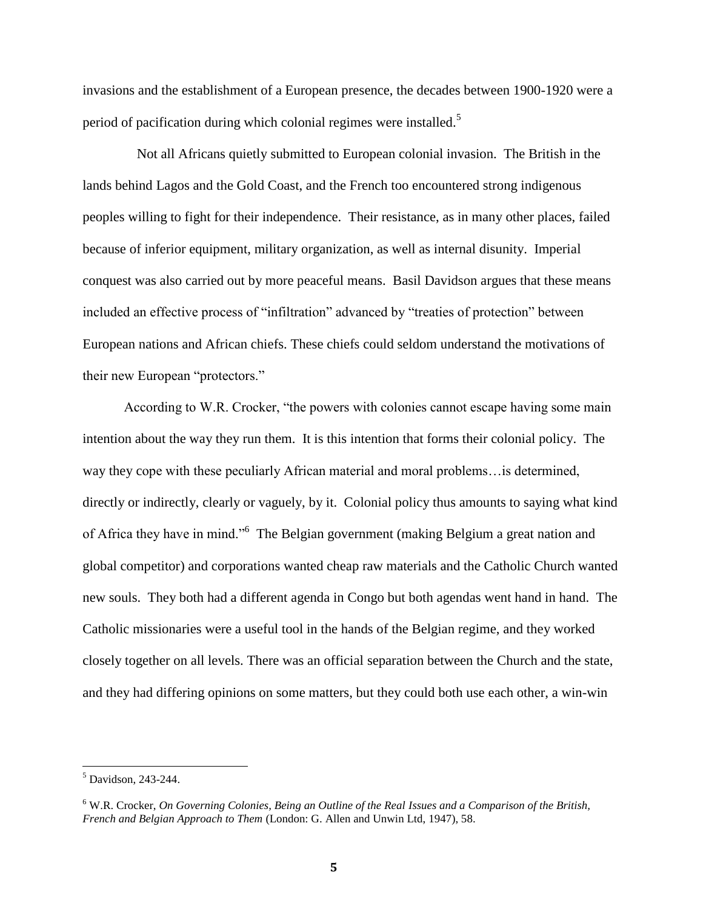invasions and the establishment of a European presence, the decades between 1900-1920 were a period of pacification during which colonial regimes were installed.[5]

Not all Africans quietly submitted to European colonial invasion. The British in the lands behind Lagos and the Gold Coast, and the French too encountered strong indigenous peoples willing to fight for their independence. Their resistance, as in many other places, failed because of inferior equipment, military organization, as well as internal disunity. Imperial conquest was also carried out by more peaceful means. Basil Davidson argues that these means included an effective process of "infiltration" advanced by "treaties of protection" between European nations and African chiefs. These chiefs could seldom understand the motivations of their new European "protectors."

According to W.R. Crocker, "the powers with colonies cannot escape having some main intention about the way they run them. It is this intention that forms their colonial policy. The way they cope with these peculiarly African material and moral problems…is determined, directly or indirectly, clearly or vaguely, by it. Colonial policy thus amounts to saying what kind of Africa they have in mind."[6] The Belgian government (making Belgium a great nation and global competitor) and corporations wanted cheap raw materials and the Catholic Church wanted new souls. They both had a different agenda in Congo but both agendas went hand in hand. The Catholic missionaries were a useful tool in the hands of the Belgian regime, and they worked closely together on all levels. There was an official separation between the Church and the state, and they had differing opinions on some matters, but they could both use each other, a win-win

---

[5] Davidson, 243-244.

[6] W.R. Crocker, *On Governing Colonies, Being an Outline of the Real Issues and a Comparison of the British, French and Belgian Approach to Them* (London: G. Allen and Unwin Ltd, 1947), 58.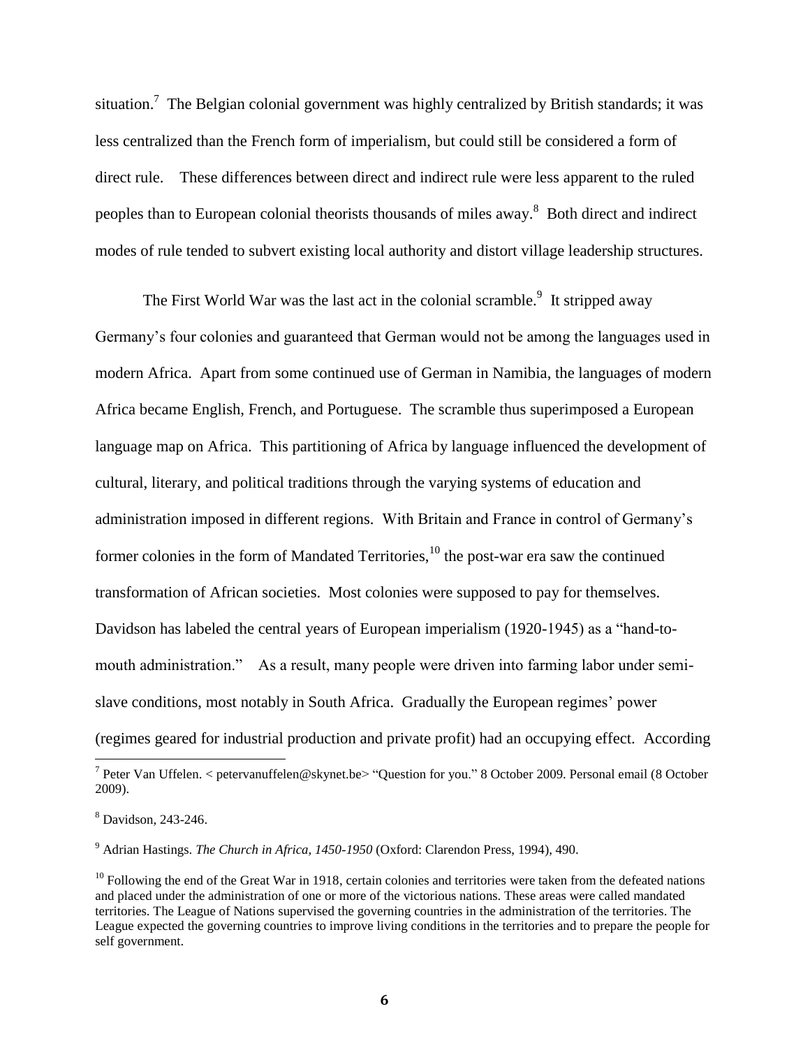situation.[7] The Belgian colonial government was highly centralized by British standards; it was less centralized than the French form of imperialism, but could still be considered a form of direct rule. These differences between direct and indirect rule were less apparent to the ruled peoples than to European colonial theorists thousands of miles away.[8] Both direct and indirect modes of rule tended to subvert existing local authority and distort village leadership structures.

The First World War was the last act in the colonial scramble.[9] It stripped away Germany's four colonies and guaranteed that German would not be among the languages used in modern Africa. Apart from some continued use of German in Namibia, the languages of modern Africa became English, French, and Portuguese. The scramble thus superimposed a European language map on Africa. This partitioning of Africa by language influenced the development of cultural, literary, and political traditions through the varying systems of education and administration imposed in different regions. With Britain and France in control of Germany's former colonies in the form of Mandated Territories,[10] the post-war era saw the continued transformation of African societies. Most colonies were supposed to pay for themselves. Davidson has labeled the central years of European imperialism (1920-1945) as a "hand-to-mouth administration." As a result, many people were driven into farming labor under semi-slave conditions, most notably in South Africa. Gradually the European regimes' power (regimes geared for industrial production and private profit) had an occupying effect. According

---

[7] Peter Van Uffelen. < petervanuffelen@skynet.be> "Question for you." 8 October 2009. Personal email (8 October 2009).

[8] Davidson, 243-246.

[9] Adrian Hastings. *The Church in Africa, 1450-1950* (Oxford: Clarendon Press, 1994), 490.

[10] Following the end of the Great War in 1918, certain colonies and territories were taken from the defeated nations and placed under the administration of one or more of the victorious nations. These areas were called mandated territories. The League of Nations supervised the governing countries in the administration of the territories. The League expected the governing countries to improve living conditions in the territories and to prepare the people for self government.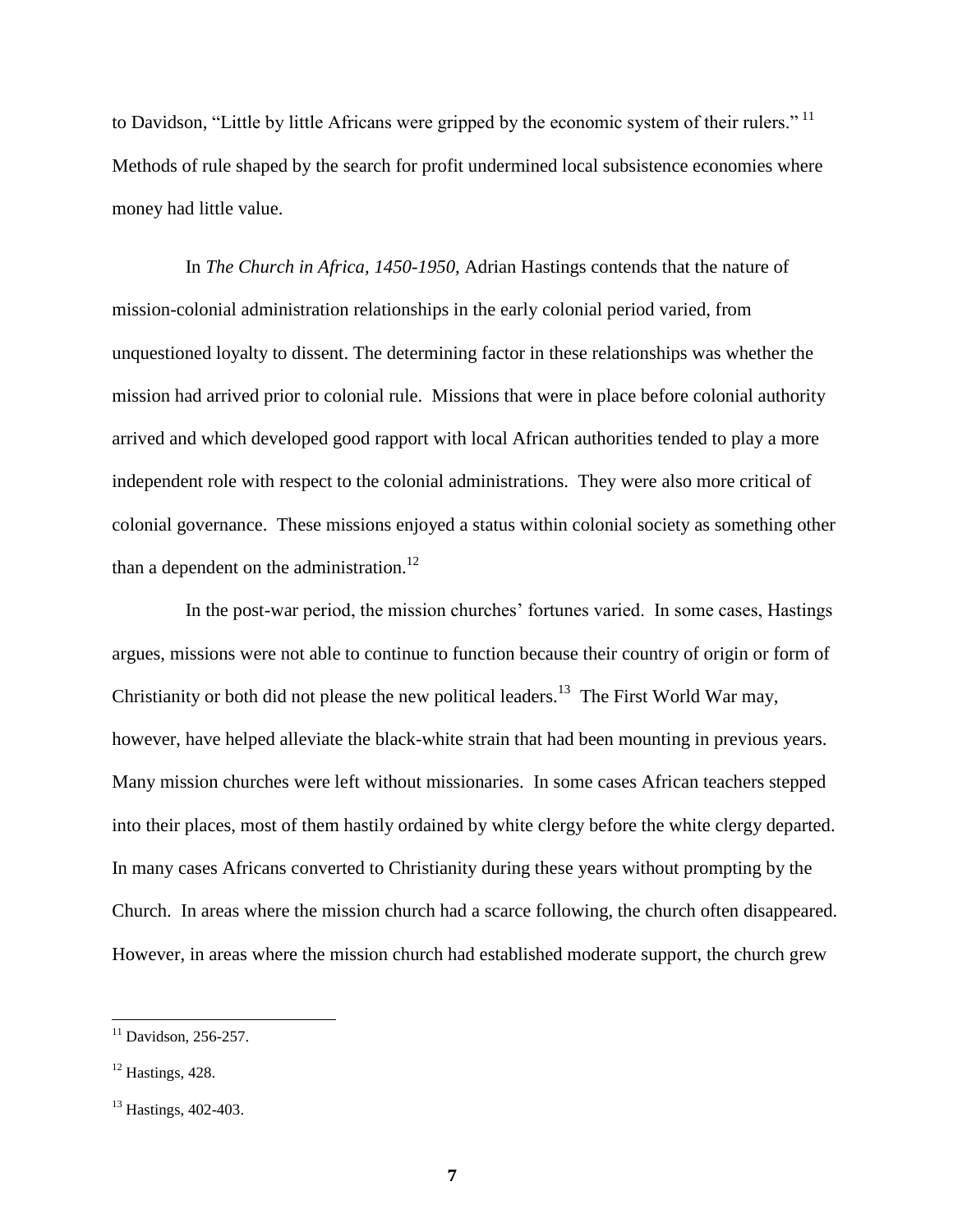to Davidson, "Little by little Africans were gripped by the economic system of their rulers." [11] Methods of rule shaped by the search for profit undermined local subsistence economies where money had little value.

In *The Church in Africa, 1450-1950,* Adrian Hastings contends that the nature of mission-colonial administration relationships in the early colonial period varied, from unquestioned loyalty to dissent. The determining factor in these relationships was whether the mission had arrived prior to colonial rule. Missions that were in place before colonial authority arrived and which developed good rapport with local African authorities tended to play a more independent role with respect to the colonial administrations. They were also more critical of colonial governance. These missions enjoyed a status within colonial society as something other than a dependent on the administration.[12]

In the post-war period, the mission churches' fortunes varied. In some cases, Hastings argues, missions were not able to continue to function because their country of origin or form of Christianity or both did not please the new political leaders.[13] The First World War may, however, have helped alleviate the black-white strain that had been mounting in previous years. Many mission churches were left without missionaries. In some cases African teachers stepped into their places, most of them hastily ordained by white clergy before the white clergy departed. In many cases Africans converted to Christianity during these years without prompting by the Church. In areas where the mission church had a scarce following, the church often disappeared. However, in areas where the mission church had established moderate support, the church grew

[11] Davidson, 256-257.

[12] Hastings, 428.

[13] Hastings, 402-403.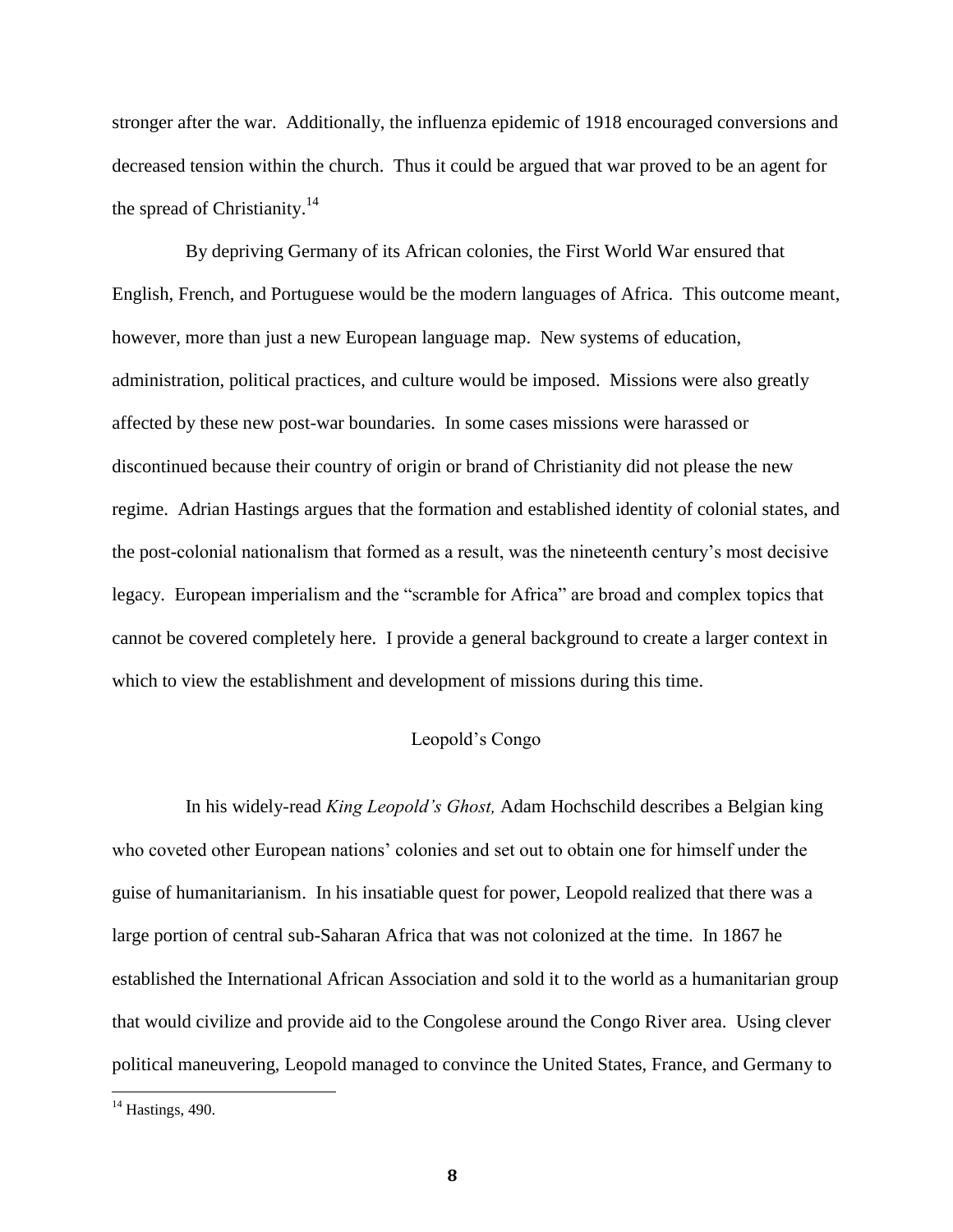stronger after the war. Additionally, the influenza epidemic of 1918 encouraged conversions and decreased tension within the church. Thus it could be argued that war proved to be an agent for the spread of Christianity.[14]

By depriving Germany of its African colonies, the First World War ensured that English, French, and Portuguese would be the modern languages of Africa. This outcome meant, however, more than just a new European language map. New systems of education, administration, political practices, and culture would be imposed. Missions were also greatly affected by these new post-war boundaries. In some cases missions were harassed or discontinued because their country of origin or brand of Christianity did not please the new regime. Adrian Hastings argues that the formation and established identity of colonial states, and the post-colonial nationalism that formed as a result, was the nineteenth century's most decisive legacy. European imperialism and the "scramble for Africa" are broad and complex topics that cannot be covered completely here. I provide a general background to create a larger context in which to view the establishment and development of missions during this time.

## Leopold's Congo

In his widely-read *King Leopold's Ghost,* Adam Hochschild describes a Belgian king who coveted other European nations' colonies and set out to obtain one for himself under the guise of humanitarianism. In his insatiable quest for power, Leopold realized that there was a large portion of central sub-Saharan Africa that was not colonized at the time. In 1867 he established the International African Association and sold it to the world as a humanitarian group that would civilize and provide aid to the Congolese around the Congo River area. Using clever political maneuvering, Leopold managed to convince the United States, France, and Germany to

[14] Hastings, 490.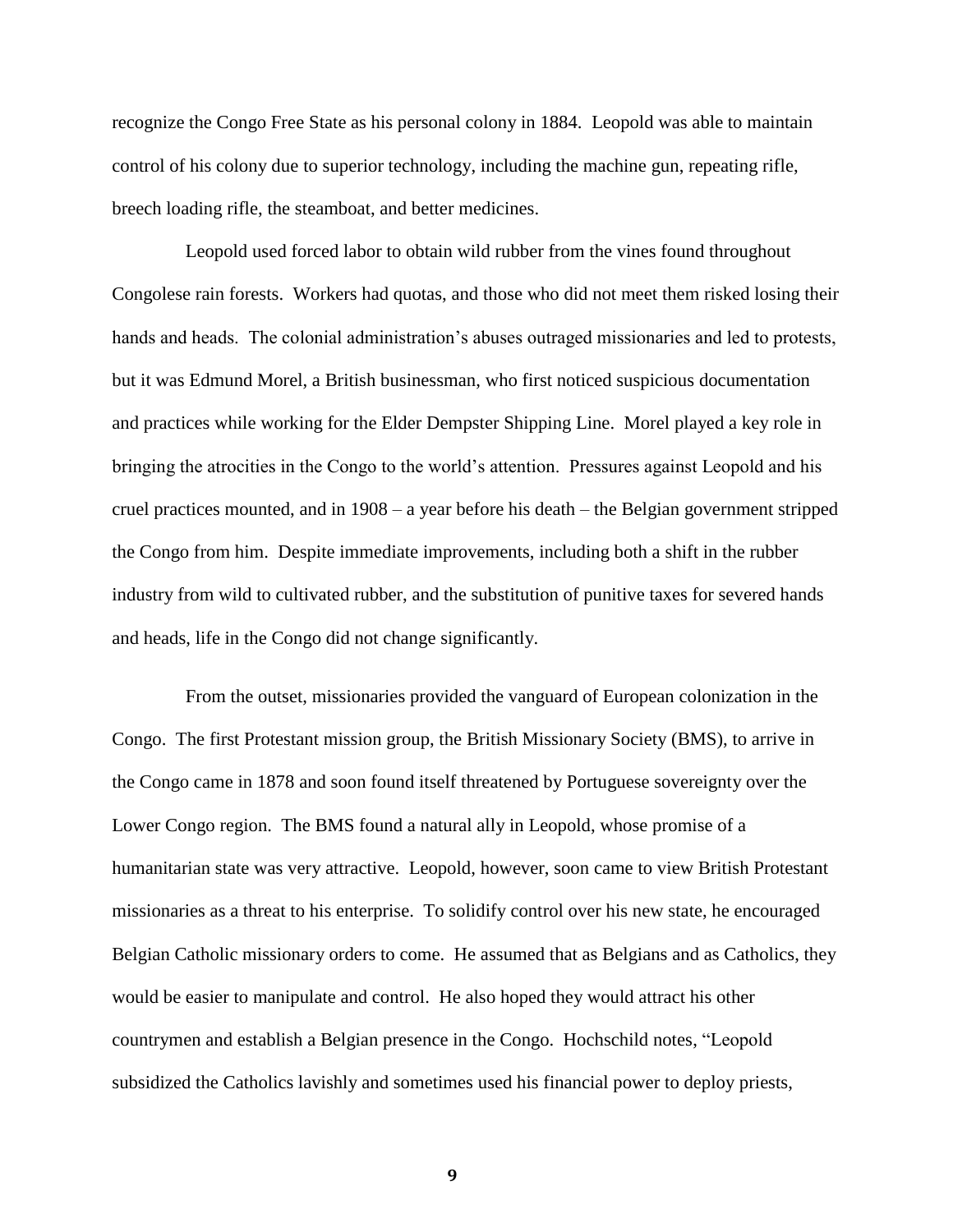recognize the Congo Free State as his personal colony in 1884. Leopold was able to maintain control of his colony due to superior technology, including the machine gun, repeating rifle, breech loading rifle, the steamboat, and better medicines.

Leopold used forced labor to obtain wild rubber from the vines found throughout Congolese rain forests. Workers had quotas, and those who did not meet them risked losing their hands and heads. The colonial administration's abuses outraged missionaries and led to protests, but it was Edmund Morel, a British businessman, who first noticed suspicious documentation and practices while working for the Elder Dempster Shipping Line. Morel played a key role in bringing the atrocities in the Congo to the world's attention. Pressures against Leopold and his cruel practices mounted, and in 1908 – a year before his death – the Belgian government stripped the Congo from him. Despite immediate improvements, including both a shift in the rubber industry from wild to cultivated rubber, and the substitution of punitive taxes for severed hands and heads, life in the Congo did not change significantly.

From the outset, missionaries provided the vanguard of European colonization in the Congo. The first Protestant mission group, the British Missionary Society (BMS), to arrive in the Congo came in 1878 and soon found itself threatened by Portuguese sovereignty over the Lower Congo region. The BMS found a natural ally in Leopold, whose promise of a humanitarian state was very attractive. Leopold, however, soon came to view British Protestant missionaries as a threat to his enterprise. To solidify control over his new state, he encouraged Belgian Catholic missionary orders to come. He assumed that as Belgians and as Catholics, they would be easier to manipulate and control. He also hoped they would attract his other countrymen and establish a Belgian presence in the Congo. Hochschild notes, "Leopold subsidized the Catholics lavishly and sometimes used his financial power to deploy priests,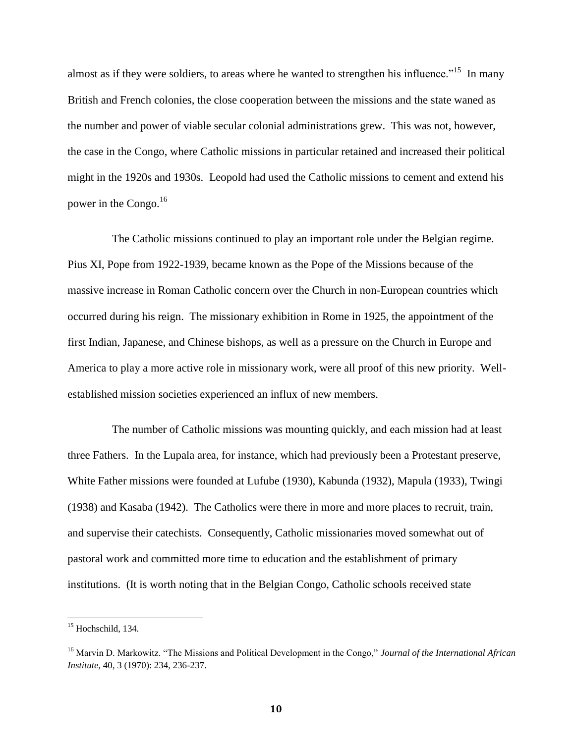almost as if they were soldiers, to areas where he wanted to strengthen his influence."[15] In many British and French colonies, the close cooperation between the missions and the state waned as the number and power of viable secular colonial administrations grew. This was not, however, the case in the Congo, where Catholic missions in particular retained and increased their political might in the 1920s and 1930s. Leopold had used the Catholic missions to cement and extend his power in the Congo.[16]

The Catholic missions continued to play an important role under the Belgian regime. Pius XI, Pope from 1922-1939, became known as the Pope of the Missions because of the massive increase in Roman Catholic concern over the Church in non-European countries which occurred during his reign. The missionary exhibition in Rome in 1925, the appointment of the first Indian, Japanese, and Chinese bishops, as well as a pressure on the Church in Europe and America to play a more active role in missionary work, were all proof of this new priority. Well-established mission societies experienced an influx of new members.

The number of Catholic missions was mounting quickly, and each mission had at least three Fathers. In the Lupala area, for instance, which had previously been a Protestant preserve, White Father missions were founded at Lufube (1930), Kabunda (1932), Mapula (1933), Twingi (1938) and Kasaba (1942). The Catholics were there in more and more places to recruit, train, and supervise their catechists. Consequently, Catholic missionaries moved somewhat out of pastoral work and committed more time to education and the establishment of primary institutions. (It is worth noting that in the Belgian Congo, Catholic schools received state

---

[15] Hochschild, 134.

[16] Marvin D. Markowitz. "The Missions and Political Development in the Congo," *Journal of the International African Institute*, 40, 3 (1970): 234, 236-237.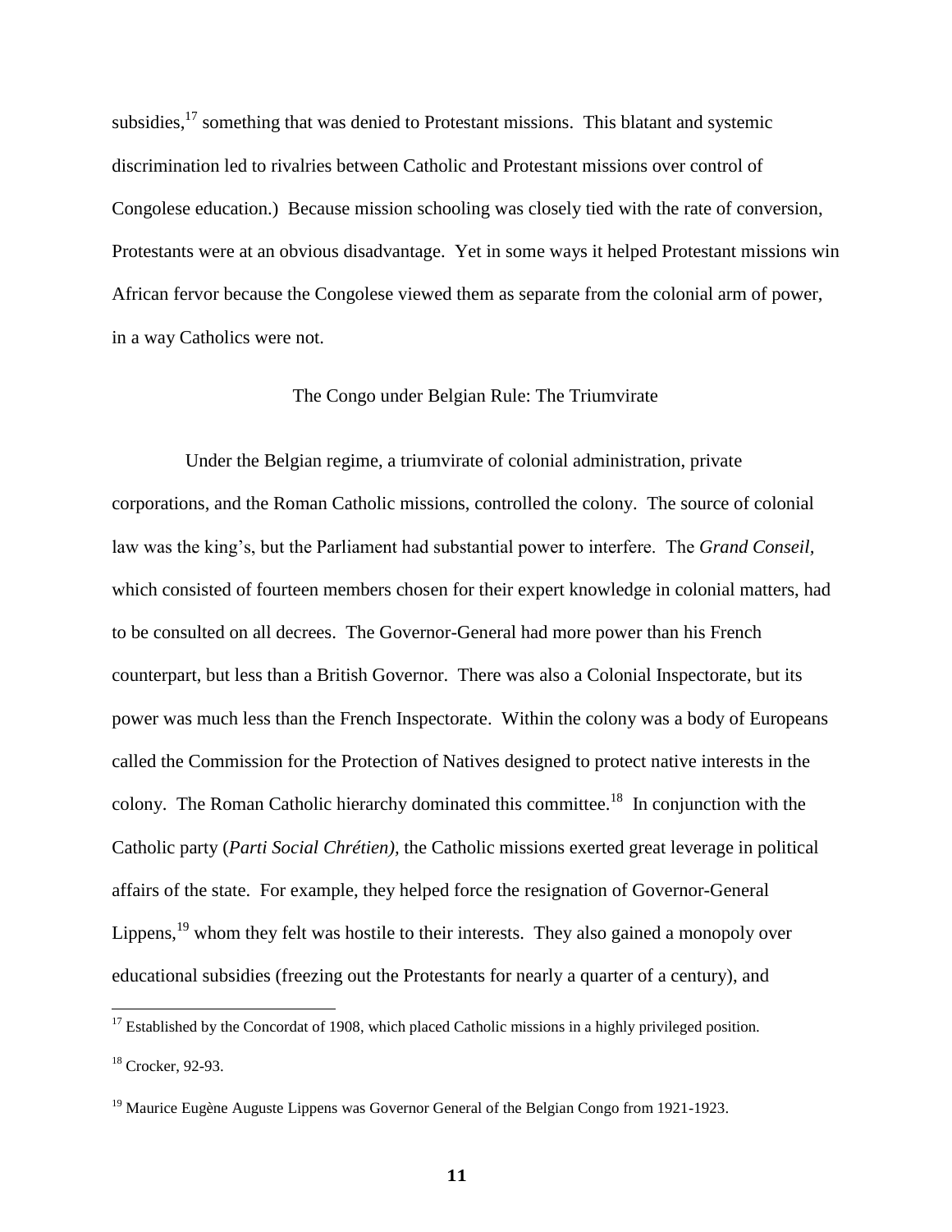subsidies,[17] something that was denied to Protestant missions. This blatant and systemic discrimination led to rivalries between Catholic and Protestant missions over control of Congolese education.) Because mission schooling was closely tied with the rate of conversion, Protestants were at an obvious disadvantage. Yet in some ways it helped Protestant missions win African fervor because the Congolese viewed them as separate from the colonial arm of power, in a way Catholics were not.

## The Congo under Belgian Rule: The Triumvirate

Under the Belgian regime, a triumvirate of colonial administration, private corporations, and the Roman Catholic missions, controlled the colony. The source of colonial law was the king's, but the Parliament had substantial power to interfere. The *Grand Conseil,* which consisted of fourteen members chosen for their expert knowledge in colonial matters, had to be consulted on all decrees. The Governor-General had more power than his French counterpart, but less than a British Governor. There was also a Colonial Inspectorate, but its power was much less than the French Inspectorate. Within the colony was a body of Europeans called the Commission for the Protection of Natives designed to protect native interests in the colony. The Roman Catholic hierarchy dominated this committee.[18] In conjunction with the Catholic party (*Parti Social Chrétien),* the Catholic missions exerted great leverage in political affairs of the state. For example, they helped force the resignation of Governor-General Lippens,[19] whom they felt was hostile to their interests. They also gained a monopoly over educational subsidies (freezing out the Protestants for nearly a quarter of a century), and

[17] Established by the Concordat of 1908, which placed Catholic missions in a highly privileged position.

[18] Crocker, 92-93.

[19] Maurice Eugène Auguste Lippens was Governor General of the Belgian Congo from 1921-1923.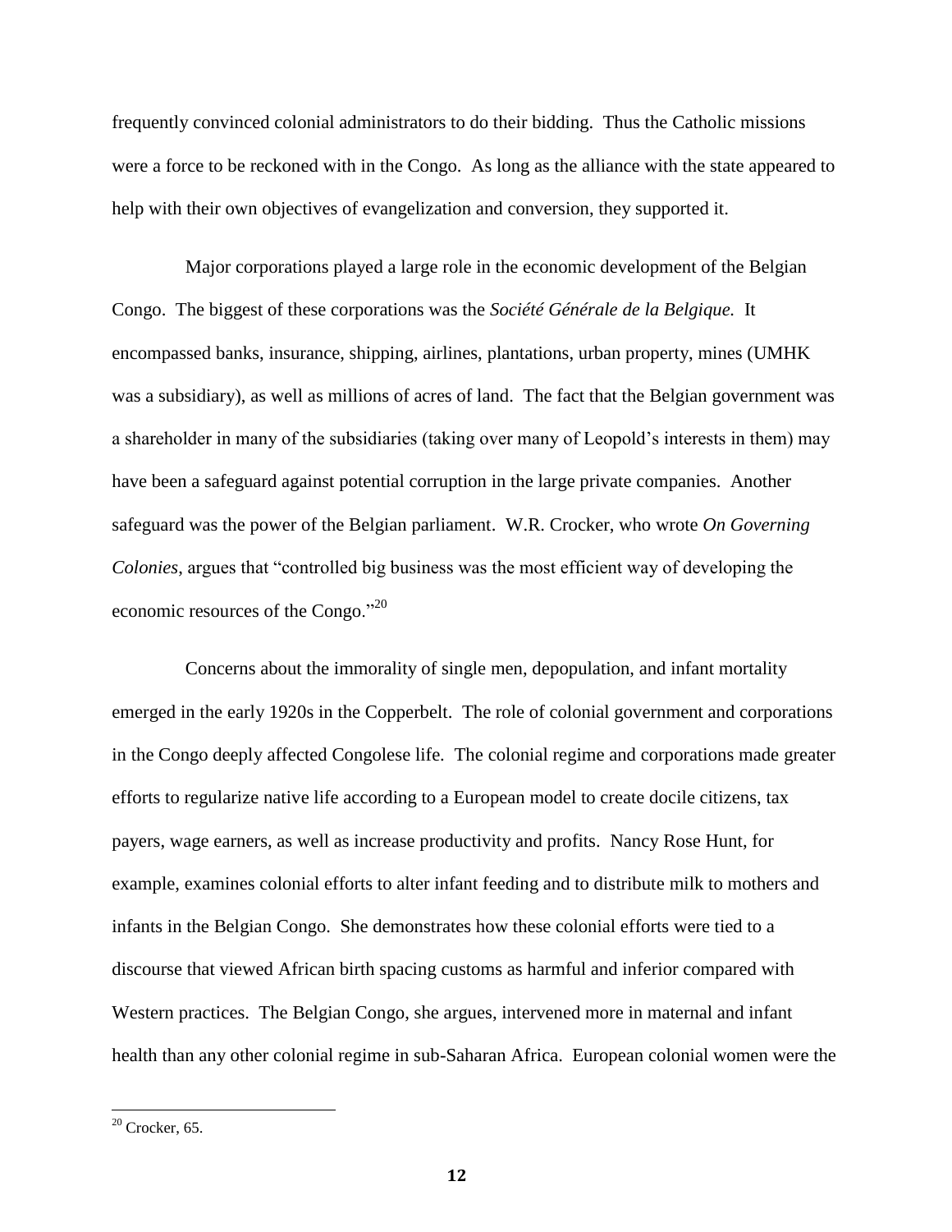frequently convinced colonial administrators to do their bidding. Thus the Catholic missions were a force to be reckoned with in the Congo. As long as the alliance with the state appeared to help with their own objectives of evangelization and conversion, they supported it.

Major corporations played a large role in the economic development of the Belgian Congo. The biggest of these corporations was the *Société Générale de la Belgique.* It encompassed banks, insurance, shipping, airlines, plantations, urban property, mines (UMHK was a subsidiary), as well as millions of acres of land. The fact that the Belgian government was a shareholder in many of the subsidiaries (taking over many of Leopold's interests in them) may have been a safeguard against potential corruption in the large private companies. Another safeguard was the power of the Belgian parliament. W.R. Crocker, who wrote *On Governing Colonies*, argues that "controlled big business was the most efficient way of developing the economic resources of the Congo."[20]

Concerns about the immorality of single men, depopulation, and infant mortality emerged in the early 1920s in the Copperbelt. The role of colonial government and corporations in the Congo deeply affected Congolese life. The colonial regime and corporations made greater efforts to regularize native life according to a European model to create docile citizens, tax payers, wage earners, as well as increase productivity and profits. Nancy Rose Hunt, for example, examines colonial efforts to alter infant feeding and to distribute milk to mothers and infants in the Belgian Congo. She demonstrates how these colonial efforts were tied to a discourse that viewed African birth spacing customs as harmful and inferior compared with Western practices. The Belgian Congo, she argues, intervened more in maternal and infant health than any other colonial regime in sub-Saharan Africa. European colonial women were the

[20] Crocker, 65.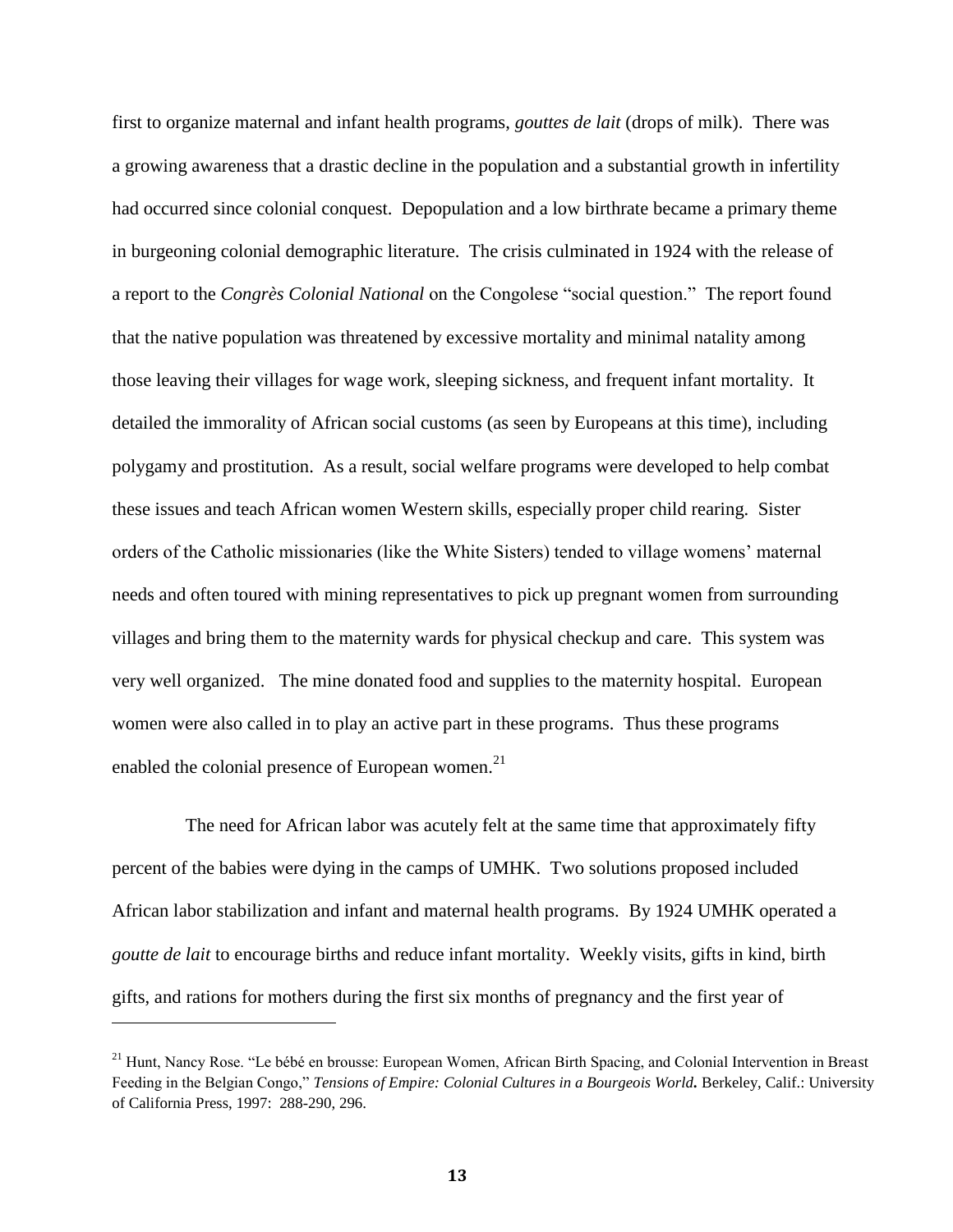first to organize maternal and infant health programs, *gouttes de lait* (drops of milk). There was a growing awareness that a drastic decline in the population and a substantial growth in infertility had occurred since colonial conquest. Depopulation and a low birthrate became a primary theme in burgeoning colonial demographic literature. The crisis culminated in 1924 with the release of a report to the *Congrès Colonial National* on the Congolese "social question." The report found that the native population was threatened by excessive mortality and minimal natality among those leaving their villages for wage work, sleeping sickness, and frequent infant mortality. It detailed the immorality of African social customs (as seen by Europeans at this time), including polygamy and prostitution. As a result, social welfare programs were developed to help combat these issues and teach African women Western skills, especially proper child rearing. Sister orders of the Catholic missionaries (like the White Sisters) tended to village womens' maternal needs and often toured with mining representatives to pick up pregnant women from surrounding villages and bring them to the maternity wards for physical checkup and care. This system was very well organized. The mine donated food and supplies to the maternity hospital. European women were also called in to play an active part in these programs. Thus these programs enabled the colonial presence of European women.[21]

The need for African labor was acutely felt at the same time that approximately fifty percent of the babies were dying in the camps of UMHK. Two solutions proposed included African labor stabilization and infant and maternal health programs. By 1924 UMHK operated a *goutte de lait* to encourage births and reduce infant mortality. Weekly visits, gifts in kind, birth gifts, and rations for mothers during the first six months of pregnancy and the first year of

---

[21] Hunt, Nancy Rose. "Le bébé en brousse: European Women, African Birth Spacing, and Colonial Intervention in Breast Feeding in the Belgian Congo," ***Tensions of Empire: Colonial Cultures in a Bourgeois World.*** Berkeley, Calif.: University of California Press, 1997: 288-290, 296.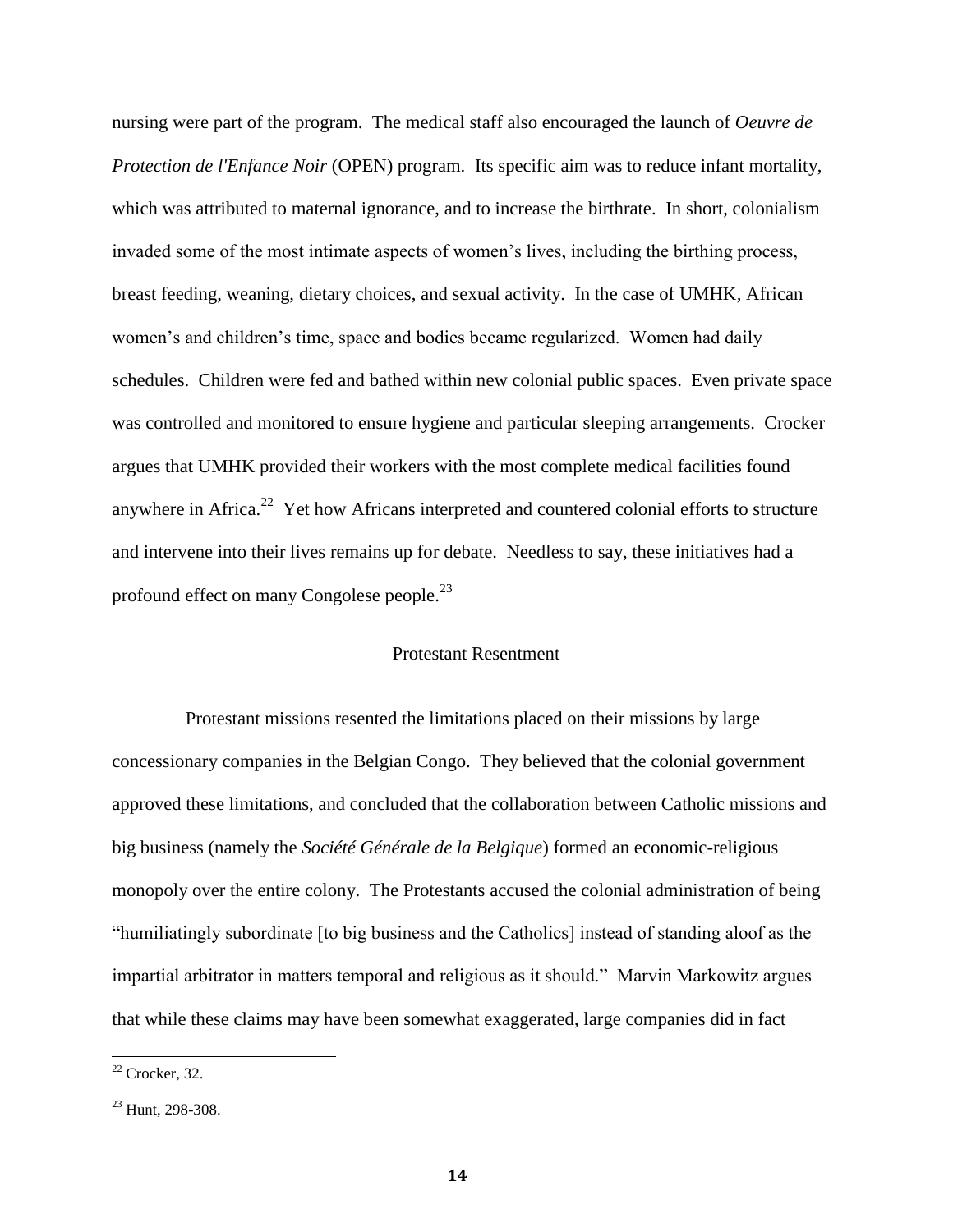nursing were part of the program. The medical staff also encouraged the launch of *Oeuvre de Protection de l'Enfance Noir* (OPEN) program. Its specific aim was to reduce infant mortality, which was attributed to maternal ignorance, and to increase the birthrate. In short, colonialism invaded some of the most intimate aspects of women's lives, including the birthing process, breast feeding, weaning, dietary choices, and sexual activity. In the case of UMHK, African women's and children's time, space and bodies became regularized. Women had daily schedules. Children were fed and bathed within new colonial public spaces. Even private space was controlled and monitored to ensure hygiene and particular sleeping arrangements. Crocker argues that UMHK provided their workers with the most complete medical facilities found anywhere in Africa.[22] Yet how Africans interpreted and countered colonial efforts to structure and intervene into their lives remains up for debate. Needless to say, these initiatives had a profound effect on many Congolese people.[23]

## Protestant Resentment

Protestant missions resented the limitations placed on their missions by large concessionary companies in the Belgian Congo. They believed that the colonial government approved these limitations, and concluded that the collaboration between Catholic missions and big business (namely the *Société Générale de la Belgique*) formed an economic-religious monopoly over the entire colony. The Protestants accused the colonial administration of being "humiliatingly subordinate [to big business and the Catholics] instead of standing aloof as the impartial arbitrator in matters temporal and religious as it should." Marvin Markowitz argues that while these claims may have been somewhat exaggerated, large companies did in fact

---

[22] Crocker, 32.

[23] Hunt, 298-308.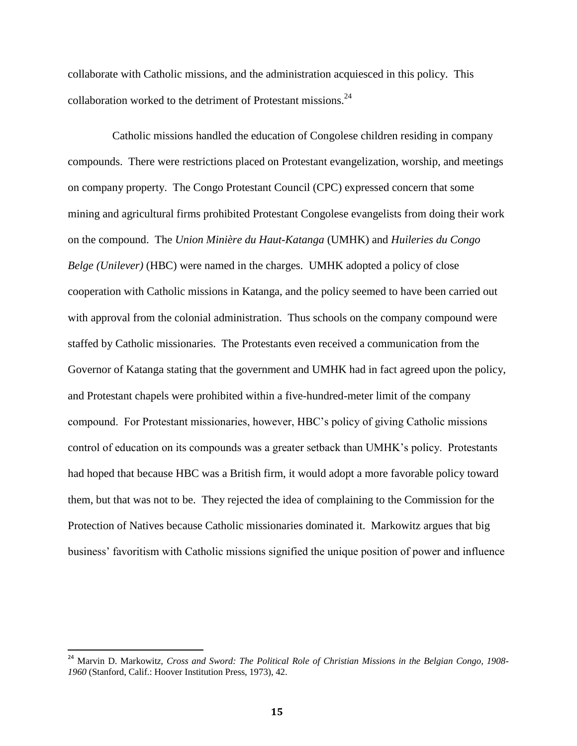collaborate with Catholic missions, and the administration acquiesced in this policy. This collaboration worked to the detriment of Protestant missions.[24]

Catholic missions handled the education of Congolese children residing in company compounds. There were restrictions placed on Protestant evangelization, worship, and meetings on company property. The Congo Protestant Council (CPC) expressed concern that some mining and agricultural firms prohibited Protestant Congolese evangelists from doing their work on the compound. The *Union Minière du Haut-Katanga* (UMHK) and *Huileries du Congo Belge (Unilever)* (HBC) were named in the charges. UMHK adopted a policy of close cooperation with Catholic missions in Katanga, and the policy seemed to have been carried out with approval from the colonial administration. Thus schools on the company compound were staffed by Catholic missionaries. The Protestants even received a communication from the Governor of Katanga stating that the government and UMHK had in fact agreed upon the policy, and Protestant chapels were prohibited within a five-hundred-meter limit of the company compound. For Protestant missionaries, however, HBC's policy of giving Catholic missions control of education on its compounds was a greater setback than UMHK's policy. Protestants had hoped that because HBC was a British firm, it would adopt a more favorable policy toward them, but that was not to be. They rejected the idea of complaining to the Commission for the Protection of Natives because Catholic missionaries dominated it. Markowitz argues that big business' favoritism with Catholic missions signified the unique position of power and influence

---

[24] Marvin D. Markowitz, *Cross and Sword: The Political Role of Christian Missions in the Belgian Congo, 1908-1960* (Stanford, Calif.: Hoover Institution Press, 1973), 42.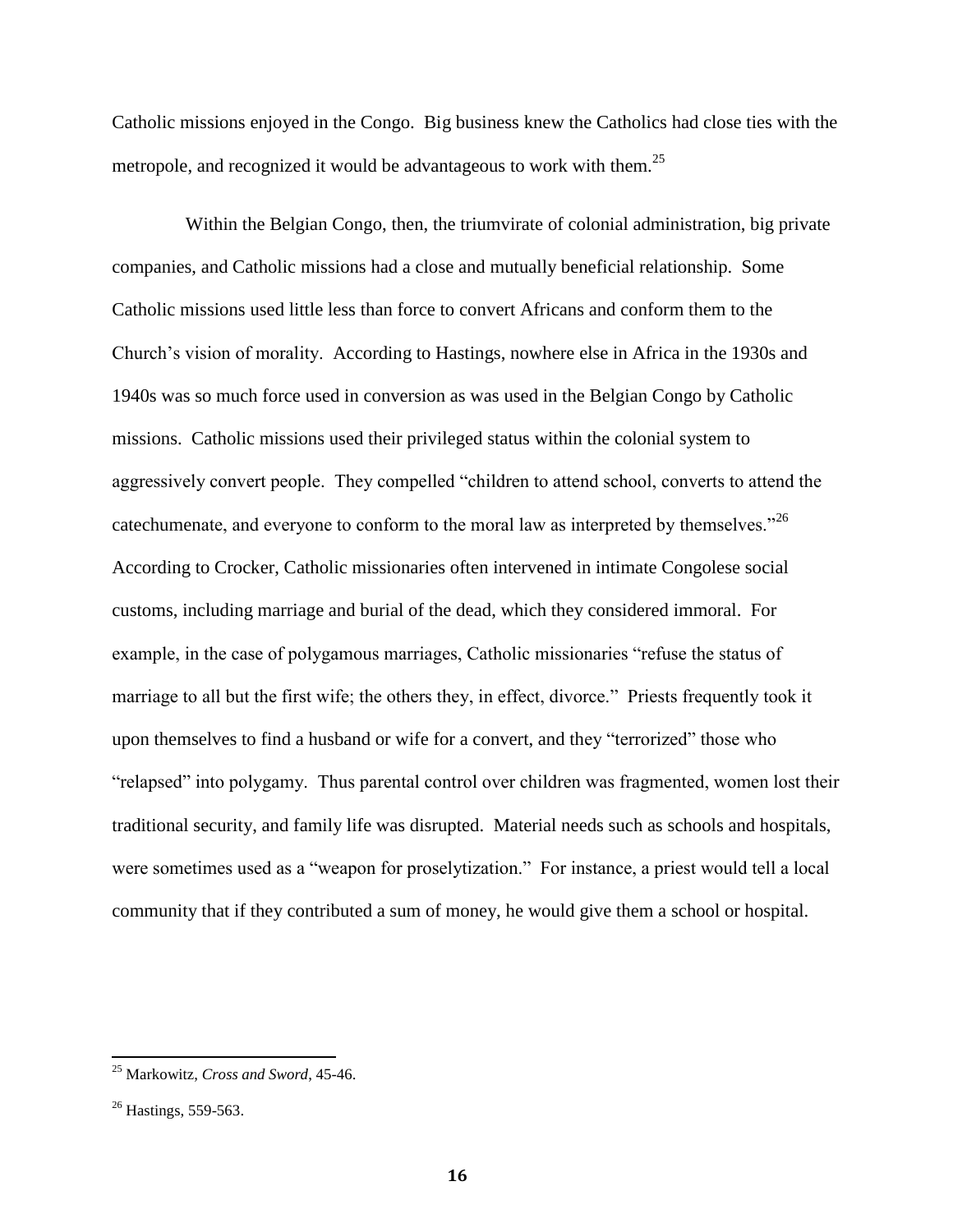Catholic missions enjoyed in the Congo. Big business knew the Catholics had close ties with the metropole, and recognized it would be advantageous to work with them.[25]

Within the Belgian Congo, then, the triumvirate of colonial administration, big private companies, and Catholic missions had a close and mutually beneficial relationship. Some Catholic missions used little less than force to convert Africans and conform them to the Church's vision of morality. According to Hastings, nowhere else in Africa in the 1930s and 1940s was so much force used in conversion as was used in the Belgian Congo by Catholic missions. Catholic missions used their privileged status within the colonial system to aggressively convert people. They compelled "children to attend school, converts to attend the catechumenate, and everyone to conform to the moral law as interpreted by themselves."[26] According to Crocker, Catholic missionaries often intervened in intimate Congolese social customs, including marriage and burial of the dead, which they considered immoral. For example, in the case of polygamous marriages, Catholic missionaries "refuse the status of marriage to all but the first wife; the others they, in effect, divorce." Priests frequently took it upon themselves to find a husband or wife for a convert, and they "terrorized" those who "relapsed" into polygamy. Thus parental control over children was fragmented, women lost their traditional security, and family life was disrupted. Material needs such as schools and hospitals, were sometimes used as a "weapon for proselytization." For instance, a priest would tell a local community that if they contributed a sum of money, he would give them a school or hospital.

---

[25] Markowitz, *Cross and Sword*, 45-46.

[26] Hastings, 559-563.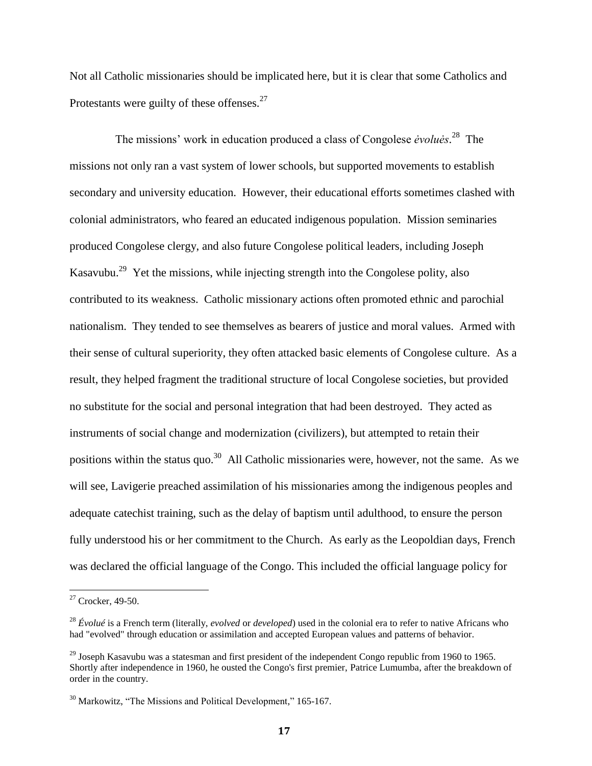Not all Catholic missionaries should be implicated here, but it is clear that some Catholics and Protestants were guilty of these offenses.[27]

The missions' work in education produced a class of Congolese *ėvoluės*.[28] The missions not only ran a vast system of lower schools, but supported movements to establish secondary and university education. However, their educational efforts sometimes clashed with colonial administrators, who feared an educated indigenous population. Mission seminaries produced Congolese clergy, and also future Congolese political leaders, including Joseph Kasavubu.[29] Yet the missions, while injecting strength into the Congolese polity, also contributed to its weakness. Catholic missionary actions often promoted ethnic and parochial nationalism. They tended to see themselves as bearers of justice and moral values. Armed with their sense of cultural superiority, they often attacked basic elements of Congolese culture. As a result, they helped fragment the traditional structure of local Congolese societies, but provided no substitute for the social and personal integration that had been destroyed. They acted as instruments of social change and modernization (civilizers), but attempted to retain their positions within the status quo.[30] All Catholic missionaries were, however, not the same. As we will see, Lavigerie preached assimilation of his missionaries among the indigenous peoples and adequate catechist training, such as the delay of baptism until adulthood, to ensure the person fully understood his or her commitment to the Church. As early as the Leopoldian days, French was declared the official language of the Congo. This included the official language policy for

---

[27] Crocker, 49-50.

[28] *Évolué* is a French term (literally, *evolved* or *developed*) used in the colonial era to refer to native Africans who had "evolved" through education or assimilation and accepted European values and patterns of behavior.

[29] Joseph Kasavubu was a statesman and first president of the independent Congo republic from 1960 to 1965. Shortly after independence in 1960, he ousted the Congo's first premier, Patrice Lumumba, after the breakdown of order in the country.

[30] Markowitz, "The Missions and Political Development," 165-167.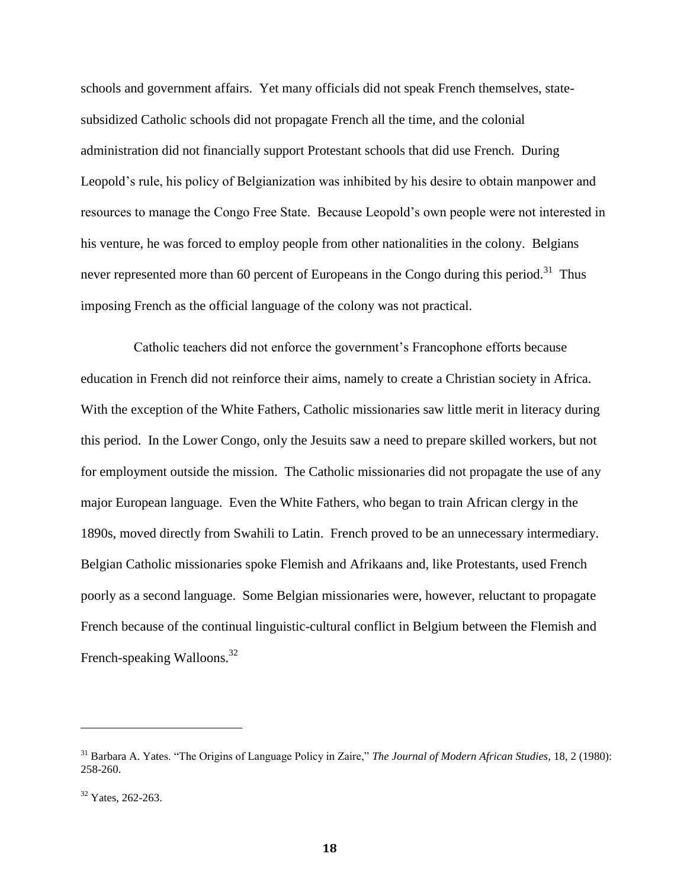schools and government affairs. Yet many officials did not speak French themselves, state-subsidized Catholic schools did not propagate French all the time, and the colonial administration did not financially support Protestant schools that did use French. During Leopold's rule, his policy of Belgianization was inhibited by his desire to obtain manpower and resources to manage the Congo Free State. Because Leopold's own people were not interested in his venture, he was forced to employ people from other nationalities in the colony. Belgians never represented more than 60 percent of Europeans in the Congo during this period.[31] Thus imposing French as the official language of the colony was not practical.

Catholic teachers did not enforce the government's Francophone efforts because education in French did not reinforce their aims, namely to create a Christian society in Africa. With the exception of the White Fathers, Catholic missionaries saw little merit in literacy during this period. In the Lower Congo, only the Jesuits saw a need to prepare skilled workers, but not for employment outside the mission. The Catholic missionaries did not propagate the use of any major European language. Even the White Fathers, who began to train African clergy in the 1890s, moved directly from Swahili to Latin. French proved to be an unnecessary intermediary. Belgian Catholic missionaries spoke Flemish and Afrikaans and, like Protestants, used French poorly as a second language. Some Belgian missionaries were, however, reluctant to propagate French because of the continual linguistic-cultural conflict in Belgium between the Flemish and French-speaking Walloons.[32]

---

[31] Barbara A. Yates. "The Origins of Language Policy in Zaire," *The Journal of Modern African Studies,* 18, 2 (1980): 258-260.

[32] Yates, 262-263.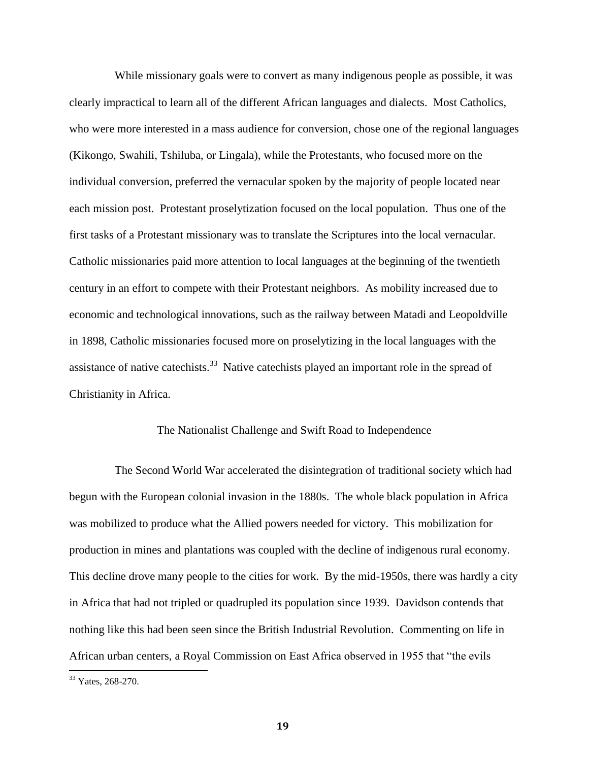While missionary goals were to convert as many indigenous people as possible, it was clearly impractical to learn all of the different African languages and dialects. Most Catholics, who were more interested in a mass audience for conversion, chose one of the regional languages (Kikongo, Swahili, Tshiluba, or Lingala), while the Protestants, who focused more on the individual conversion, preferred the vernacular spoken by the majority of people located near each mission post. Protestant proselytization focused on the local population. Thus one of the first tasks of a Protestant missionary was to translate the Scriptures into the local vernacular. Catholic missionaries paid more attention to local languages at the beginning of the twentieth century in an effort to compete with their Protestant neighbors. As mobility increased due to economic and technological innovations, such as the railway between Matadi and Leopoldville in 1898, Catholic missionaries focused more on proselytizing in the local languages with the assistance of native catechists.[33] Native catechists played an important role in the spread of Christianity in Africa.

## The Nationalist Challenge and Swift Road to Independence

The Second World War accelerated the disintegration of traditional society which had begun with the European colonial invasion in the 1880s. The whole black population in Africa was mobilized to produce what the Allied powers needed for victory. This mobilization for production in mines and plantations was coupled with the decline of indigenous rural economy. This decline drove many people to the cities for work. By the mid-1950s, there was hardly a city in Africa that had not tripled or quadrupled its population since 1939. Davidson contends that nothing like this had been seen since the British Industrial Revolution. Commenting on life in African urban centers, a Royal Commission on East Africa observed in 1955 that "the evils

[33] Yates, 268-270.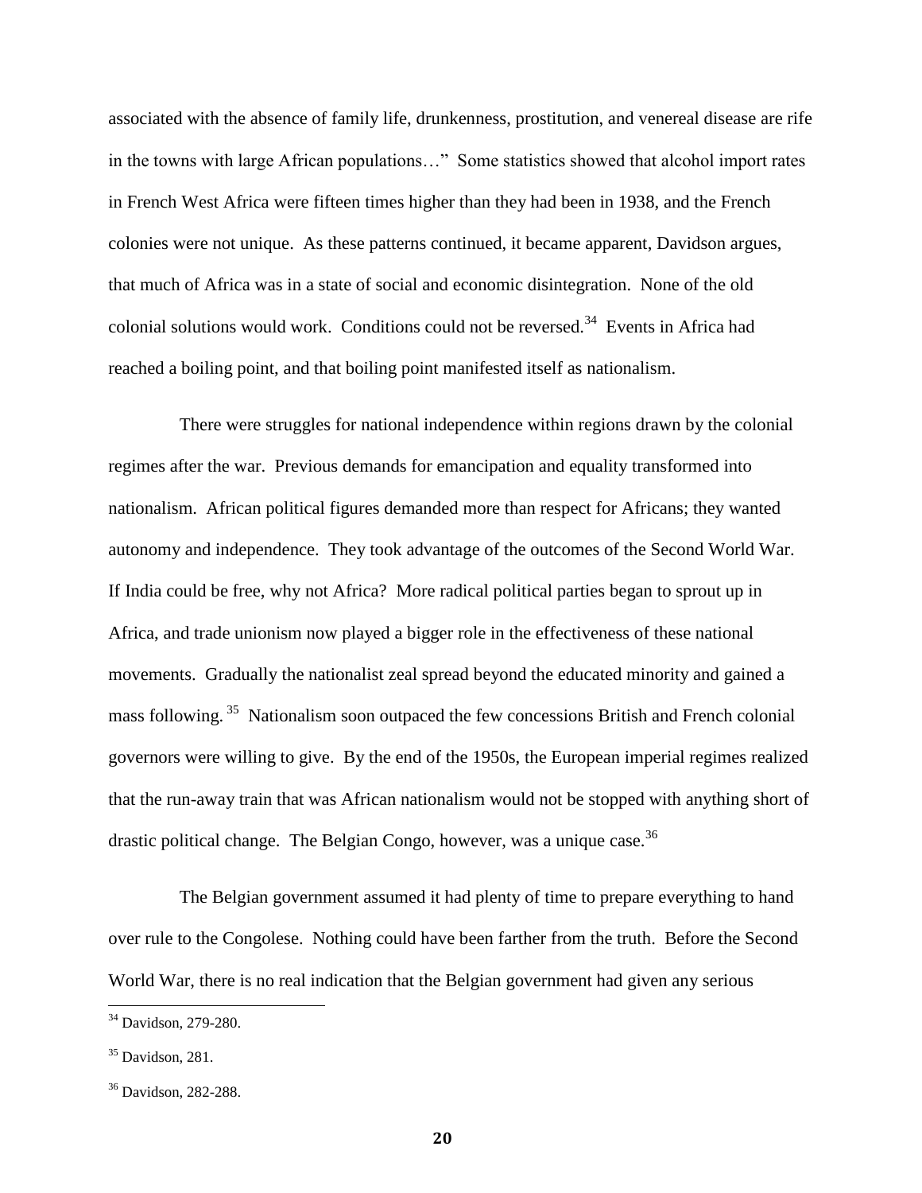associated with the absence of family life, drunkenness, prostitution, and venereal disease are rife in the towns with large African populations…" Some statistics showed that alcohol import rates in French West Africa were fifteen times higher than they had been in 1938, and the French colonies were not unique. As these patterns continued, it became apparent, Davidson argues, that much of Africa was in a state of social and economic disintegration. None of the old colonial solutions would work. Conditions could not be reversed.[34] Events in Africa had reached a boiling point, and that boiling point manifested itself as nationalism.

There were struggles for national independence within regions drawn by the colonial regimes after the war. Previous demands for emancipation and equality transformed into nationalism. African political figures demanded more than respect for Africans; they wanted autonomy and independence. They took advantage of the outcomes of the Second World War. If India could be free, why not Africa? More radical political parties began to sprout up in Africa, and trade unionism now played a bigger role in the effectiveness of these national movements. Gradually the nationalist zeal spread beyond the educated minority and gained a mass following.[35] Nationalism soon outpaced the few concessions British and French colonial governors were willing to give. By the end of the 1950s, the European imperial regimes realized that the run-away train that was African nationalism would not be stopped with anything short of drastic political change. The Belgian Congo, however, was a unique case.[36]

The Belgian government assumed it had plenty of time to prepare everything to hand over rule to the Congolese. Nothing could have been farther from the truth. Before the Second World War, there is no real indication that the Belgian government had given any serious

[34] Davidson, 279-280.

[35] Davidson, 281.

[36] Davidson, 282-288.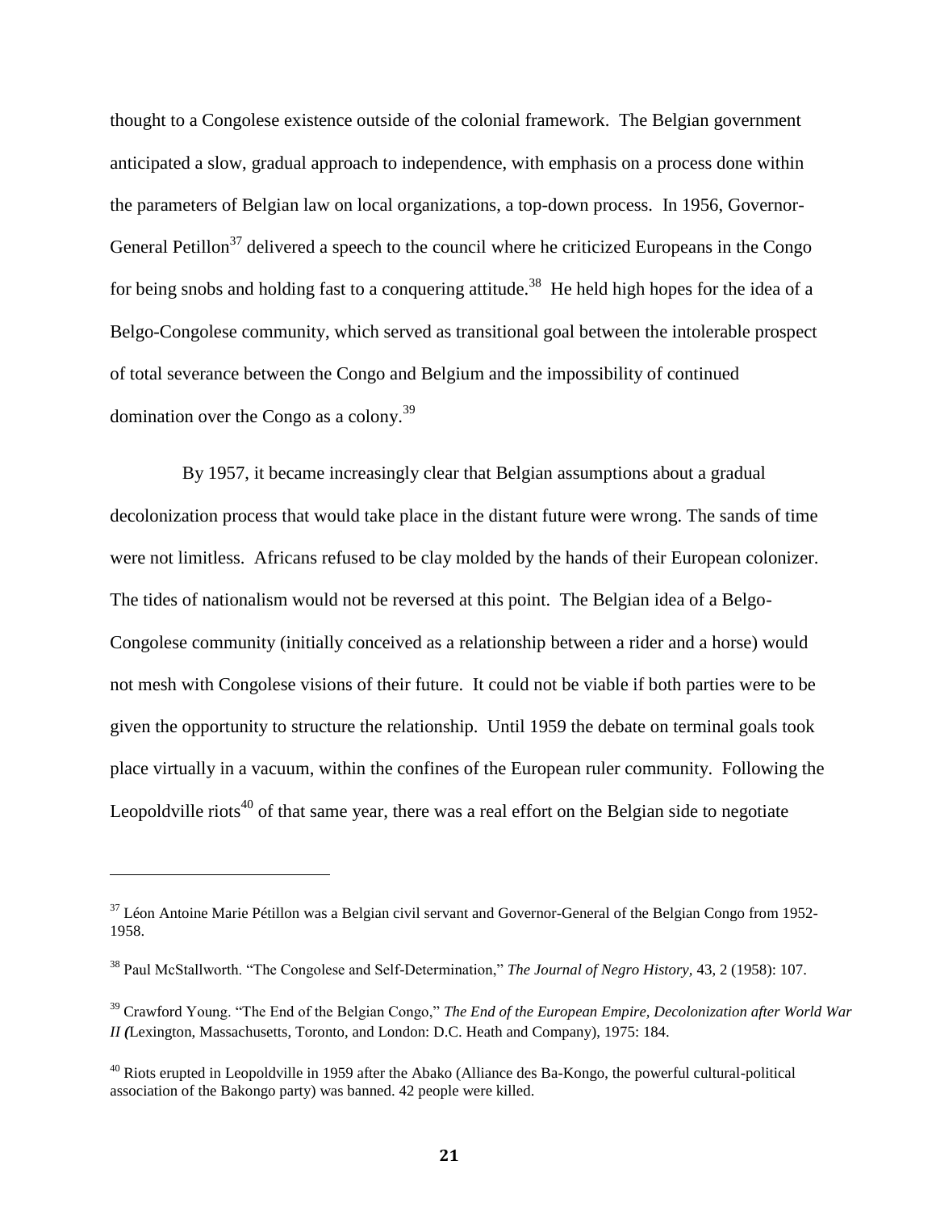thought to a Congolese existence outside of the colonial framework. The Belgian government anticipated a slow, gradual approach to independence, with emphasis on a process done within the parameters of Belgian law on local organizations, a top-down process. In 1956, Governor-General Petillon[37] delivered a speech to the council where he criticized Europeans in the Congo for being snobs and holding fast to a conquering attitude.[38] He held high hopes for the idea of a Belgo-Congolese community, which served as transitional goal between the intolerable prospect of total severance between the Congo and Belgium and the impossibility of continued domination over the Congo as a colony.[39]

By 1957, it became increasingly clear that Belgian assumptions about a gradual decolonization process that would take place in the distant future were wrong. The sands of time were not limitless. Africans refused to be clay molded by the hands of their European colonizer. The tides of nationalism would not be reversed at this point. The Belgian idea of a Belgo-Congolese community (initially conceived as a relationship between a rider and a horse) would not mesh with Congolese visions of their future. It could not be viable if both parties were to be given the opportunity to structure the relationship. Until 1959 the debate on terminal goals took place virtually in a vacuum, within the confines of the European ruler community. Following the Leopoldville riots[40] of that same year, there was a real effort on the Belgian side to negotiate

---

[37] Léon Antoine Marie Pétillon was a Belgian civil servant and Governor-General of the Belgian Congo from 1952-1958.

[38] Paul McStallworth. "The Congolese and Self-Determination," *The Journal of Negro History*, 43, 2 (1958): 107.

[39] Crawford Young. "The End of the Belgian Congo," *The End of the European Empire, Decolonization after World War II (*Lexington, Massachusetts, Toronto, and London: D.C. Heath and Company), 1975: 184.

[40] Riots erupted in Leopoldville in 1959 after the Abako (Alliance des Ba-Kongo, the powerful cultural-political association of the Bakongo party) was banned. 42 people were killed.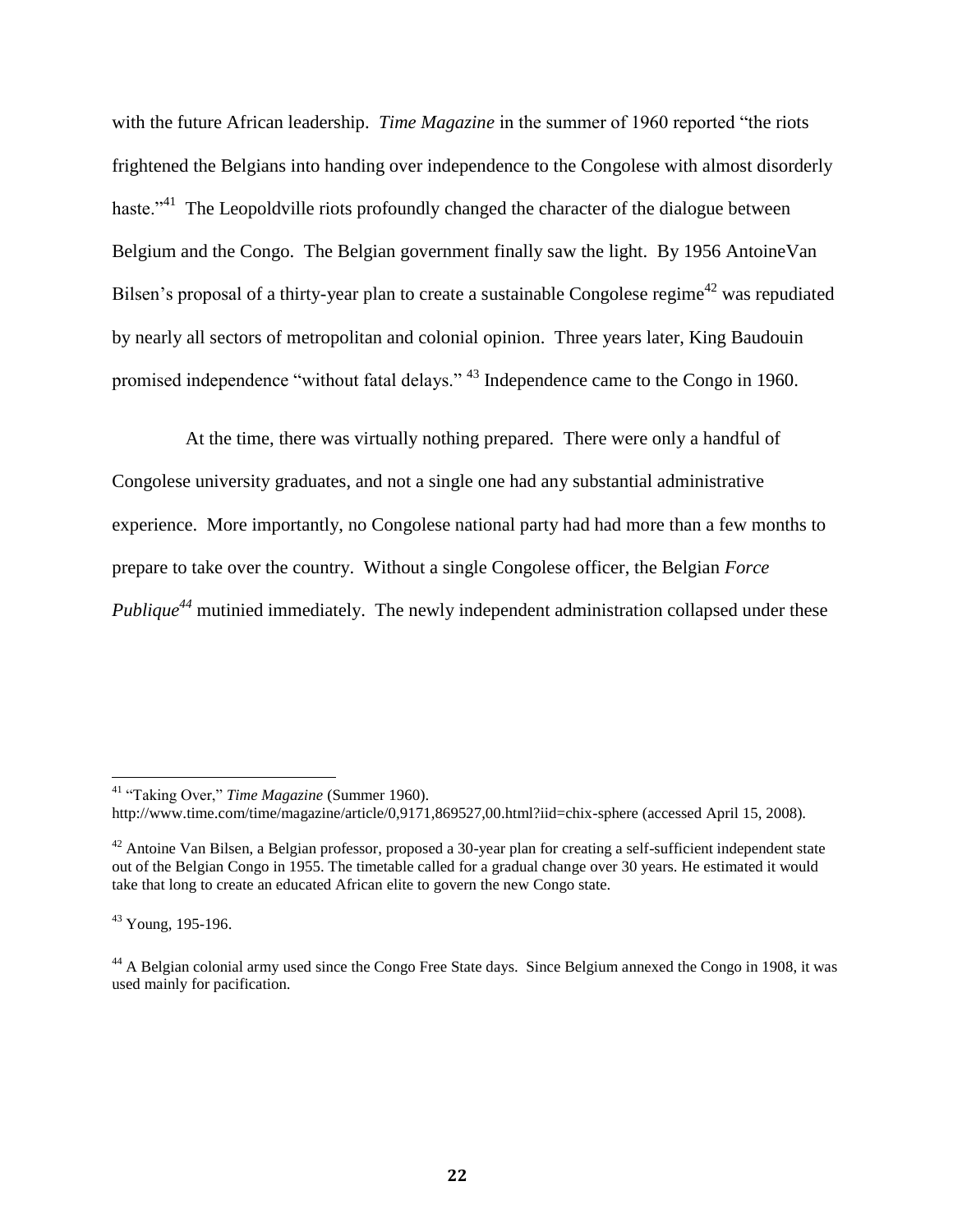with the future African leadership. *Time Magazine* in the summer of 1960 reported "the riots frightened the Belgians into handing over independence to the Congolese with almost disorderly haste."[41] The Leopoldville riots profoundly changed the character of the dialogue between Belgium and the Congo. The Belgian government finally saw the light. By 1956 AntoineVan Bilsen's proposal of a thirty-year plan to create a sustainable Congolese regime[42] was repudiated by nearly all sectors of metropolitan and colonial opinion. Three years later, King Baudouin promised independence "without fatal delays." [43] Independence came to the Congo in 1960.

At the time, there was virtually nothing prepared. There were only a handful of Congolese university graduates, and not a single one had any substantial administrative experience. More importantly, no Congolese national party had had more than a few months to prepare to take over the country. Without a single Congolese officer, the Belgian *Force Publique*[44] mutinied immediately. The newly independent administration collapsed under these

---

[41] "Taking Over," *Time Magazine* (Summer 1960). http://www.time.com/time/magazine/article/0,9171,869527,00.html?iid=chix-sphere (accessed April 15, 2008).

[42] Antoine Van Bilsen, a Belgian professor, proposed a 30-year plan for creating a self-sufficient independent state out of the Belgian Congo in 1955. The timetable called for a gradual change over 30 years. He estimated it would take that long to create an educated African elite to govern the new Congo state.

[43] Young, 195-196.

[44] A Belgian colonial army used since the Congo Free State days. Since Belgium annexed the Congo in 1908, it was used mainly for pacification.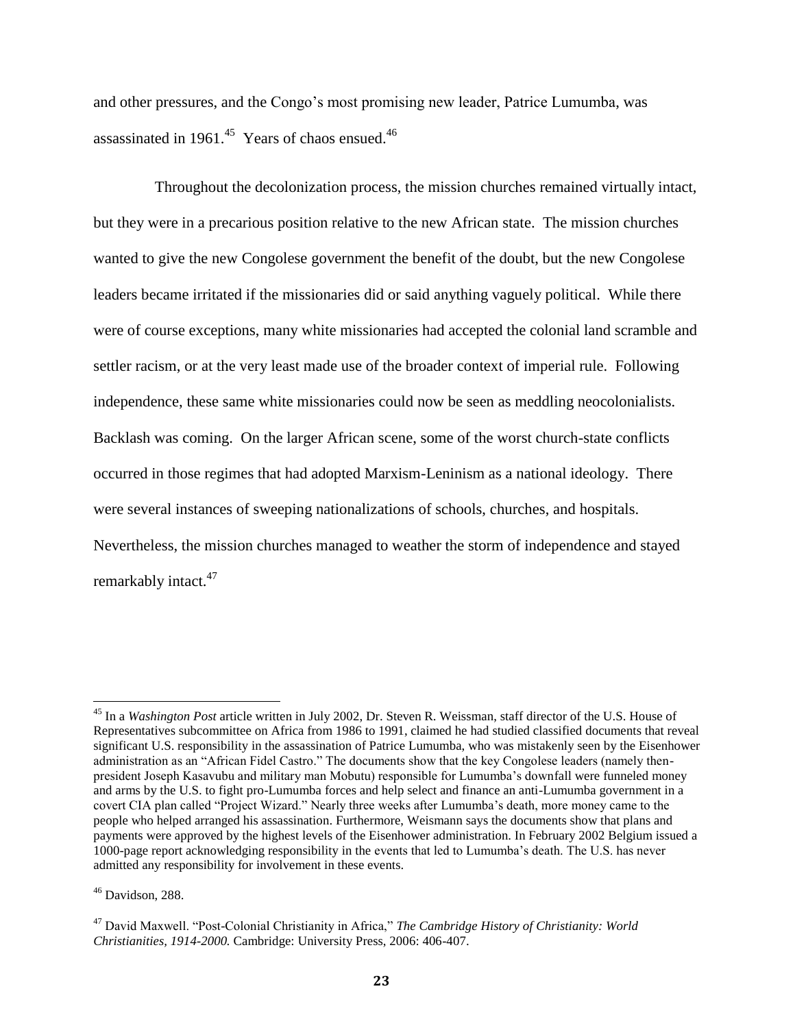and other pressures, and the Congo's most promising new leader, Patrice Lumumba, was assassinated in 1961.[45] Years of chaos ensued.[46]

Throughout the decolonization process, the mission churches remained virtually intact, but they were in a precarious position relative to the new African state. The mission churches wanted to give the new Congolese government the benefit of the doubt, but the new Congolese leaders became irritated if the missionaries did or said anything vaguely political. While there were of course exceptions, many white missionaries had accepted the colonial land scramble and settler racism, or at the very least made use of the broader context of imperial rule. Following independence, these same white missionaries could now be seen as meddling neocolonialists. Backlash was coming. On the larger African scene, some of the worst church-state conflicts occurred in those regimes that had adopted Marxism-Leninism as a national ideology. There were several instances of sweeping nationalizations of schools, churches, and hospitals. Nevertheless, the mission churches managed to weather the storm of independence and stayed remarkably intact.[47]

---

[45] In a *Washington Post* article written in July 2002, Dr. Steven R. Weissman, staff director of the U.S. House of Representatives subcommittee on Africa from 1986 to 1991, claimed he had studied classified documents that reveal significant U.S. responsibility in the assassination of Patrice Lumumba, who was mistakenly seen by the Eisenhower administration as an "African Fidel Castro." The documents show that the key Congolese leaders (namely then-president Joseph Kasavubu and military man Mobutu) responsible for Lumumba's downfall were funneled money and arms by the U.S. to fight pro-Lumumba forces and help select and finance an anti-Lumumba government in a covert CIA plan called "Project Wizard." Nearly three weeks after Lumumba's death, more money came to the people who helped arranged his assassination. Furthermore, Weismann says the documents show that plans and payments were approved by the highest levels of the Eisenhower administration. In February 2002 Belgium issued a 1000-page report acknowledging responsibility in the events that led to Lumumba's death. The U.S. has never admitted any responsibility for involvement in these events.

[46] Davidson, 288.

[47] David Maxwell. "Post-Colonial Christianity in Africa," *The Cambridge History of Christianity: World Christianities, 1914-2000.* Cambridge: University Press, 2006: 406-407.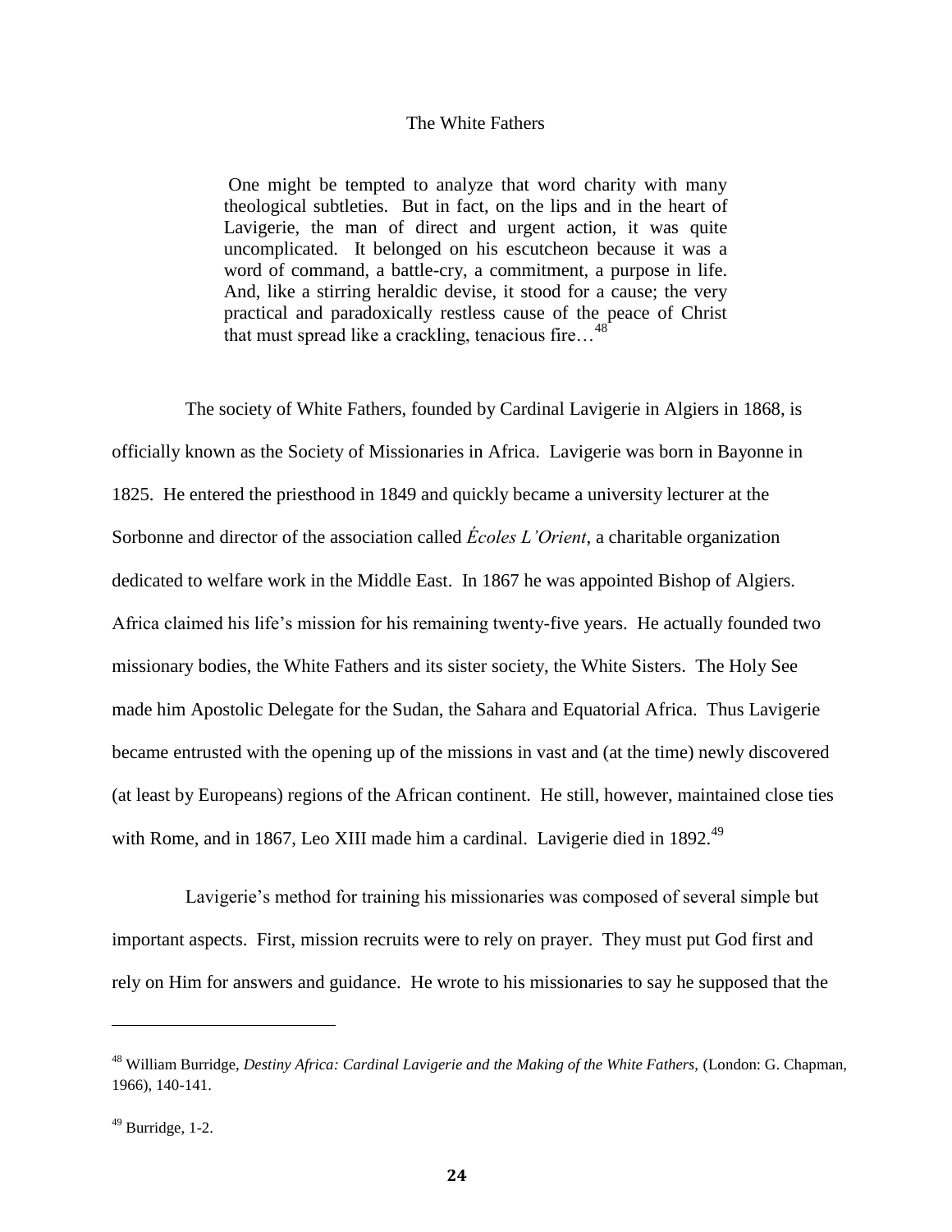## The White Fathers

> One might be tempted to analyze that word charity with many theological subtleties. But in fact, on the lips and in the heart of Lavigerie, the man of direct and urgent action, it was quite uncomplicated. It belonged on his escutcheon because it was a word of command, a battle-cry, a commitment, a purpose in life. And, like a stirring heraldic devise, it stood for a cause; the very practical and paradoxically restless cause of the peace of Christ that must spread like a crackling, tenacious fire…[48]

The society of White Fathers, founded by Cardinal Lavigerie in Algiers in 1868, is officially known as the Society of Missionaries in Africa. Lavigerie was born in Bayonne in 1825. He entered the priesthood in 1849 and quickly became a university lecturer at the Sorbonne and director of the association called *Écoles L'Orient*, a charitable organization dedicated to welfare work in the Middle East. In 1867 he was appointed Bishop of Algiers. Africa claimed his life's mission for his remaining twenty-five years. He actually founded two missionary bodies, the White Fathers and its sister society, the White Sisters. The Holy See made him Apostolic Delegate for the Sudan, the Sahara and Equatorial Africa. Thus Lavigerie became entrusted with the opening up of the missions in vast and (at the time) newly discovered (at least by Europeans) regions of the African continent. He still, however, maintained close ties with Rome, and in 1867, Leo XIII made him a cardinal. Lavigerie died in 1892.[49]

Lavigerie's method for training his missionaries was composed of several simple but important aspects. First, mission recruits were to rely on prayer. They must put God first and rely on Him for answers and guidance. He wrote to his missionaries to say he supposed that the

---

[48] William Burridge, *Destiny Africa: Cardinal Lavigerie and the Making of the White Fathers,* (London: G. Chapman, 1966), 140-141.

[49] Burridge, 1-2.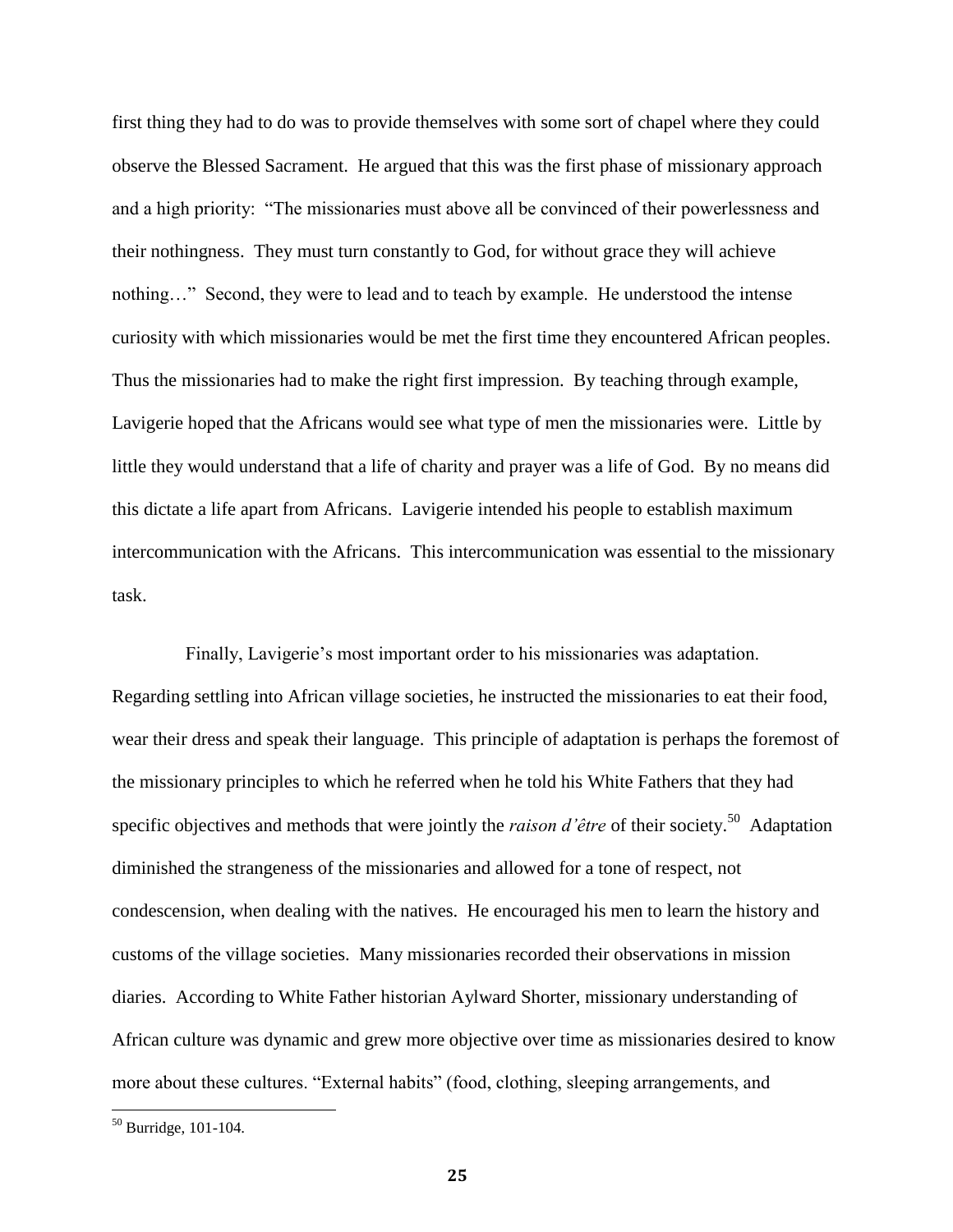first thing they had to do was to provide themselves with some sort of chapel where they could observe the Blessed Sacrament. He argued that this was the first phase of missionary approach and a high priority: "The missionaries must above all be convinced of their powerlessness and their nothingness. They must turn constantly to God, for without grace they will achieve nothing…" Second, they were to lead and to teach by example. He understood the intense curiosity with which missionaries would be met the first time they encountered African peoples. Thus the missionaries had to make the right first impression. By teaching through example, Lavigerie hoped that the Africans would see what type of men the missionaries were. Little by little they would understand that a life of charity and prayer was a life of God. By no means did this dictate a life apart from Africans. Lavigerie intended his people to establish maximum intercommunication with the Africans. This intercommunication was essential to the missionary task.

Finally, Lavigerie's most important order to his missionaries was adaptation. Regarding settling into African village societies, he instructed the missionaries to eat their food, wear their dress and speak their language. This principle of adaptation is perhaps the foremost of the missionary principles to which he referred when he told his White Fathers that they had specific objectives and methods that were jointly the *raison d'être* of their society.[50] Adaptation diminished the strangeness of the missionaries and allowed for a tone of respect, not condescension, when dealing with the natives. He encouraged his men to learn the history and customs of the village societies. Many missionaries recorded their observations in mission diaries. According to White Father historian Aylward Shorter, missionary understanding of African culture was dynamic and grew more objective over time as missionaries desired to know more about these cultures. "External habits" (food, clothing, sleeping arrangements, and

[50] Burridge, 101-104.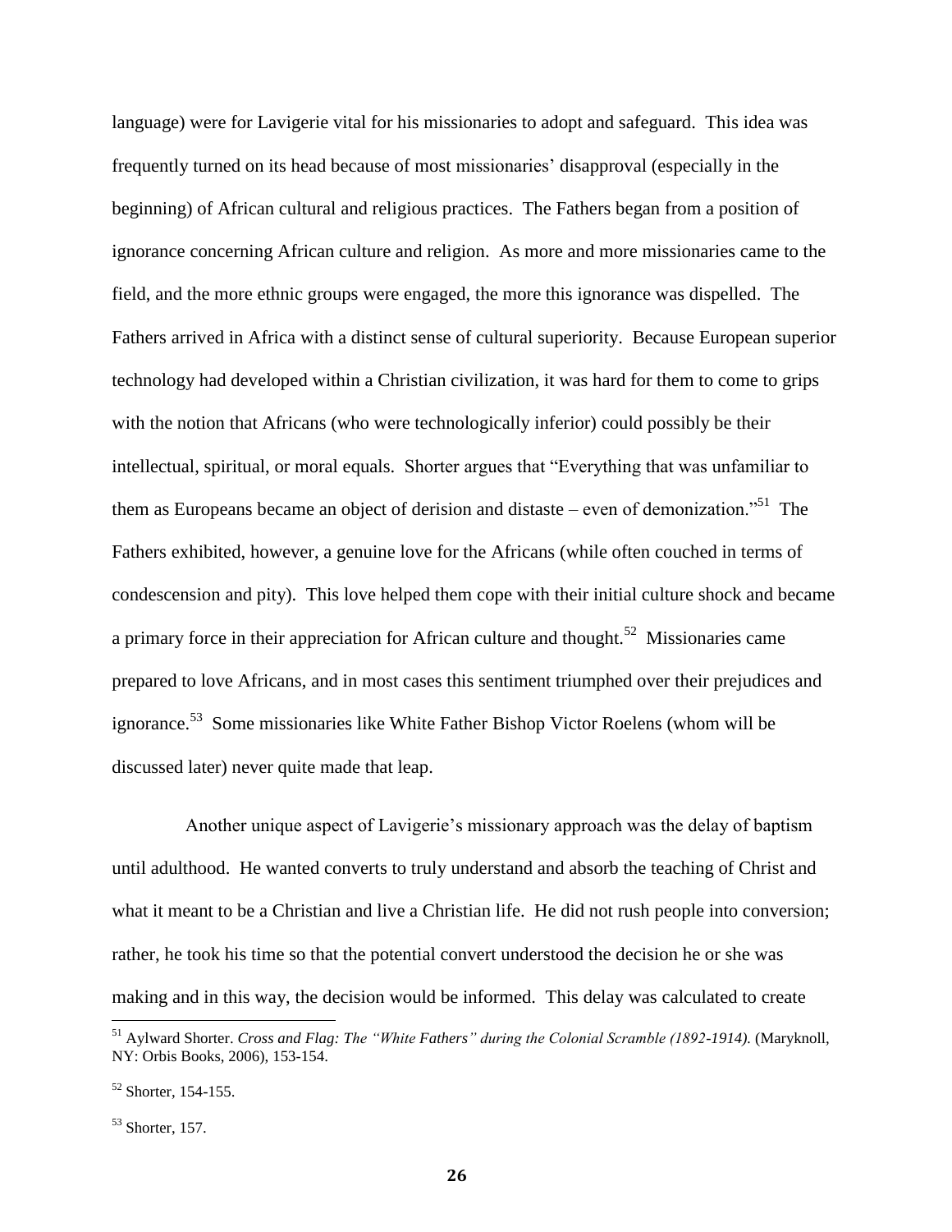language) were for Lavigerie vital for his missionaries to adopt and safeguard. This idea was frequently turned on its head because of most missionaries' disapproval (especially in the beginning) of African cultural and religious practices. The Fathers began from a position of ignorance concerning African culture and religion. As more and more missionaries came to the field, and the more ethnic groups were engaged, the more this ignorance was dispelled. The Fathers arrived in Africa with a distinct sense of cultural superiority. Because European superior technology had developed within a Christian civilization, it was hard for them to come to grips with the notion that Africans (who were technologically inferior) could possibly be their intellectual, spiritual, or moral equals. Shorter argues that "Everything that was unfamiliar to them as Europeans became an object of derision and distaste – even of demonization."[51] The Fathers exhibited, however, a genuine love for the Africans (while often couched in terms of condescension and pity). This love helped them cope with their initial culture shock and became a primary force in their appreciation for African culture and thought.[52] Missionaries came prepared to love Africans, and in most cases this sentiment triumphed over their prejudices and ignorance.[53] Some missionaries like White Father Bishop Victor Roelens (whom will be discussed later) never quite made that leap.

Another unique aspect of Lavigerie's missionary approach was the delay of baptism until adulthood. He wanted converts to truly understand and absorb the teaching of Christ and what it meant to be a Christian and live a Christian life. He did not rush people into conversion; rather, he took his time so that the potential convert understood the decision he or she was making and in this way, the decision would be informed. This delay was calculated to create

[51] Aylward Shorter. *Cross and Flag: The "White Fathers" during the Colonial Scramble (1892-1914).* (Maryknoll, NY: Orbis Books, 2006), 153-154.

[52] Shorter, 154-155.

[53] Shorter, 157.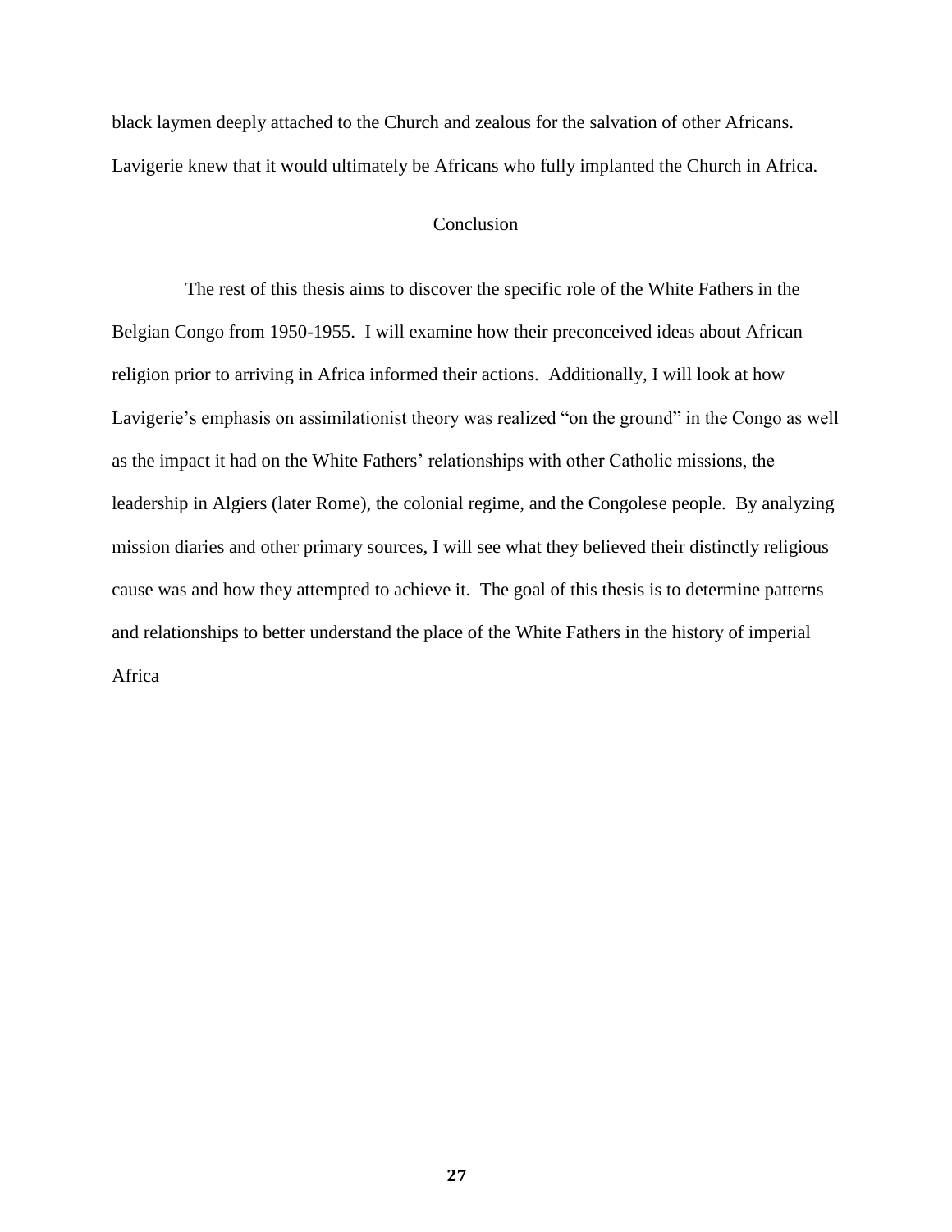black laymen deeply attached to the Church and zealous for the salvation of other Africans. Lavigerie knew that it would ultimately be Africans who fully implanted the Church in Africa.

## Conclusion

The rest of this thesis aims to discover the specific role of the White Fathers in the Belgian Congo from 1950-1955. I will examine how their preconceived ideas about African religion prior to arriving in Africa informed their actions. Additionally, I will look at how Lavigerie's emphasis on assimilationist theory was realized "on the ground" in the Congo as well as the impact it had on the White Fathers' relationships with other Catholic missions, the leadership in Algiers (later Rome), the colonial regime, and the Congolese people. By analyzing mission diaries and other primary sources, I will see what they believed their distinctly religious cause was and how they attempted to achieve it. The goal of this thesis is to determine patterns and relationships to better understand the place of the White Fathers in the history of imperial Africa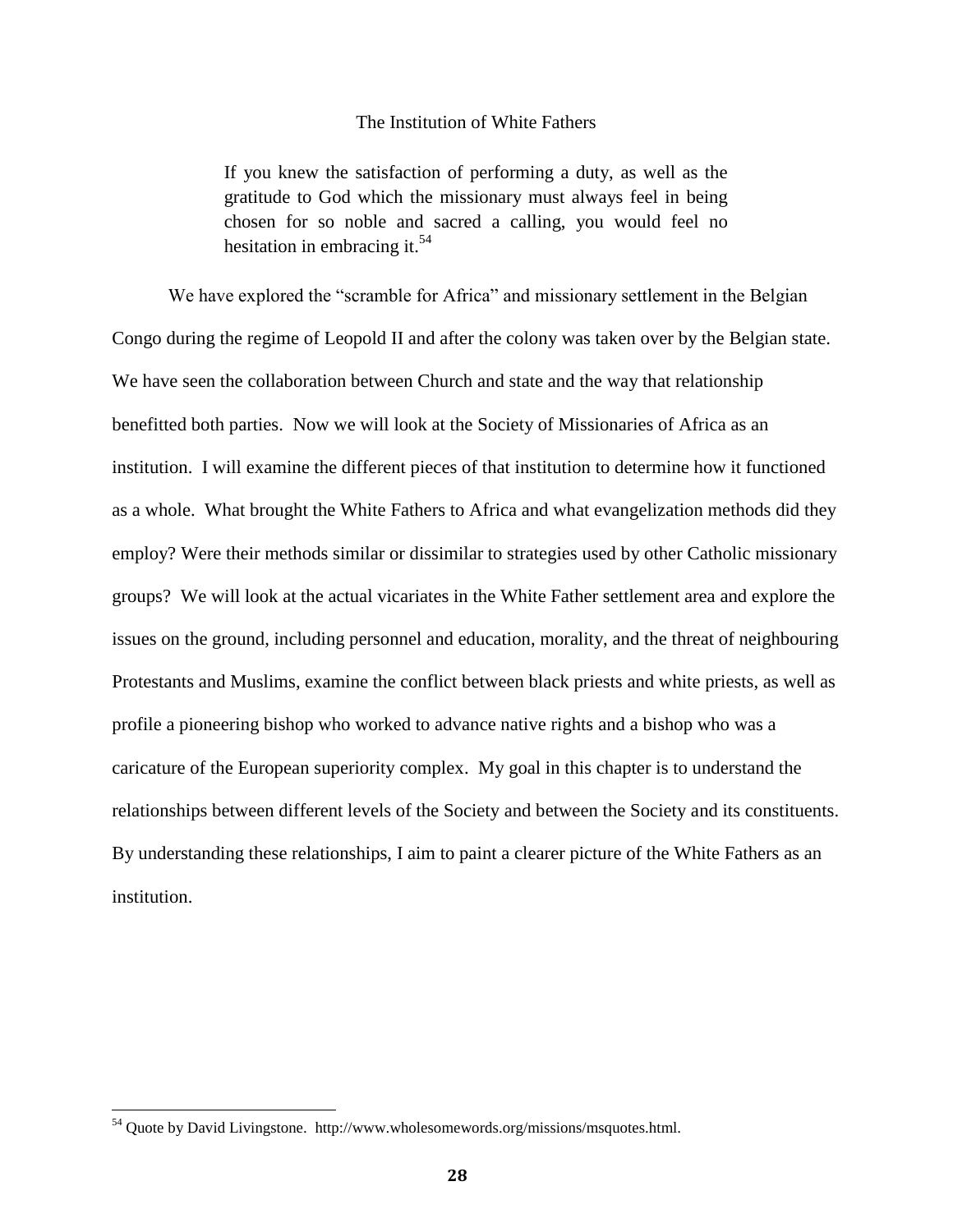## The Institution of White Fathers

> If you knew the satisfaction of performing a duty, as well as the gratitude to God which the missionary must always feel in being chosen for so noble and sacred a calling, you would feel no hesitation in embracing it.[54]

We have explored the "scramble for Africa" and missionary settlement in the Belgian Congo during the regime of Leopold II and after the colony was taken over by the Belgian state. We have seen the collaboration between Church and state and the way that relationship benefitted both parties. Now we will look at the Society of Missionaries of Africa as an institution. I will examine the different pieces of that institution to determine how it functioned as a whole. What brought the White Fathers to Africa and what evangelization methods did they employ? Were their methods similar or dissimilar to strategies used by other Catholic missionary groups? We will look at the actual vicariates in the White Father settlement area and explore the issues on the ground, including personnel and education, morality, and the threat of neighbouring Protestants and Muslims, examine the conflict between black priests and white priests, as well as profile a pioneering bishop who worked to advance native rights and a bishop who was a caricature of the European superiority complex. My goal in this chapter is to understand the relationships between different levels of the Society and between the Society and its constituents. By understanding these relationships, I aim to paint a clearer picture of the White Fathers as an institution.

---

[54] Quote by David Livingstone. http://www.wholesomewords.org/missions/msquotes.html.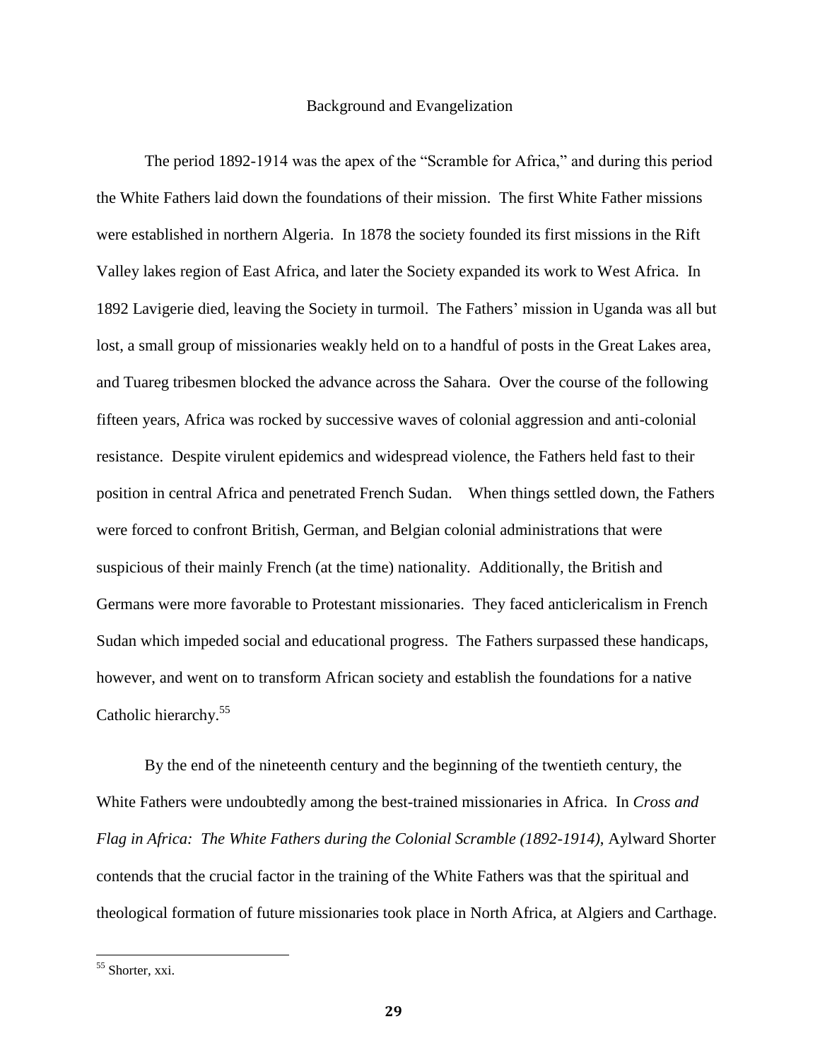## Background and Evangelization

The period 1892-1914 was the apex of the "Scramble for Africa," and during this period the White Fathers laid down the foundations of their mission. The first White Father missions were established in northern Algeria. In 1878 the society founded its first missions in the Rift Valley lakes region of East Africa, and later the Society expanded its work to West Africa. In 1892 Lavigerie died, leaving the Society in turmoil. The Fathers' mission in Uganda was all but lost, a small group of missionaries weakly held on to a handful of posts in the Great Lakes area, and Tuareg tribesmen blocked the advance across the Sahara. Over the course of the following fifteen years, Africa was rocked by successive waves of colonial aggression and anti-colonial resistance. Despite virulent epidemics and widespread violence, the Fathers held fast to their position in central Africa and penetrated French Sudan. When things settled down, the Fathers were forced to confront British, German, and Belgian colonial administrations that were suspicious of their mainly French (at the time) nationality. Additionally, the British and Germans were more favorable to Protestant missionaries. They faced anticlericalism in French Sudan which impeded social and educational progress. The Fathers surpassed these handicaps, however, and went on to transform African society and establish the foundations for a native Catholic hierarchy.[55]

By the end of the nineteenth century and the beginning of the twentieth century, the White Fathers were undoubtedly among the best-trained missionaries in Africa. In *Cross and Flag in Africa: The White Fathers during the Colonial Scramble (1892-1914)*, Aylward Shorter contends that the crucial factor in the training of the White Fathers was that the spiritual and theological formation of future missionaries took place in North Africa, at Algiers and Carthage.

---

[55] Shorter, xxi.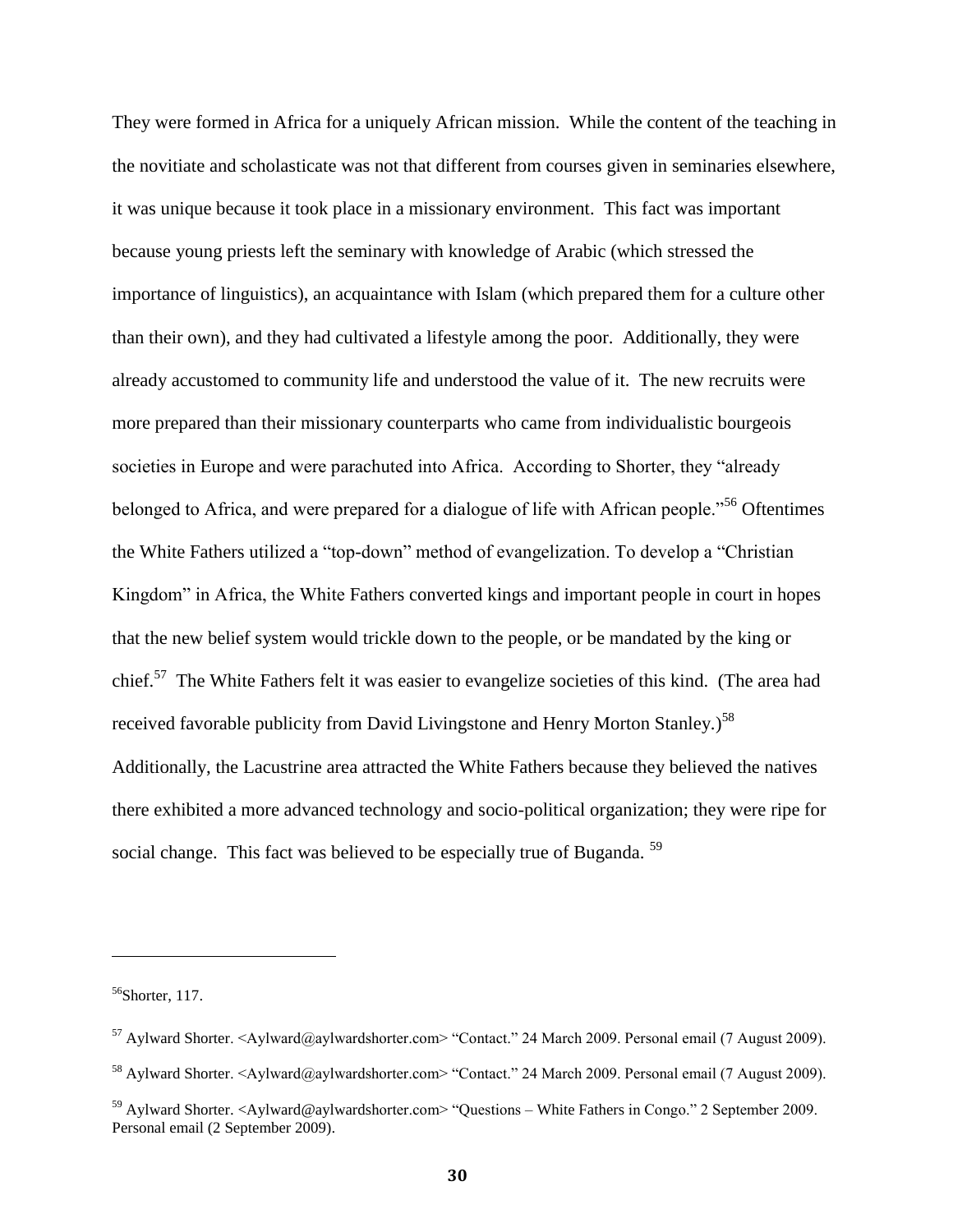They were formed in Africa for a uniquely African mission. While the content of the teaching in the novitiate and scholasticate was not that different from courses given in seminaries elsewhere, it was unique because it took place in a missionary environment. This fact was important because young priests left the seminary with knowledge of Arabic (which stressed the importance of linguistics), an acquaintance with Islam (which prepared them for a culture other than their own), and they had cultivated a lifestyle among the poor. Additionally, they were already accustomed to community life and understood the value of it. The new recruits were more prepared than their missionary counterparts who came from individualistic bourgeois societies in Europe and were parachuted into Africa. According to Shorter, they "already belonged to Africa, and were prepared for a dialogue of life with African people."[56] Oftentimes the White Fathers utilized a "top-down" method of evangelization. To develop a "Christian Kingdom" in Africa, the White Fathers converted kings and important people in court in hopes that the new belief system would trickle down to the people, or be mandated by the king or chief.[57] The White Fathers felt it was easier to evangelize societies of this kind. (The area had received favorable publicity from David Livingstone and Henry Morton Stanley.)[58] Additionally, the Lacustrine area attracted the White Fathers because they believed the natives there exhibited a more advanced technology and socio-political organization; they were ripe for social change. This fact was believed to be especially true of Buganda.[59]

---

[56] Shorter, 117.

[57] Aylward Shorter. <Aylward@aylwardshorter.com> "Contact." 24 March 2009. Personal email (7 August 2009).

[58] Aylward Shorter. <Aylward@aylwardshorter.com> "Contact." 24 March 2009. Personal email (7 August 2009).

[59] Aylward Shorter. <Aylward@aylwardshorter.com> "Questions – White Fathers in Congo." 2 September 2009. Personal email (2 September 2009).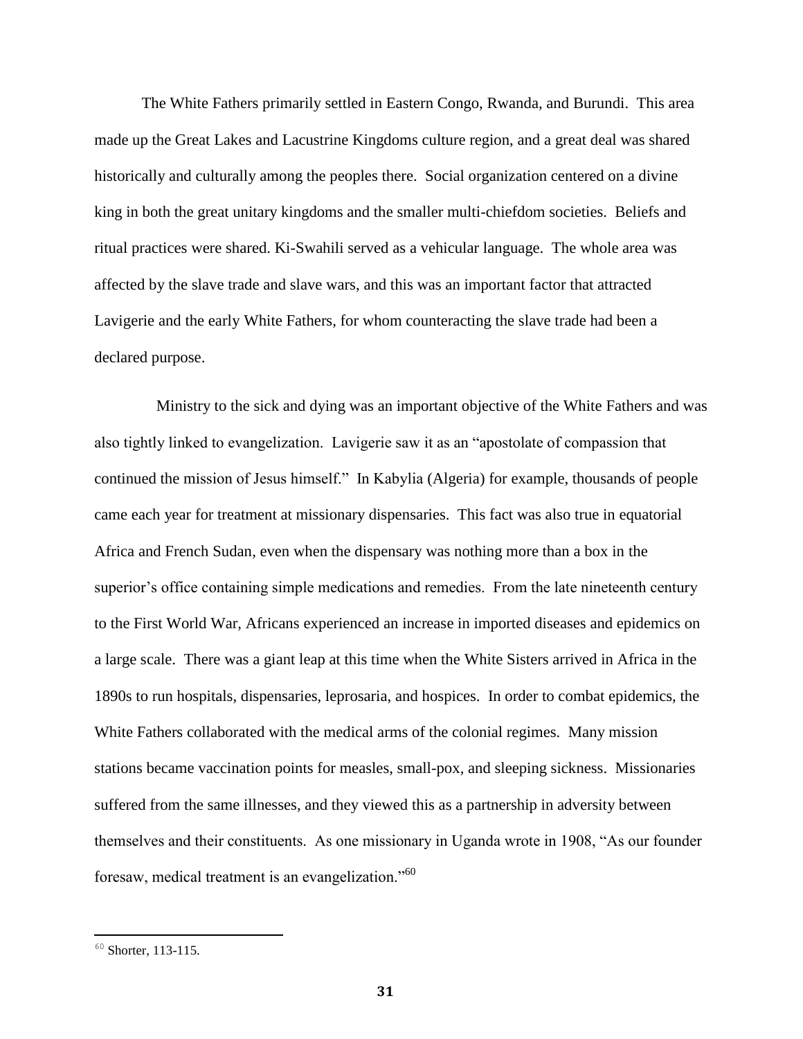The White Fathers primarily settled in Eastern Congo, Rwanda, and Burundi. This area made up the Great Lakes and Lacustrine Kingdoms culture region, and a great deal was shared historically and culturally among the peoples there. Social organization centered on a divine king in both the great unitary kingdoms and the smaller multi-chiefdom societies. Beliefs and ritual practices were shared. Ki-Swahili served as a vehicular language. The whole area was affected by the slave trade and slave wars, and this was an important factor that attracted Lavigerie and the early White Fathers, for whom counteracting the slave trade had been a declared purpose.

Ministry to the sick and dying was an important objective of the White Fathers and was also tightly linked to evangelization. Lavigerie saw it as an "apostolate of compassion that continued the mission of Jesus himself." In Kabylia (Algeria) for example, thousands of people came each year for treatment at missionary dispensaries. This fact was also true in equatorial Africa and French Sudan, even when the dispensary was nothing more than a box in the superior's office containing simple medications and remedies. From the late nineteenth century to the First World War, Africans experienced an increase in imported diseases and epidemics on a large scale. There was a giant leap at this time when the White Sisters arrived in Africa in the 1890s to run hospitals, dispensaries, leprosaria, and hospices. In order to combat epidemics, the White Fathers collaborated with the medical arms of the colonial regimes. Many mission stations became vaccination points for measles, small-pox, and sleeping sickness. Missionaries suffered from the same illnesses, and they viewed this as a partnership in adversity between themselves and their constituents. As one missionary in Uganda wrote in 1908, "As our founder foresaw, medical treatment is an evangelization."[60]

[60] Shorter, 113-115.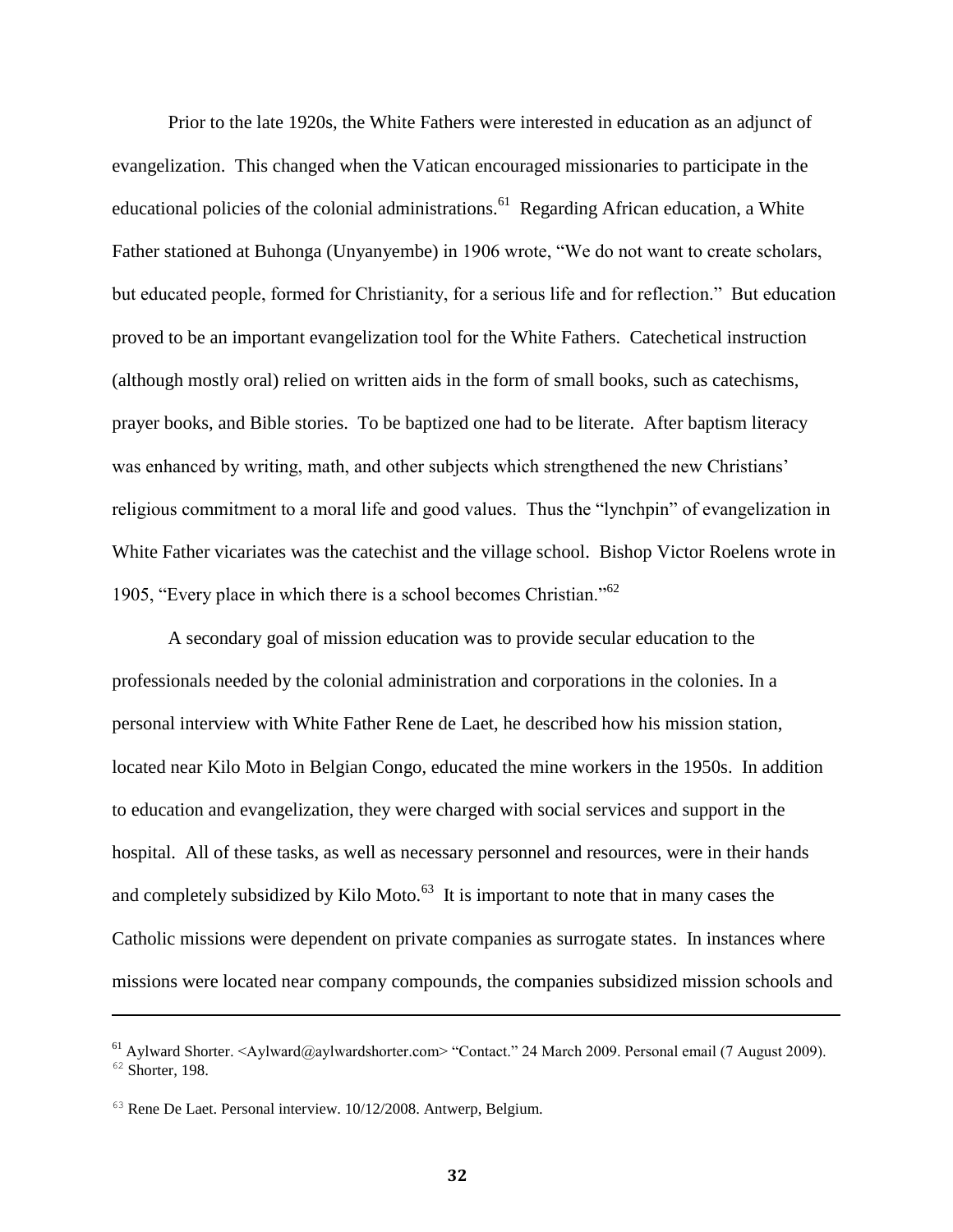Prior to the late 1920s, the White Fathers were interested in education as an adjunct of evangelization. This changed when the Vatican encouraged missionaries to participate in the educational policies of the colonial administrations.[61] Regarding African education, a White Father stationed at Buhonga (Unyanyembe) in 1906 wrote, "We do not want to create scholars, but educated people, formed for Christianity, for a serious life and for reflection." But education proved to be an important evangelization tool for the White Fathers. Catechetical instruction (although mostly oral) relied on written aids in the form of small books, such as catechisms, prayer books, and Bible stories. To be baptized one had to be literate. After baptism literacy was enhanced by writing, math, and other subjects which strengthened the new Christians' religious commitment to a moral life and good values. Thus the "lynchpin" of evangelization in White Father vicariates was the catechist and the village school. Bishop Victor Roelens wrote in 1905, "Every place in which there is a school becomes Christian."[62]

A secondary goal of mission education was to provide secular education to the professionals needed by the colonial administration and corporations in the colonies. In a personal interview with White Father Rene de Laet, he described how his mission station, located near Kilo Moto in Belgian Congo, educated the mine workers in the 1950s. In addition to education and evangelization, they were charged with social services and support in the hospital. All of these tasks, as well as necessary personnel and resources, were in their hands and completely subsidized by Kilo Moto.[63] It is important to note that in many cases the Catholic missions were dependent on private companies as surrogate states. In instances where missions were located near company compounds, the companies subsidized mission schools and

---

[61] Aylward Shorter. <Aylward@aylwardshorter.com> "Contact." 24 March 2009. Personal email (7 August 2009).
[62] Shorter, 198.

[63] Rene De Laet. Personal interview. 10/12/2008. Antwerp, Belgium.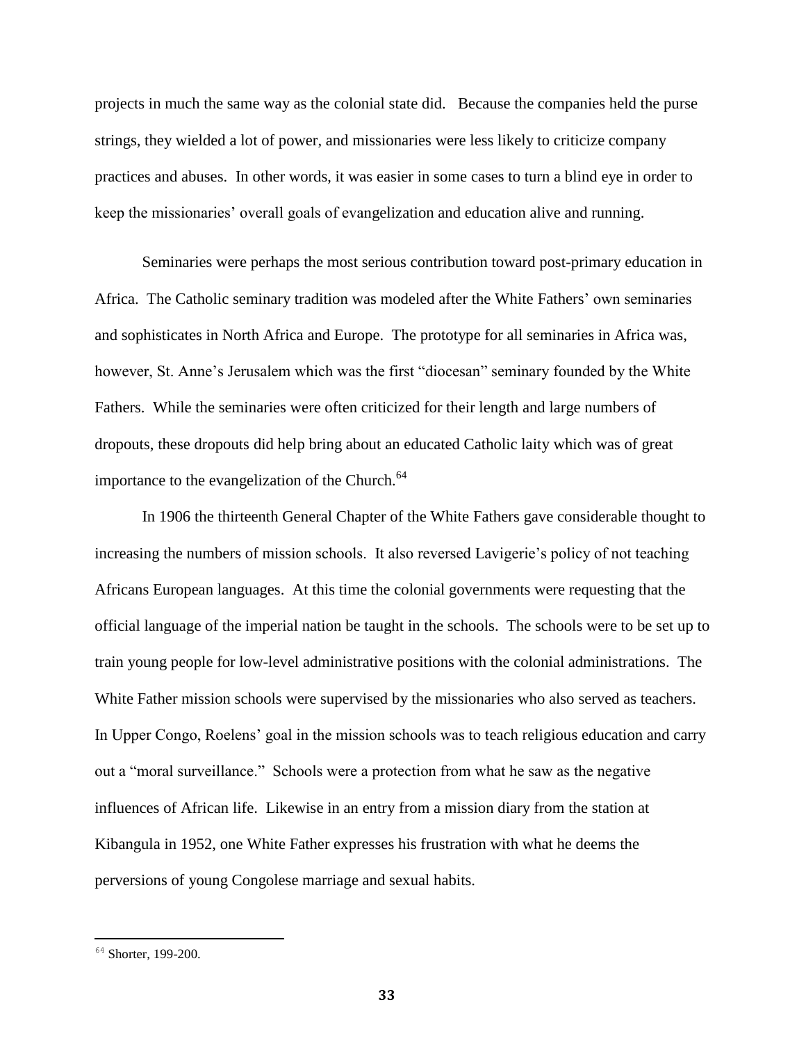projects in much the same way as the colonial state did. Because the companies held the purse strings, they wielded a lot of power, and missionaries were less likely to criticize company practices and abuses. In other words, it was easier in some cases to turn a blind eye in order to keep the missionaries' overall goals of evangelization and education alive and running.

Seminaries were perhaps the most serious contribution toward post-primary education in Africa. The Catholic seminary tradition was modeled after the White Fathers' own seminaries and sophisticates in North Africa and Europe. The prototype for all seminaries in Africa was, however, St. Anne's Jerusalem which was the first "diocesan" seminary founded by the White Fathers. While the seminaries were often criticized for their length and large numbers of dropouts, these dropouts did help bring about an educated Catholic laity which was of great importance to the evangelization of the Church.[64]

In 1906 the thirteenth General Chapter of the White Fathers gave considerable thought to increasing the numbers of mission schools. It also reversed Lavigerie's policy of not teaching Africans European languages. At this time the colonial governments were requesting that the official language of the imperial nation be taught in the schools. The schools were to be set up to train young people for low-level administrative positions with the colonial administrations. The White Father mission schools were supervised by the missionaries who also served as teachers. In Upper Congo, Roelens' goal in the mission schools was to teach religious education and carry out a "moral surveillance." Schools were a protection from what he saw as the negative influences of African life. Likewise in an entry from a mission diary from the station at Kibangula in 1952, one White Father expresses his frustration with what he deems the perversions of young Congolese marriage and sexual habits.

---

[64] Shorter, 199-200.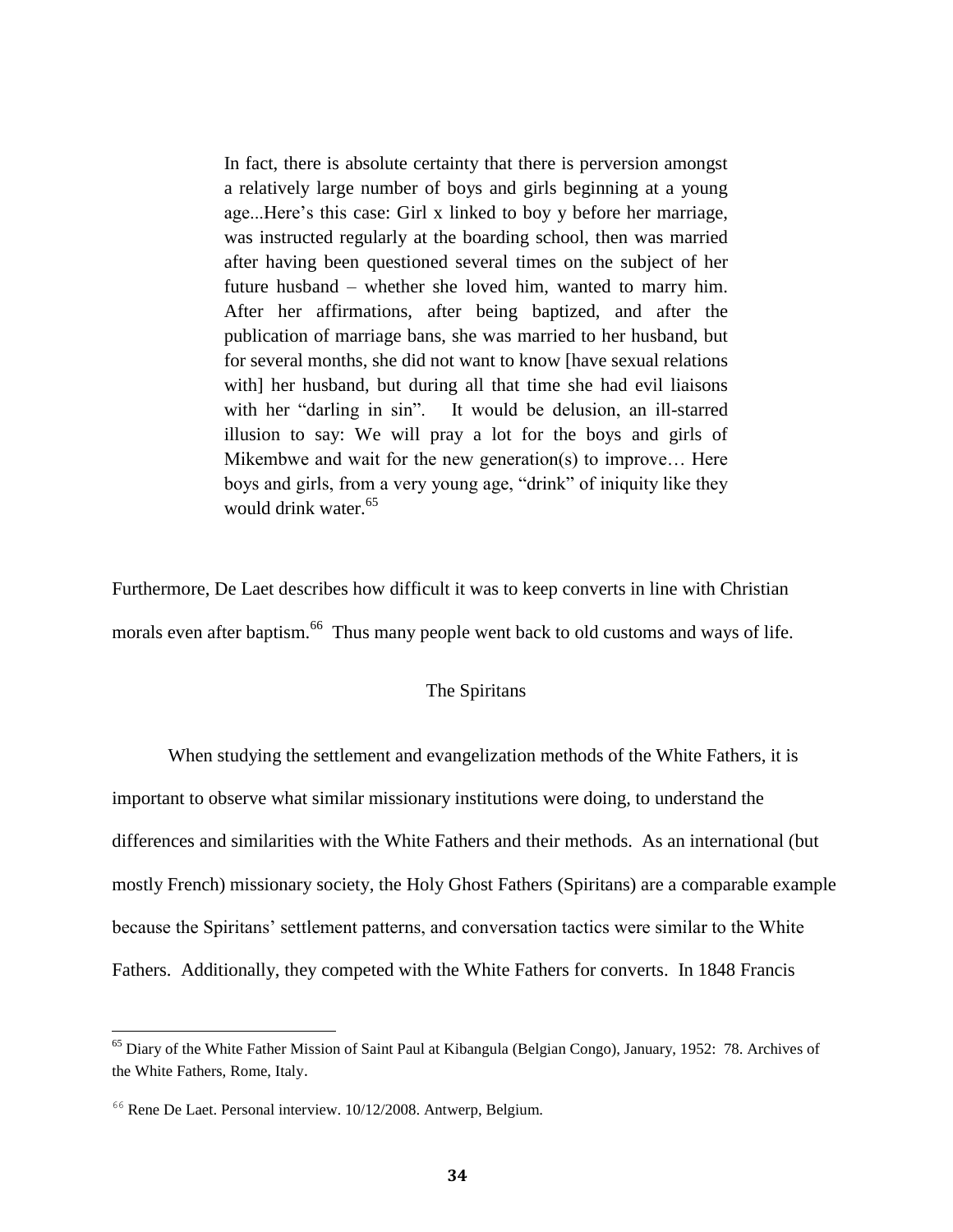> In fact, there is absolute certainty that there is perversion amongst a relatively large number of boys and girls beginning at a young age...Here's this case: Girl x linked to boy y before her marriage, was instructed regularly at the boarding school, then was married after having been questioned several times on the subject of her future husband – whether she loved him, wanted to marry him. After her affirmations, after being baptized, and after the publication of marriage bans, she was married to her husband, but for several months, she did not want to know [have sexual relations with] her husband, but during all that time she had evil liaisons with her "darling in sin". It would be delusion, an ill-starred illusion to say: We will pray a lot for the boys and girls of Mikembwe and wait for the new generation(s) to improve… Here boys and girls, from a very young age, "drink" of iniquity like they would drink water.[65]

Furthermore, De Laet describes how difficult it was to keep converts in line with Christian morals even after baptism.[66] Thus many people went back to old customs and ways of life.

## The Spiritans

When studying the settlement and evangelization methods of the White Fathers, it is important to observe what similar missionary institutions were doing, to understand the differences and similarities with the White Fathers and their methods. As an international (but mostly French) missionary society, the Holy Ghost Fathers (Spiritans) are a comparable example because the Spiritans' settlement patterns, and conversation tactics were similar to the White Fathers. Additionally, they competed with the White Fathers for converts. In 1848 Francis

---

[65] Diary of the White Father Mission of Saint Paul at Kibangula (Belgian Congo), January, 1952: 78. Archives of the White Fathers, Rome, Italy.

[66] Rene De Laet. Personal interview. 10/12/2008. Antwerp, Belgium.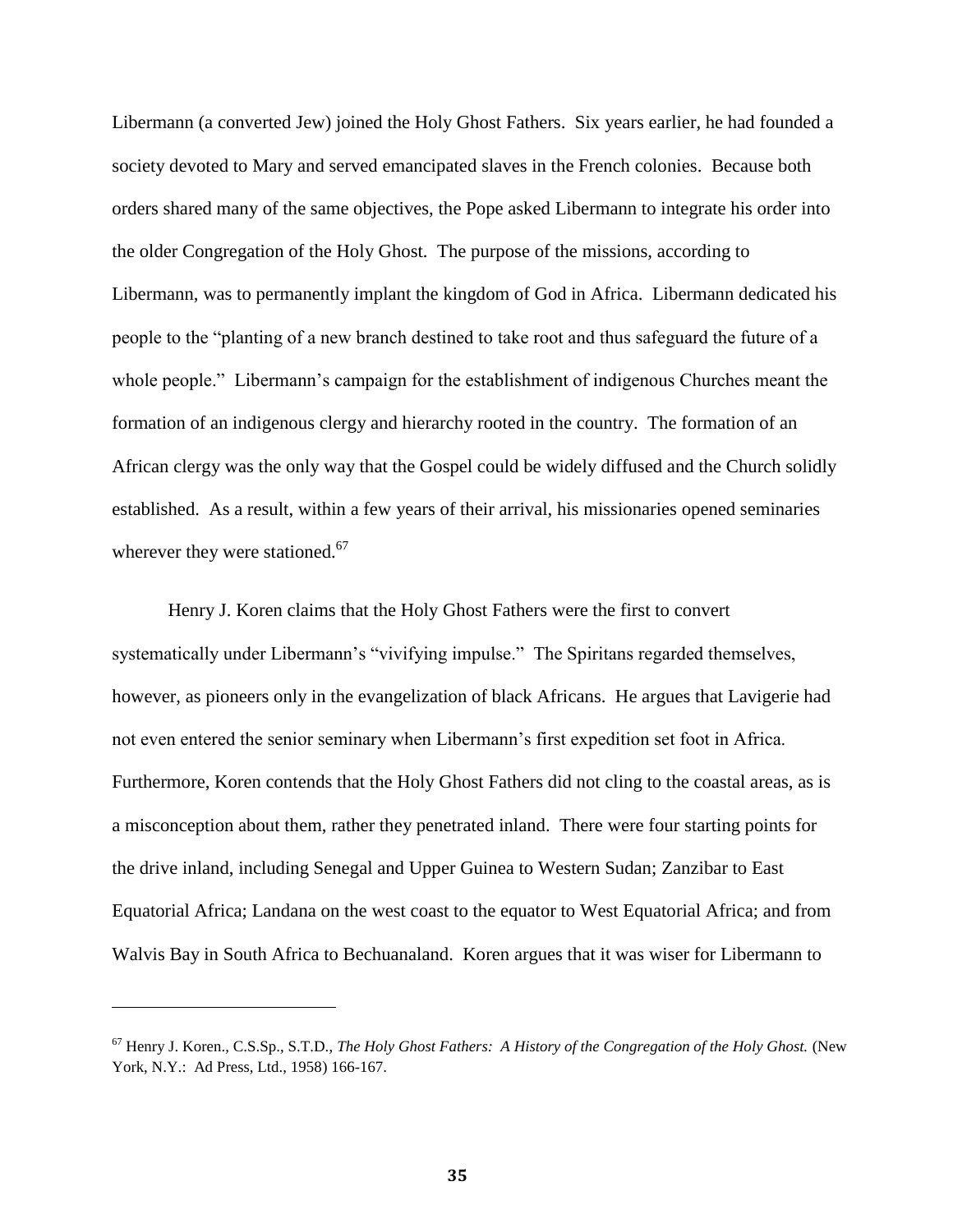Libermann (a converted Jew) joined the Holy Ghost Fathers. Six years earlier, he had founded a society devoted to Mary and served emancipated slaves in the French colonies. Because both orders shared many of the same objectives, the Pope asked Libermann to integrate his order into the older Congregation of the Holy Ghost. The purpose of the missions, according to Libermann, was to permanently implant the kingdom of God in Africa. Libermann dedicated his people to the "planting of a new branch destined to take root and thus safeguard the future of a whole people." Libermann's campaign for the establishment of indigenous Churches meant the formation of an indigenous clergy and hierarchy rooted in the country. The formation of an African clergy was the only way that the Gospel could be widely diffused and the Church solidly established. As a result, within a few years of their arrival, his missionaries opened seminaries wherever they were stationed.[67]

Henry J. Koren claims that the Holy Ghost Fathers were the first to convert systematically under Libermann's "vivifying impulse." The Spiritans regarded themselves, however, as pioneers only in the evangelization of black Africans. He argues that Lavigerie had not even entered the senior seminary when Libermann's first expedition set foot in Africa. Furthermore, Koren contends that the Holy Ghost Fathers did not cling to the coastal areas, as is a misconception about them, rather they penetrated inland. There were four starting points for the drive inland, including Senegal and Upper Guinea to Western Sudan; Zanzibar to East Equatorial Africa; Landana on the west coast to the equator to West Equatorial Africa; and from Walvis Bay in South Africa to Bechuanaland. Koren argues that it was wiser for Libermann to

---

[67] Henry J. Koren., C.S.Sp., S.T.D., *The Holy Ghost Fathers: A History of the Congregation of the Holy Ghost.* (New York, N.Y.: Ad Press, Ltd., 1958) 166-167.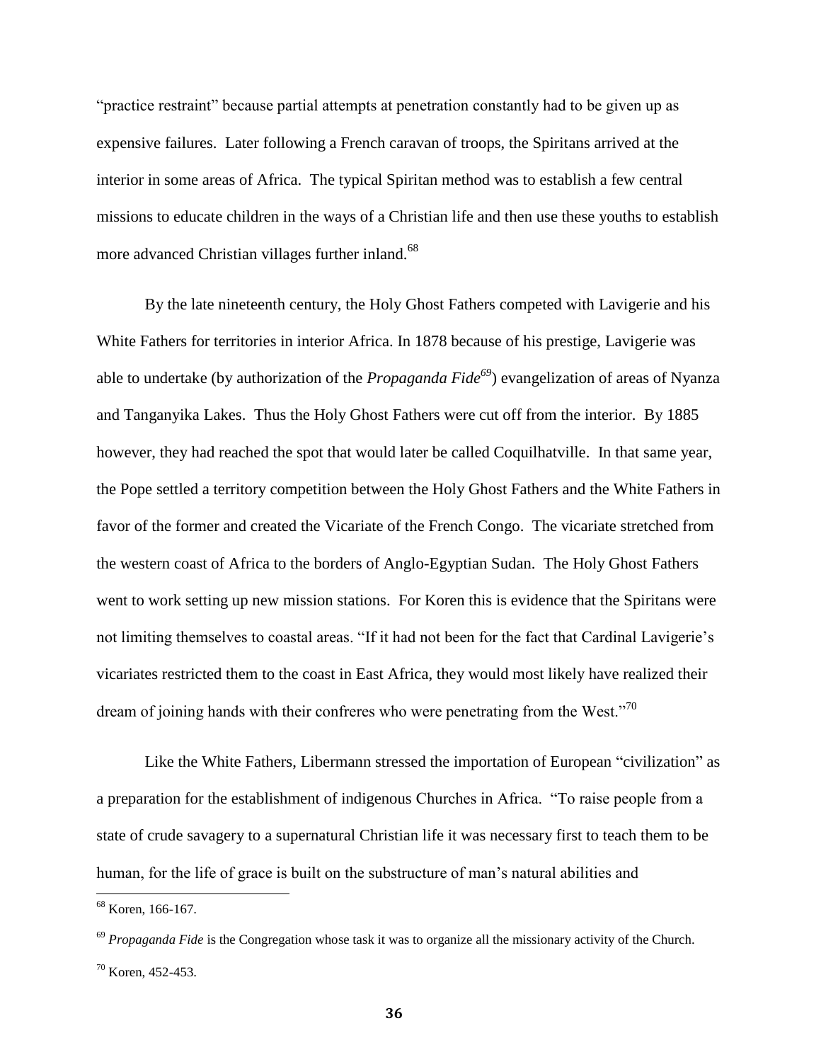"practice restraint" because partial attempts at penetration constantly had to be given up as expensive failures. Later following a French caravan of troops, the Spiritans arrived at the interior in some areas of Africa. The typical Spiritan method was to establish a few central missions to educate children in the ways of a Christian life and then use these youths to establish more advanced Christian villages further inland.[68]

By the late nineteenth century, the Holy Ghost Fathers competed with Lavigerie and his White Fathers for territories in interior Africa. In 1878 because of his prestige, Lavigerie was able to undertake (by authorization of the *Propaganda Fide*[69]) evangelization of areas of Nyanza and Tanganyika Lakes. Thus the Holy Ghost Fathers were cut off from the interior. By 1885 however, they had reached the spot that would later be called Coquilhatville. In that same year, the Pope settled a territory competition between the Holy Ghost Fathers and the White Fathers in favor of the former and created the Vicariate of the French Congo. The vicariate stretched from the western coast of Africa to the borders of Anglo-Egyptian Sudan. The Holy Ghost Fathers went to work setting up new mission stations. For Koren this is evidence that the Spiritans were not limiting themselves to coastal areas. "If it had not been for the fact that Cardinal Lavigerie's vicariates restricted them to the coast in East Africa, they would most likely have realized their dream of joining hands with their confreres who were penetrating from the West."[70]

Like the White Fathers, Libermann stressed the importation of European "civilization" as a preparation for the establishment of indigenous Churches in Africa. "To raise people from a state of crude savagery to a supernatural Christian life it was necessary first to teach them to be human, for the life of grace is built on the substructure of man's natural abilities and

---

[68] Koren, 166-167.

[69] *Propaganda Fide* is the Congregation whose task it was to organize all the missionary activity of the Church.

[70] Koren, 452-453.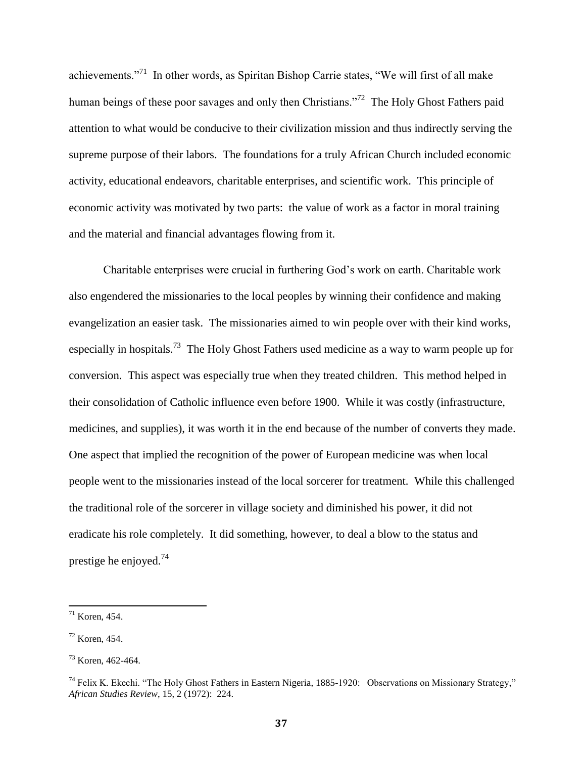achievements."[71] In other words, as Spiritan Bishop Carrie states, "We will first of all make human beings of these poor savages and only then Christians."[72] The Holy Ghost Fathers paid attention to what would be conducive to their civilization mission and thus indirectly serving the supreme purpose of their labors. The foundations for a truly African Church included economic activity, educational endeavors, charitable enterprises, and scientific work. This principle of economic activity was motivated by two parts: the value of work as a factor in moral training and the material and financial advantages flowing from it.

Charitable enterprises were crucial in furthering God's work on earth. Charitable work also engendered the missionaries to the local peoples by winning their confidence and making evangelization an easier task. The missionaries aimed to win people over with their kind works, especially in hospitals.[73] The Holy Ghost Fathers used medicine as a way to warm people up for conversion. This aspect was especially true when they treated children. This method helped in their consolidation of Catholic influence even before 1900. While it was costly (infrastructure, medicines, and supplies), it was worth it in the end because of the number of converts they made. One aspect that implied the recognition of the power of European medicine was when local people went to the missionaries instead of the local sorcerer for treatment. While this challenged the traditional role of the sorcerer in village society and diminished his power, it did not eradicate his role completely. It did something, however, to deal a blow to the status and prestige he enjoyed.[74]

---

[71] Koren, 454.

[72] Koren, 454.

[73] Koren, 462-464.

[74] Felix K. Ekechi. "The Holy Ghost Fathers in Eastern Nigeria, 1885-1920: Observations on Missionary Strategy," *African Studies Review*, 15, 2 (1972): 224.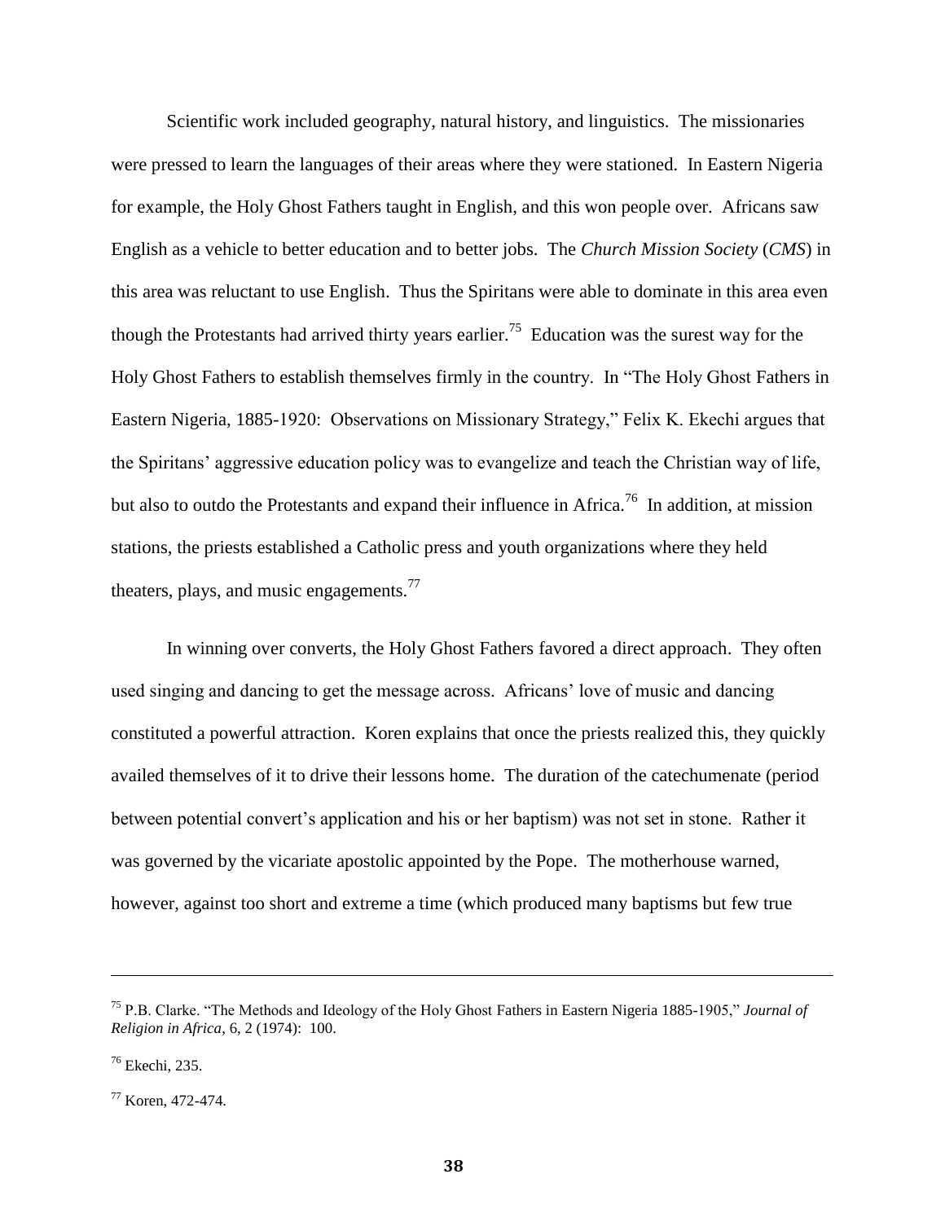Scientific work included geography, natural history, and linguistics. The missionaries were pressed to learn the languages of their areas where they were stationed. In Eastern Nigeria for example, the Holy Ghost Fathers taught in English, and this won people over. Africans saw English as a vehicle to better education and to better jobs. The *Church Mission Society* (*CMS*) in this area was reluctant to use English. Thus the Spiritans were able to dominate in this area even though the Protestants had arrived thirty years earlier.[75] Education was the surest way for the Holy Ghost Fathers to establish themselves firmly in the country. In "The Holy Ghost Fathers in Eastern Nigeria, 1885-1920: Observations on Missionary Strategy," Felix K. Ekechi argues that the Spiritans' aggressive education policy was to evangelize and teach the Christian way of life, but also to outdo the Protestants and expand their influence in Africa.[76] In addition, at mission stations, the priests established a Catholic press and youth organizations where they held theaters, plays, and music engagements.[77]

In winning over converts, the Holy Ghost Fathers favored a direct approach. They often used singing and dancing to get the message across. Africans' love of music and dancing constituted a powerful attraction. Koren explains that once the priests realized this, they quickly availed themselves of it to drive their lessons home. The duration of the catechumenate (period between potential convert's application and his or her baptism) was not set in stone. Rather it was governed by the vicariate apostolic appointed by the Pope. The motherhouse warned, however, against too short and extreme a time (which produced many baptisms but few true

---

[75] P.B. Clarke. "The Methods and Ideology of the Holy Ghost Fathers in Eastern Nigeria 1885-1905," *Journal of Religion in Africa*, 6, 2 (1974): 100.

[76] Ekechi, 235.

[77] Koren, 472-474.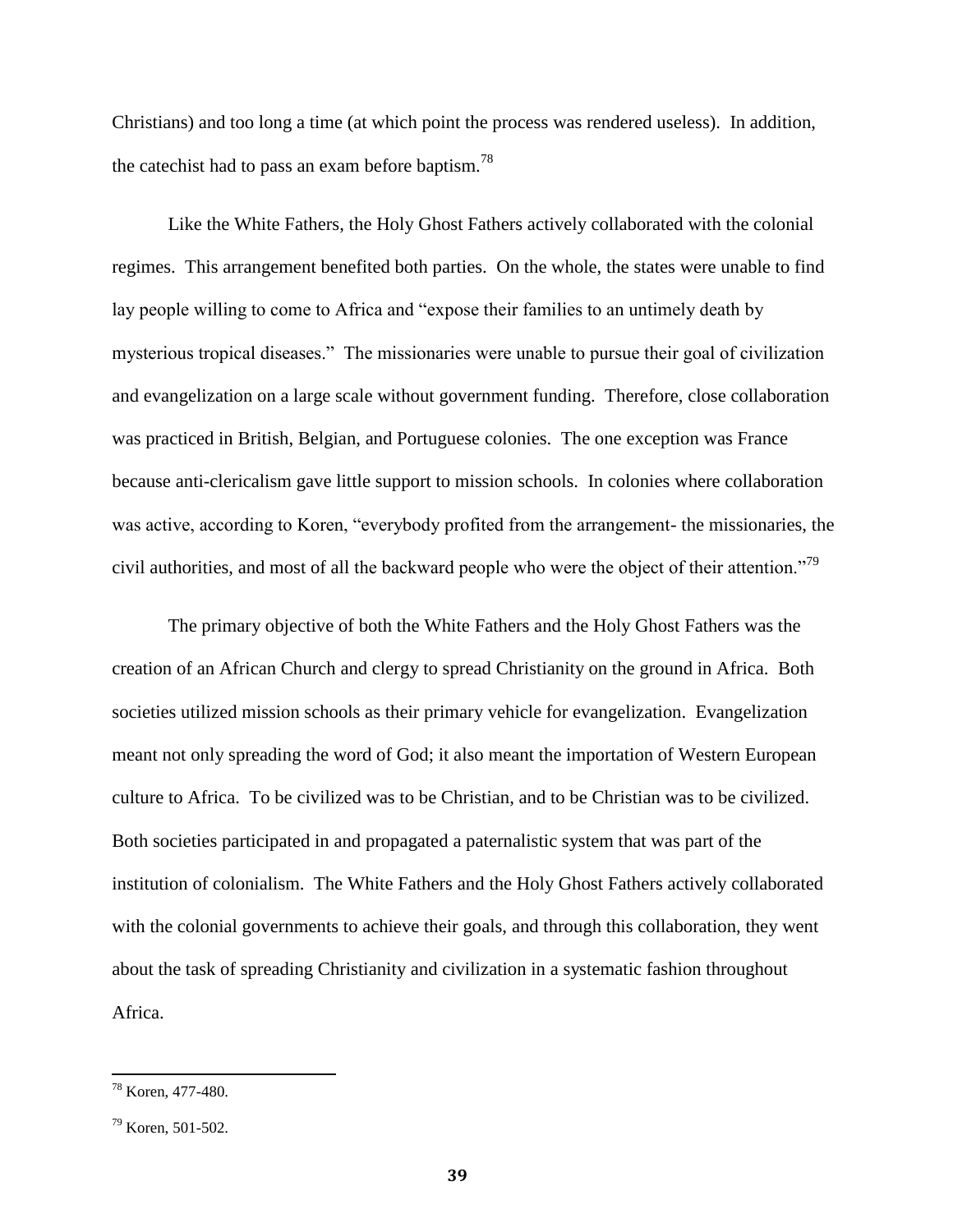Christians) and too long a time (at which point the process was rendered useless). In addition, the catechist had to pass an exam before baptism.[78]

Like the White Fathers, the Holy Ghost Fathers actively collaborated with the colonial regimes. This arrangement benefited both parties. On the whole, the states were unable to find lay people willing to come to Africa and "expose their families to an untimely death by mysterious tropical diseases." The missionaries were unable to pursue their goal of civilization and evangelization on a large scale without government funding. Therefore, close collaboration was practiced in British, Belgian, and Portuguese colonies. The one exception was France because anti-clericalism gave little support to mission schools. In colonies where collaboration was active, according to Koren, "everybody profited from the arrangement- the missionaries, the civil authorities, and most of all the backward people who were the object of their attention."[79]

The primary objective of both the White Fathers and the Holy Ghost Fathers was the creation of an African Church and clergy to spread Christianity on the ground in Africa. Both societies utilized mission schools as their primary vehicle for evangelization. Evangelization meant not only spreading the word of God; it also meant the importation of Western European culture to Africa. To be civilized was to be Christian, and to be Christian was to be civilized. Both societies participated in and propagated a paternalistic system that was part of the institution of colonialism. The White Fathers and the Holy Ghost Fathers actively collaborated with the colonial governments to achieve their goals, and through this collaboration, they went about the task of spreading Christianity and civilization in a systematic fashion throughout Africa.

---

[78] Koren, 477-480.

[79] Koren, 501-502.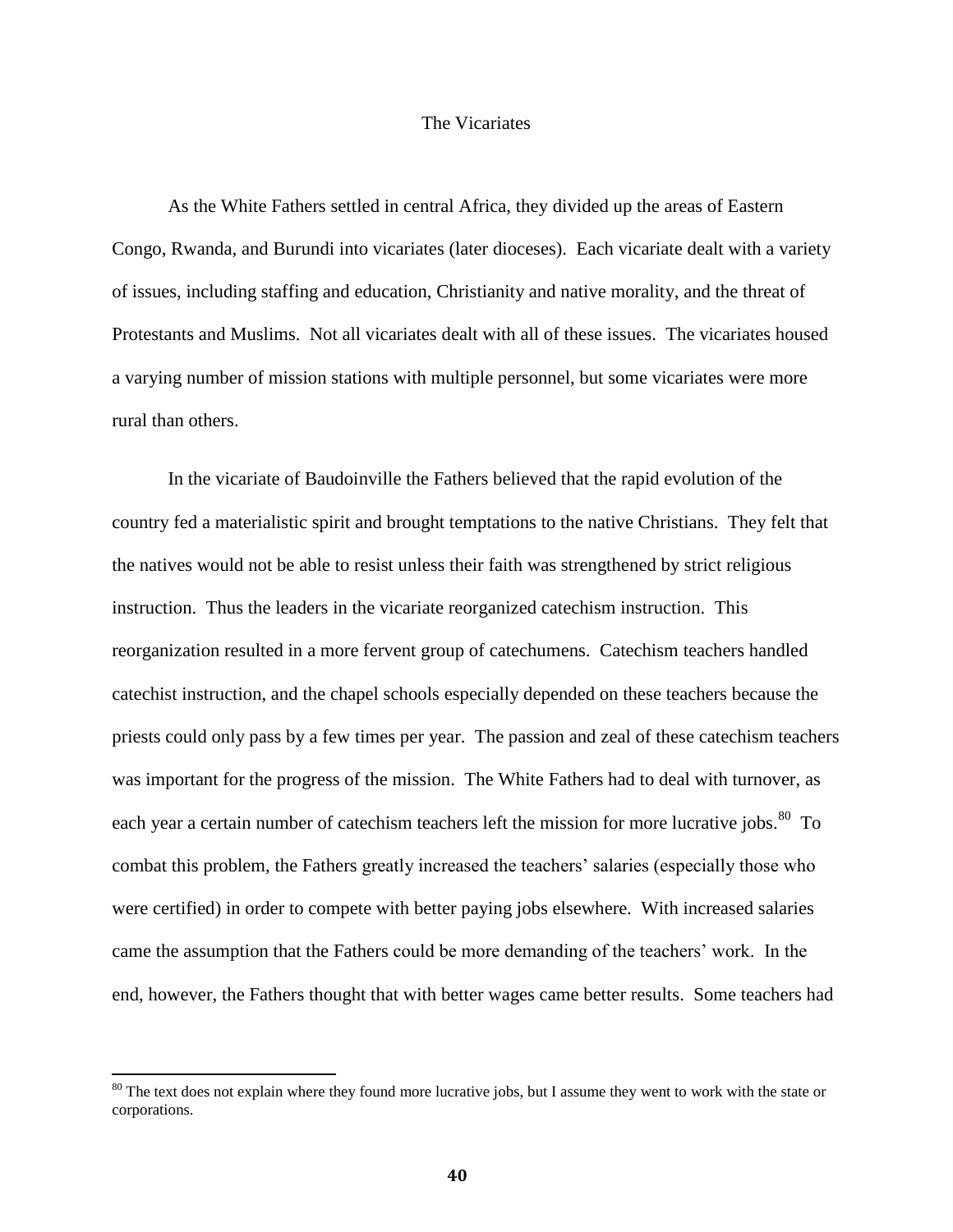## The Vicariates

As the White Fathers settled in central Africa, they divided up the areas of Eastern Congo, Rwanda, and Burundi into vicariates (later dioceses). Each vicariate dealt with a variety of issues, including staffing and education, Christianity and native morality, and the threat of Protestants and Muslims. Not all vicariates dealt with all of these issues. The vicariates housed a varying number of mission stations with multiple personnel, but some vicariates were more rural than others.

In the vicariate of Baudoinville the Fathers believed that the rapid evolution of the country fed a materialistic spirit and brought temptations to the native Christians. They felt that the natives would not be able to resist unless their faith was strengthened by strict religious instruction. Thus the leaders in the vicariate reorganized catechism instruction. This reorganization resulted in a more fervent group of catechumens. Catechism teachers handled catechist instruction, and the chapel schools especially depended on these teachers because the priests could only pass by a few times per year. The passion and zeal of these catechism teachers was important for the progress of the mission. The White Fathers had to deal with turnover, as each year a certain number of catechism teachers left the mission for more lucrative jobs.[80] To combat this problem, the Fathers greatly increased the teachers' salaries (especially those who were certified) in order to compete with better paying jobs elsewhere. With increased salaries came the assumption that the Fathers could be more demanding of the teachers' work. In the end, however, the Fathers thought that with better wages came better results. Some teachers had

[80] The text does not explain where they found more lucrative jobs, but I assume they went to work with the state or corporations.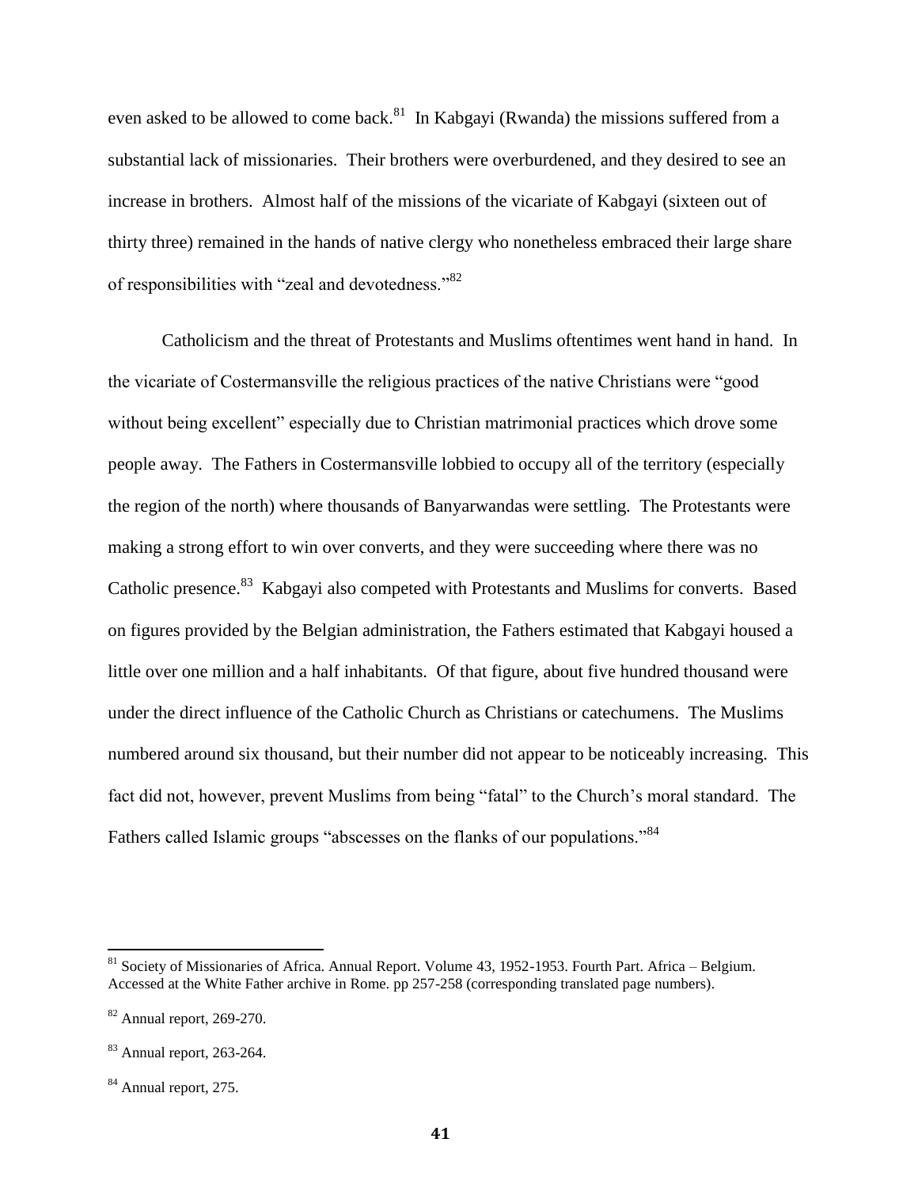even asked to be allowed to come back.[81] In Kabgayi (Rwanda) the missions suffered from a substantial lack of missionaries. Their brothers were overburdened, and they desired to see an increase in brothers. Almost half of the missions of the vicariate of Kabgayi (sixteen out of thirty three) remained in the hands of native clergy who nonetheless embraced their large share of responsibilities with "zeal and devotedness."[82]

Catholicism and the threat of Protestants and Muslims oftentimes went hand in hand. In the vicariate of Costermansville the religious practices of the native Christians were "good without being excellent" especially due to Christian matrimonial practices which drove some people away. The Fathers in Costermansville lobbied to occupy all of the territory (especially the region of the north) where thousands of Banyarwandas were settling. The Protestants were making a strong effort to win over converts, and they were succeeding where there was no Catholic presence.[83] Kabgayi also competed with Protestants and Muslims for converts. Based on figures provided by the Belgian administration, the Fathers estimated that Kabgayi housed a little over one million and a half inhabitants. Of that figure, about five hundred thousand were under the direct influence of the Catholic Church as Christians or catechumens. The Muslims numbered around six thousand, but their number did not appear to be noticeably increasing. This fact did not, however, prevent Muslims from being "fatal" to the Church's moral standard. The Fathers called Islamic groups "abscesses on the flanks of our populations."[84]

---

[81] Society of Missionaries of Africa. Annual Report. Volume 43, 1952-1953. Fourth Part. Africa – Belgium. Accessed at the White Father archive in Rome. pp 257-258 (corresponding translated page numbers).

[82] Annual report, 269-270.

[83] Annual report, 263-264.

[84] Annual report, 275.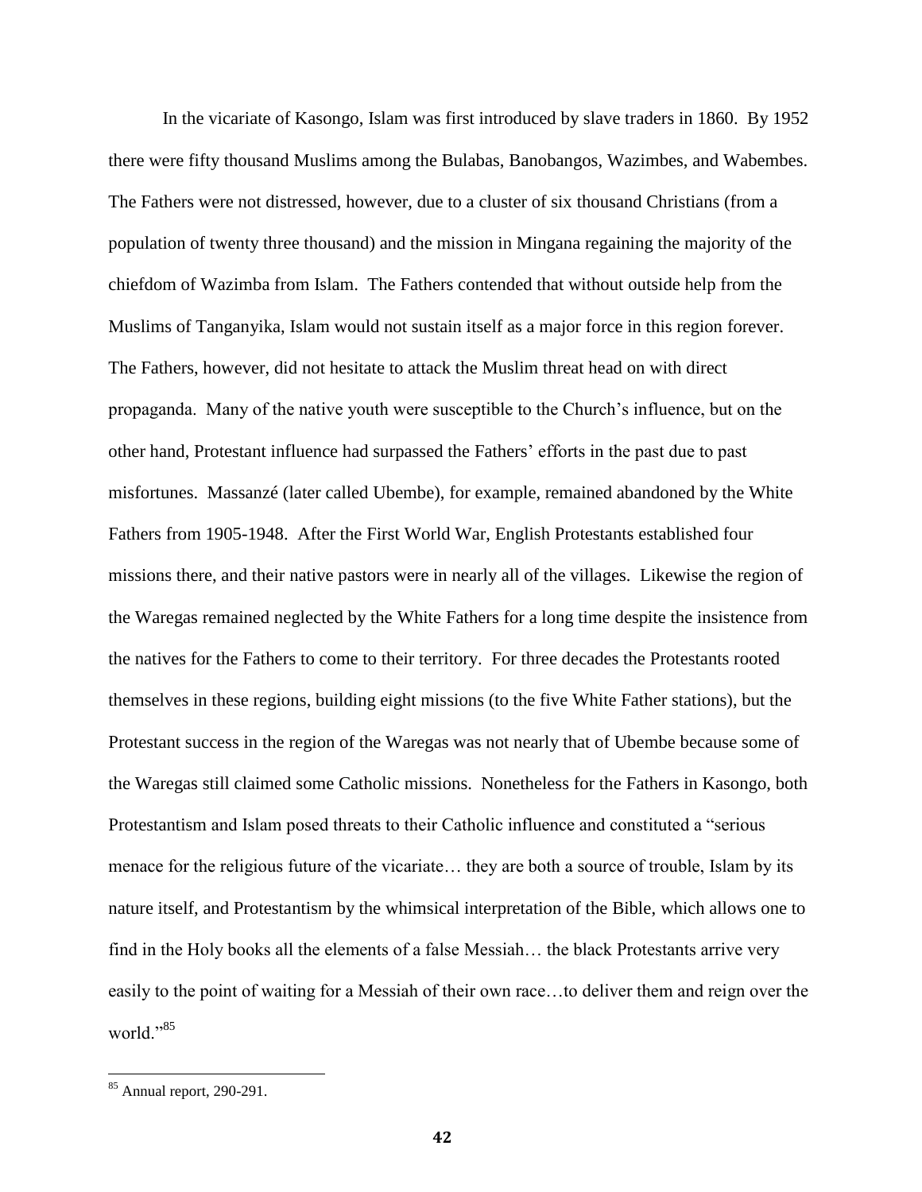In the vicariate of Kasongo, Islam was first introduced by slave traders in 1860. By 1952 there were fifty thousand Muslims among the Bulabas, Banobangos, Wazimbes, and Wabembes. The Fathers were not distressed, however, due to a cluster of six thousand Christians (from a population of twenty three thousand) and the mission in Mingana regaining the majority of the chiefdom of Wazimba from Islam. The Fathers contended that without outside help from the Muslims of Tanganyika, Islam would not sustain itself as a major force in this region forever. The Fathers, however, did not hesitate to attack the Muslim threat head on with direct propaganda. Many of the native youth were susceptible to the Church's influence, but on the other hand, Protestant influence had surpassed the Fathers' efforts in the past due to past misfortunes. Massanzé (later called Ubembe), for example, remained abandoned by the White Fathers from 1905-1948. After the First World War, English Protestants established four missions there, and their native pastors were in nearly all of the villages. Likewise the region of the Waregas remained neglected by the White Fathers for a long time despite the insistence from the natives for the Fathers to come to their territory. For three decades the Protestants rooted themselves in these regions, building eight missions (to the five White Father stations), but the Protestant success in the region of the Waregas was not nearly that of Ubembe because some of the Waregas still claimed some Catholic missions. Nonetheless for the Fathers in Kasongo, both Protestantism and Islam posed threats to their Catholic influence and constituted a "serious menace for the religious future of the vicariate… they are both a source of trouble, Islam by its nature itself, and Protestantism by the whimsical interpretation of the Bible, which allows one to find in the Holy books all the elements of a false Messiah… the black Protestants arrive very easily to the point of waiting for a Messiah of their own race…to deliver them and reign over the world."[85]

---

[85] Annual report, 290-291.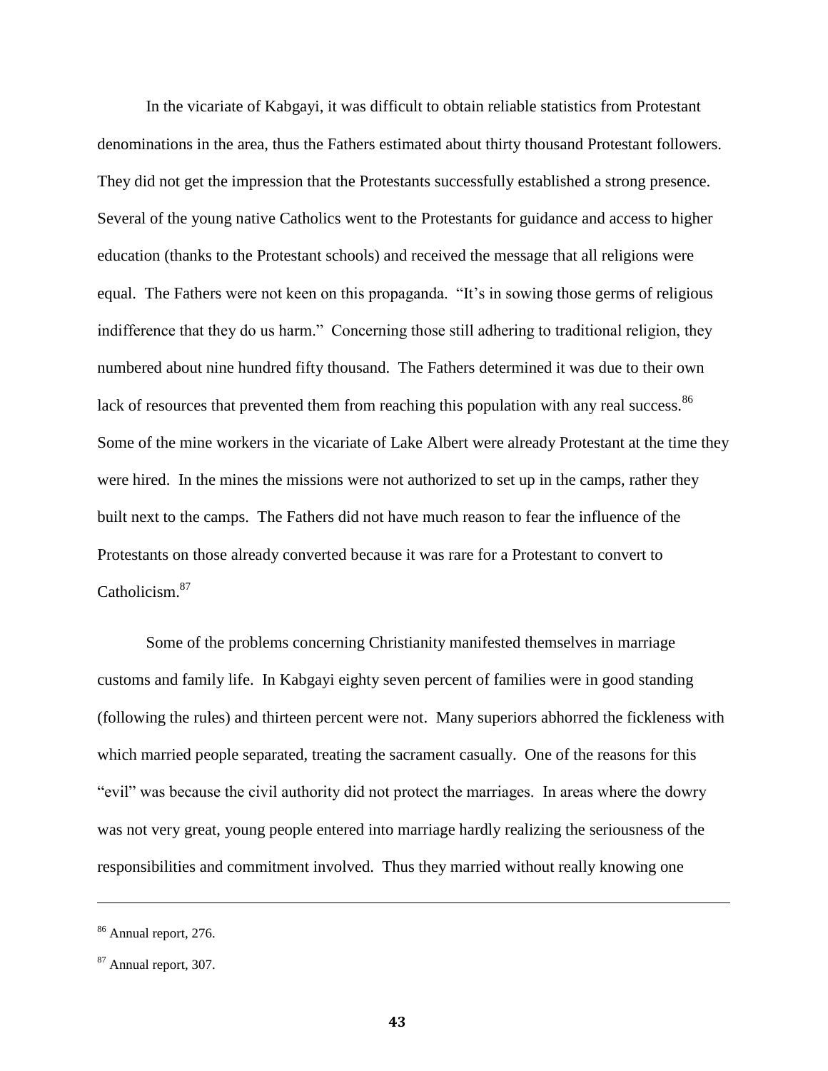In the vicariate of Kabgayi, it was difficult to obtain reliable statistics from Protestant denominations in the area, thus the Fathers estimated about thirty thousand Protestant followers. They did not get the impression that the Protestants successfully established a strong presence. Several of the young native Catholics went to the Protestants for guidance and access to higher education (thanks to the Protestant schools) and received the message that all religions were equal. The Fathers were not keen on this propaganda. "It's in sowing those germs of religious indifference that they do us harm." Concerning those still adhering to traditional religion, they numbered about nine hundred fifty thousand. The Fathers determined it was due to their own lack of resources that prevented them from reaching this population with any real success.[86] Some of the mine workers in the vicariate of Lake Albert were already Protestant at the time they were hired. In the mines the missions were not authorized to set up in the camps, rather they built next to the camps. The Fathers did not have much reason to fear the influence of the Protestants on those already converted because it was rare for a Protestant to convert to Catholicism.[87]

Some of the problems concerning Christianity manifested themselves in marriage customs and family life. In Kabgayi eighty seven percent of families were in good standing (following the rules) and thirteen percent were not. Many superiors abhorred the fickleness with which married people separated, treating the sacrament casually. One of the reasons for this "evil" was because the civil authority did not protect the marriages. In areas where the dowry was not very great, young people entered into marriage hardly realizing the seriousness of the responsibilities and commitment involved. Thus they married without really knowing one

---

[86] Annual report, 276.

[87] Annual report, 307.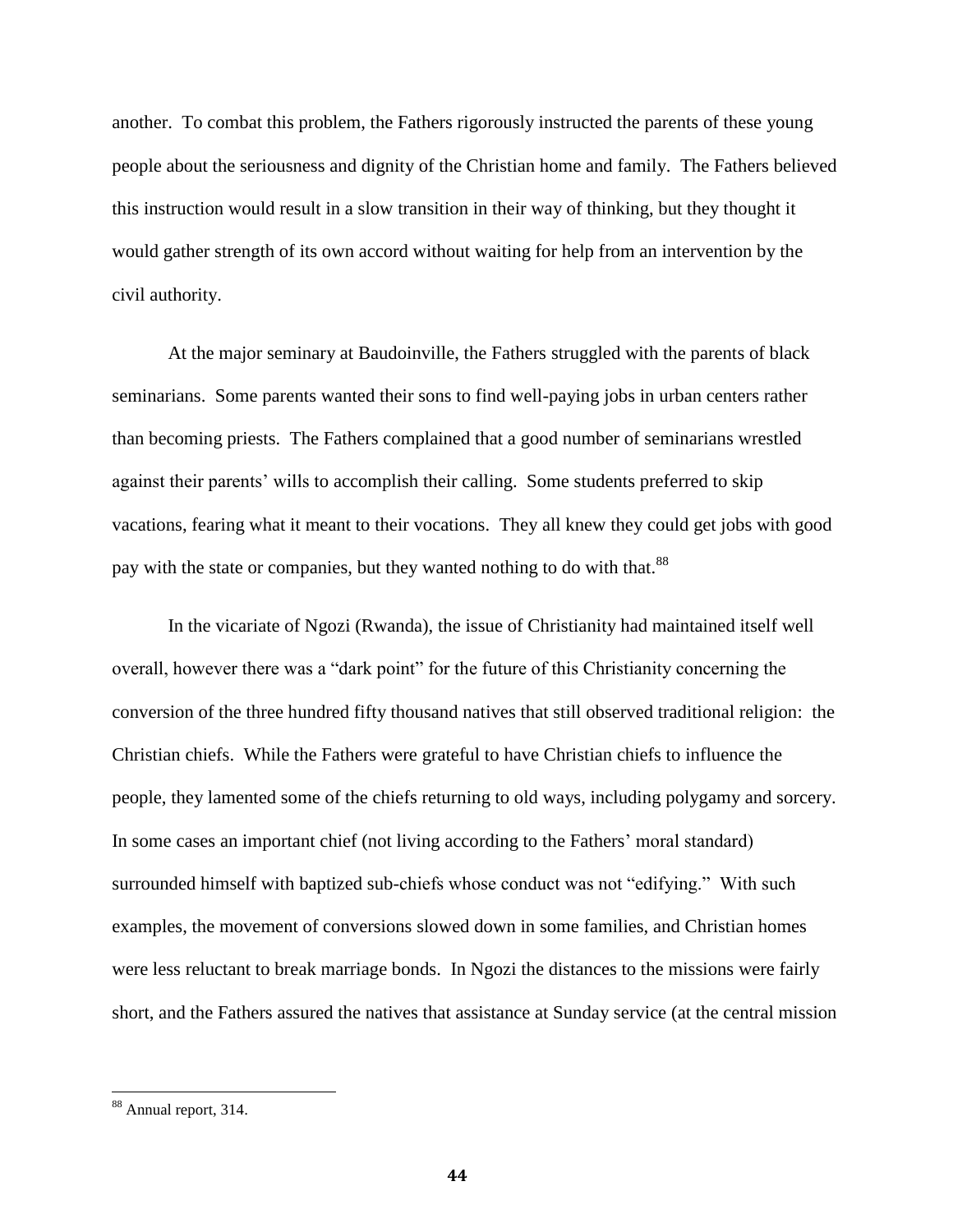another.  To combat this problem, the Fathers rigorously instructed the parents of these young people about the seriousness and dignity of the Christian home and family.  The Fathers believed this instruction would result in a slow transition in their way of thinking, but they thought it would gather strength of its own accord without waiting for help from an intervention by the civil authority.

At the major seminary at Baudoinville, the Fathers struggled with the parents of black seminarians.  Some parents wanted their sons to find well-paying jobs in urban centers rather than becoming priests.  The Fathers complained that a good number of seminarians wrestled against their parents' wills to accomplish their calling.  Some students preferred to skip vacations, fearing what it meant to their vocations.  They all knew they could get jobs with good pay with the state or companies, but they wanted nothing to do with that.[88]

In the vicariate of Ngozi (Rwanda), the issue of Christianity had maintained itself well overall, however there was a "dark point" for the future of this Christianity concerning the conversion of the three hundred fifty thousand natives that still observed traditional religion:  the Christian chiefs.  While the Fathers were grateful to have Christian chiefs to influence the people, they lamented some of the chiefs returning to old ways, including polygamy and sorcery. In some cases an important chief (not living according to the Fathers' moral standard) surrounded himself with baptized sub-chiefs whose conduct was not "edifying."  With such examples, the movement of conversions slowed down in some families, and Christian homes were less reluctant to break marriage bonds.  In Ngozi the distances to the missions were fairly short, and the Fathers assured the natives that assistance at Sunday service (at the central mission

[88] Annual report, 314.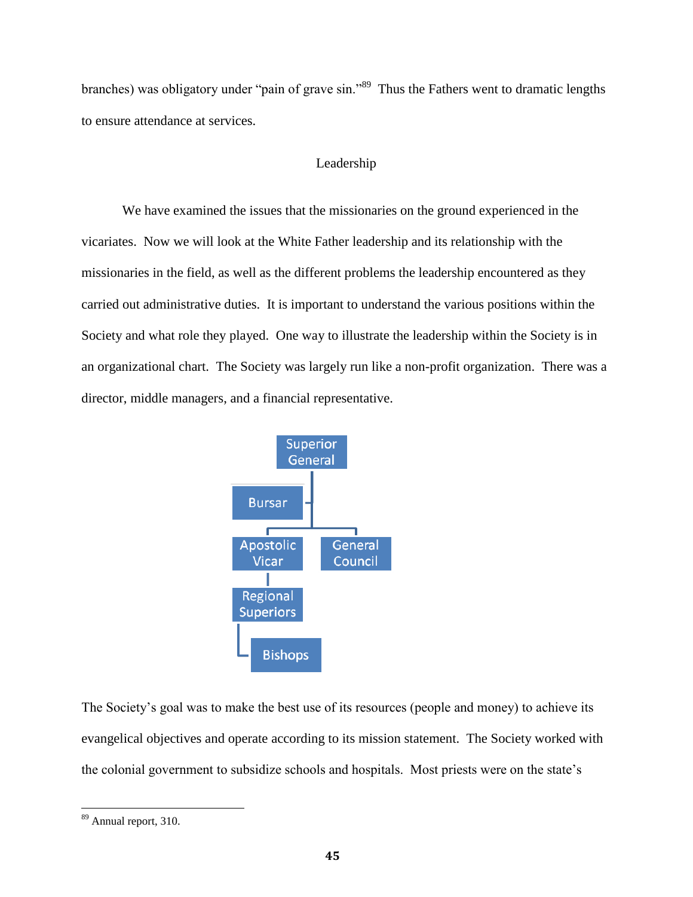branches) was obligatory under "pain of grave sin."[89] Thus the Fathers went to dramatic lengths to ensure attendance at services.

## Leadership

We have examined the issues that the missionaries on the ground experienced in the vicariates. Now we will look at the White Father leadership and its relationship with the missionaries in the field, as well as the different problems the leadership encountered as they carried out administrative duties. It is important to understand the various positions within the Society and what role they played. One way to illustrate the leadership within the Society is in an organizational chart. The Society was largely run like a non-profit organization. There was a director, middle managers, and a financial representative.

Superior General

Bursar

Apostolic Vicar

General Council

Regional Superiors

Bishops

The Society's goal was to make the best use of its resources (people and money) to achieve its evangelical objectives and operate according to its mission statement. The Society worked with the colonial government to subsidize schools and hospitals. Most priests were on the state's

---

[89] Annual report, 310.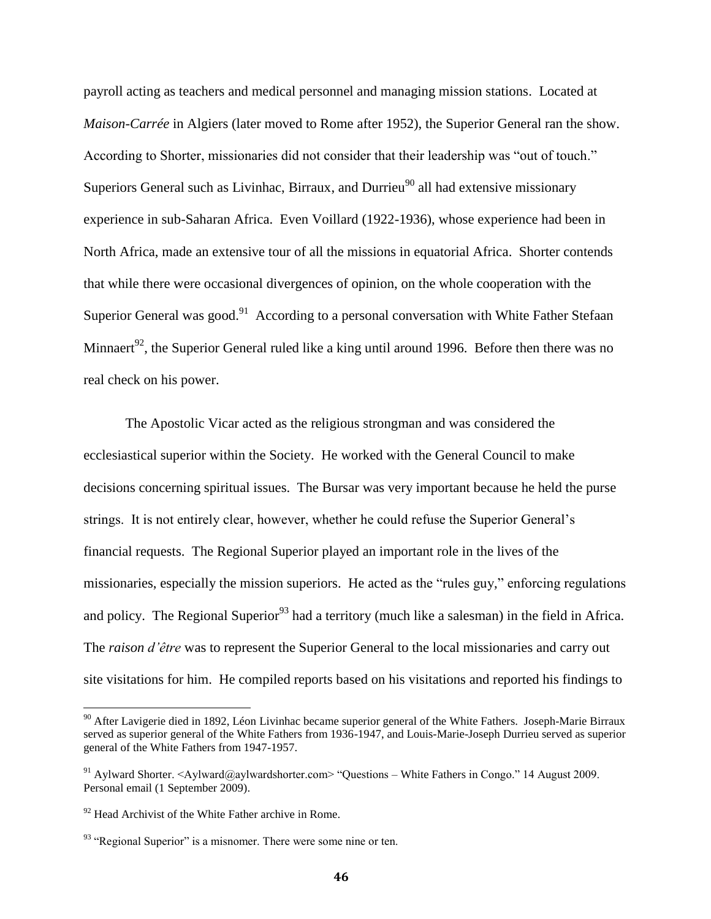payroll acting as teachers and medical personnel and managing mission stations. Located at *Maison-Carrée* in Algiers (later moved to Rome after 1952), the Superior General ran the show. According to Shorter, missionaries did not consider that their leadership was "out of touch." Superiors General such as Livinhac, Birraux, and Durrieu[90] all had extensive missionary experience in sub-Saharan Africa. Even Voillard (1922-1936), whose experience had been in North Africa, made an extensive tour of all the missions in equatorial Africa. Shorter contends that while there were occasional divergences of opinion, on the whole cooperation with the Superior General was good.[91] According to a personal conversation with White Father Stefaan Minnaert[92], the Superior General ruled like a king until around 1996. Before then there was no real check on his power.

The Apostolic Vicar acted as the religious strongman and was considered the ecclesiastical superior within the Society. He worked with the General Council to make decisions concerning spiritual issues. The Bursar was very important because he held the purse strings. It is not entirely clear, however, whether he could refuse the Superior General's financial requests. The Regional Superior played an important role in the lives of the missionaries, especially the mission superiors. He acted as the "rules guy," enforcing regulations and policy. The Regional Superior[93] had a territory (much like a salesman) in the field in Africa. The *raison d'être* was to represent the Superior General to the local missionaries and carry out site visitations for him. He compiled reports based on his visitations and reported his findings to

---

[90] After Lavigerie died in 1892, Léon Livinhac became superior general of the White Fathers. Joseph-Marie Birraux served as superior general of the White Fathers from 1936-1947, and Louis-Marie-Joseph Durrieu served as superior general of the White Fathers from 1947-1957.

[91] Aylward Shorter. <Aylward@aylwardshorter.com> "Questions – White Fathers in Congo." 14 August 2009. Personal email (1 September 2009).

[92] Head Archivist of the White Father archive in Rome.

[93] "Regional Superior" is a misnomer. There were some nine or ten.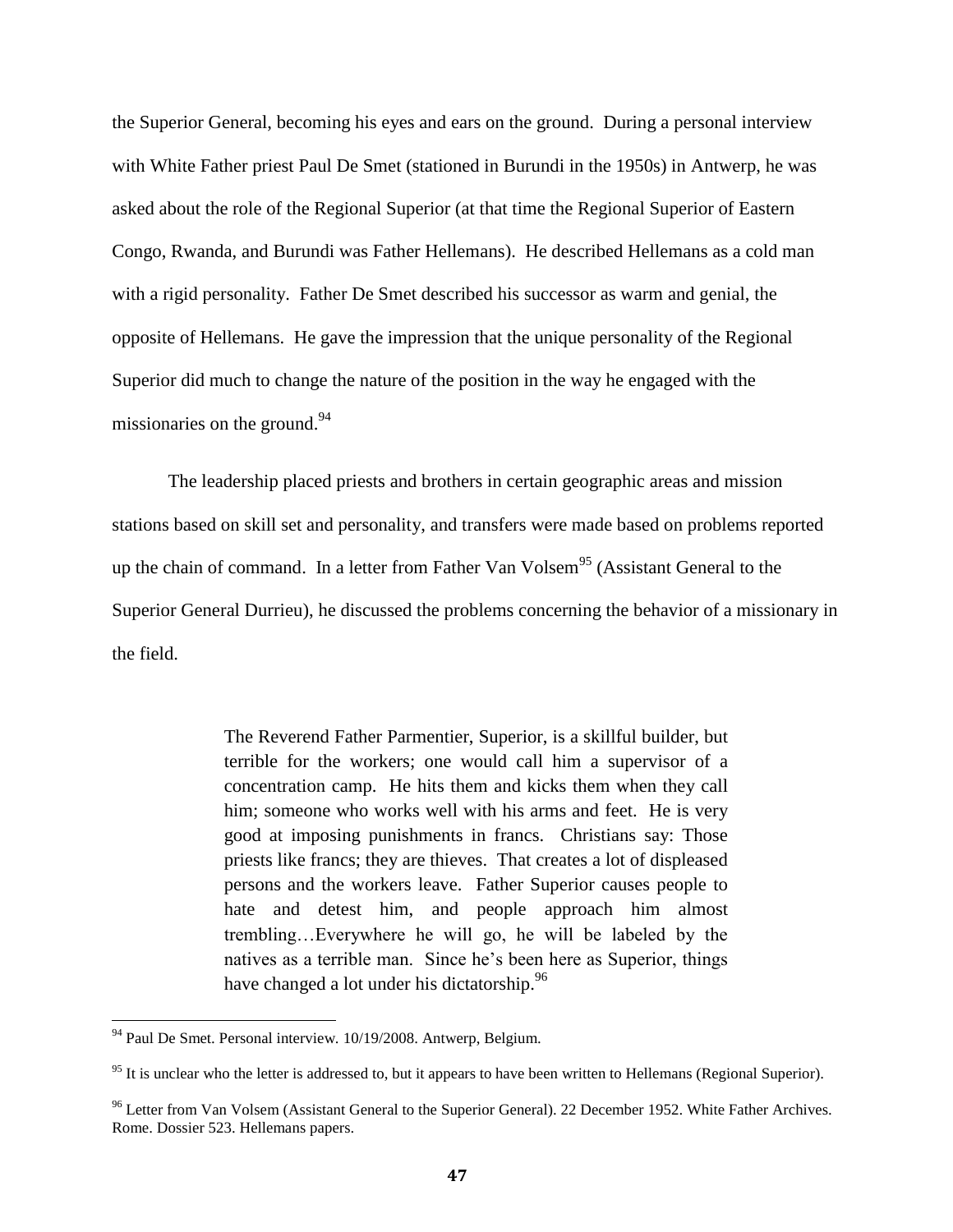the Superior General, becoming his eyes and ears on the ground. During a personal interview with White Father priest Paul De Smet (stationed in Burundi in the 1950s) in Antwerp, he was asked about the role of the Regional Superior (at that time the Regional Superior of Eastern Congo, Rwanda, and Burundi was Father Hellemans). He described Hellemans as a cold man with a rigid personality. Father De Smet described his successor as warm and genial, the opposite of Hellemans. He gave the impression that the unique personality of the Regional Superior did much to change the nature of the position in the way he engaged with the missionaries on the ground.[94]

The leadership placed priests and brothers in certain geographic areas and mission stations based on skill set and personality, and transfers were made based on problems reported up the chain of command. In a letter from Father Van Volsem[95] (Assistant General to the Superior General Durrieu), he discussed the problems concerning the behavior of a missionary in the field.

> The Reverend Father Parmentier, Superior, is a skillful builder, but terrible for the workers; one would call him a supervisor of a concentration camp. He hits them and kicks them when they call him; someone who works well with his arms and feet. He is very good at imposing punishments in francs. Christians say: Those priests like francs; they are thieves. That creates a lot of displeased persons and the workers leave. Father Superior causes people to hate and detest him, and people approach him almost trembling…Everywhere he will go, he will be labeled by the natives as a terrible man. Since he's been here as Superior, things have changed a lot under his dictatorship.[96]

---

[94] Paul De Smet. Personal interview. 10/19/2008. Antwerp, Belgium.

[95] It is unclear who the letter is addressed to, but it appears to have been written to Hellemans (Regional Superior).

[96] Letter from Van Volsem (Assistant General to the Superior General). 22 December 1952. White Father Archives. Rome. Dossier 523. Hellemans papers.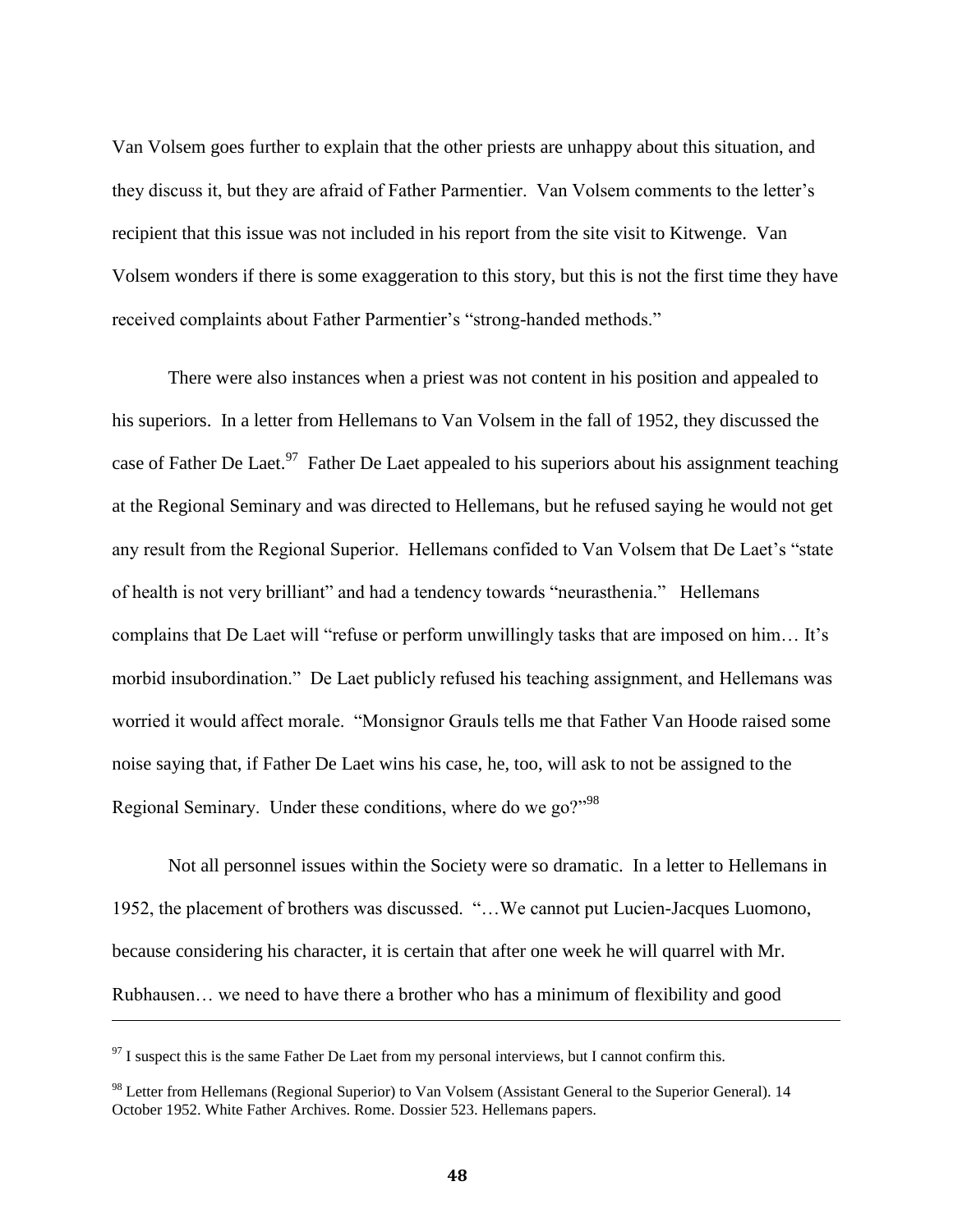Van Volsem goes further to explain that the other priests are unhappy about this situation, and they discuss it, but they are afraid of Father Parmentier. Van Volsem comments to the letter's recipient that this issue was not included in his report from the site visit to Kitwenge. Van Volsem wonders if there is some exaggeration to this story, but this is not the first time they have received complaints about Father Parmentier's "strong-handed methods."

There were also instances when a priest was not content in his position and appealed to his superiors. In a letter from Hellemans to Van Volsem in the fall of 1952, they discussed the case of Father De Laet.[97] Father De Laet appealed to his superiors about his assignment teaching at the Regional Seminary and was directed to Hellemans, but he refused saying he would not get any result from the Regional Superior. Hellemans confided to Van Volsem that De Laet's "state of health is not very brilliant" and had a tendency towards "neurasthenia." Hellemans complains that De Laet will "refuse or perform unwillingly tasks that are imposed on him… It's morbid insubordination." De Laet publicly refused his teaching assignment, and Hellemans was worried it would affect morale. "Monsignor Grauls tells me that Father Van Hoode raised some noise saying that, if Father De Laet wins his case, he, too, will ask to not be assigned to the Regional Seminary. Under these conditions, where do we go?"[98]

Not all personnel issues within the Society were so dramatic. In a letter to Hellemans in 1952, the placement of brothers was discussed. "…We cannot put Lucien-Jacques Luomono, because considering his character, it is certain that after one week he will quarrel with Mr. Rubhausen… we need to have there a brother who has a minimum of flexibility and good

---

[97] I suspect this is the same Father De Laet from my personal interviews, but I cannot confirm this.

[98] Letter from Hellemans (Regional Superior) to Van Volsem (Assistant General to the Superior General). 14 October 1952. White Father Archives. Rome. Dossier 523. Hellemans papers.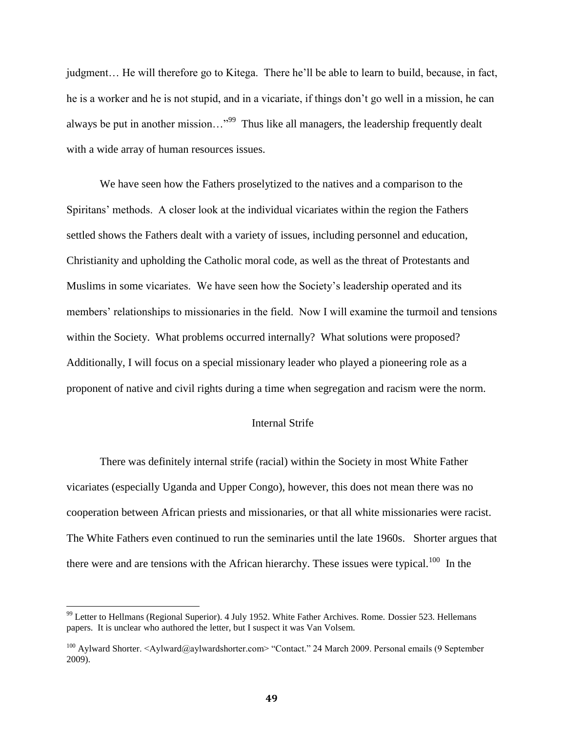judgment… He will therefore go to Kitega. There he'll be able to learn to build, because, in fact, he is a worker and he is not stupid, and in a vicariate, if things don't go well in a mission, he can always be put in another mission…"[99] Thus like all managers, the leadership frequently dealt with a wide array of human resources issues.

We have seen how the Fathers proselytized to the natives and a comparison to the Spiritans' methods. A closer look at the individual vicariates within the region the Fathers settled shows the Fathers dealt with a variety of issues, including personnel and education, Christianity and upholding the Catholic moral code, as well as the threat of Protestants and Muslims in some vicariates. We have seen how the Society's leadership operated and its members' relationships to missionaries in the field. Now I will examine the turmoil and tensions within the Society. What problems occurred internally? What solutions were proposed? Additionally, I will focus on a special missionary leader who played a pioneering role as a proponent of native and civil rights during a time when segregation and racism were the norm.

## Internal Strife

There was definitely internal strife (racial) within the Society in most White Father vicariates (especially Uganda and Upper Congo), however, this does not mean there was no cooperation between African priests and missionaries, or that all white missionaries were racist. The White Fathers even continued to run the seminaries until the late 1960s. Shorter argues that there were and are tensions with the African hierarchy. These issues were typical.[100] In the

---

[99] Letter to Hellmans (Regional Superior). 4 July 1952. White Father Archives. Rome. Dossier 523. Hellemans papers. It is unclear who authored the letter, but I suspect it was Van Volsem.

[100] Aylward Shorter. <Aylward@aylwardshorter.com> "Contact." 24 March 2009. Personal emails (9 September 2009).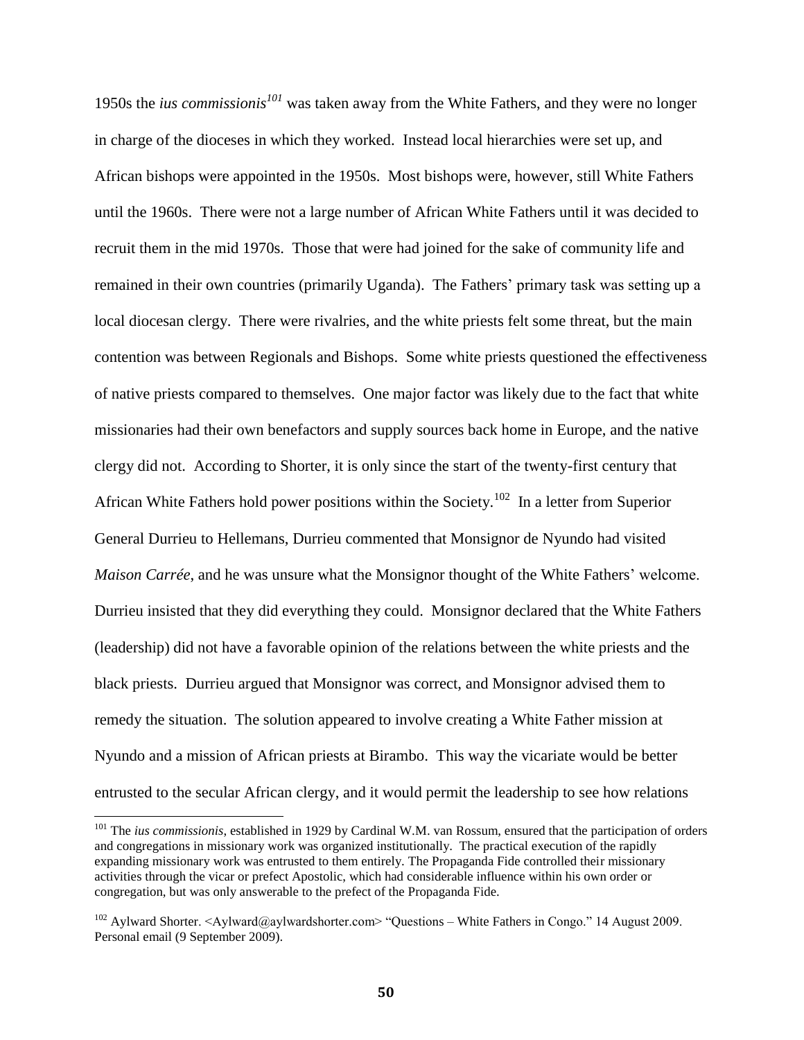1950s the *ius commissionis*[101] was taken away from the White Fathers, and they were no longer in charge of the dioceses in which they worked. Instead local hierarchies were set up, and African bishops were appointed in the 1950s. Most bishops were, however, still White Fathers until the 1960s. There were not a large number of African White Fathers until it was decided to recruit them in the mid 1970s. Those that were had joined for the sake of community life and remained in their own countries (primarily Uganda). The Fathers' primary task was setting up a local diocesan clergy. There were rivalries, and the white priests felt some threat, but the main contention was between Regionals and Bishops. Some white priests questioned the effectiveness of native priests compared to themselves. One major factor was likely due to the fact that white missionaries had their own benefactors and supply sources back home in Europe, and the native clergy did not. According to Shorter, it is only since the start of the twenty-first century that African White Fathers hold power positions within the Society.[102] In a letter from Superior General Durrieu to Hellemans, Durrieu commented that Monsignor de Nyundo had visited *Maison Carrée*, and he was unsure what the Monsignor thought of the White Fathers' welcome. Durrieu insisted that they did everything they could. Monsignor declared that the White Fathers (leadership) did not have a favorable opinion of the relations between the white priests and the black priests. Durrieu argued that Monsignor was correct, and Monsignor advised them to remedy the situation. The solution appeared to involve creating a White Father mission at Nyundo and a mission of African priests at Birambo. This way the vicariate would be better entrusted to the secular African clergy, and it would permit the leadership to see how relations

---

[101] The *ius commissionis*, established in 1929 by Cardinal W.M. van Rossum, ensured that the participation of orders and congregations in missionary work was organized institutionally. The practical execution of the rapidly expanding missionary work was entrusted to them entirely. The Propaganda Fide controlled their missionary activities through the vicar or prefect Apostolic, which had considerable influence within his own order or congregation, but was only answerable to the prefect of the Propaganda Fide.

[102] Aylward Shorter. <Aylward@aylwardshorter.com> "Questions – White Fathers in Congo." 14 August 2009. Personal email (9 September 2009).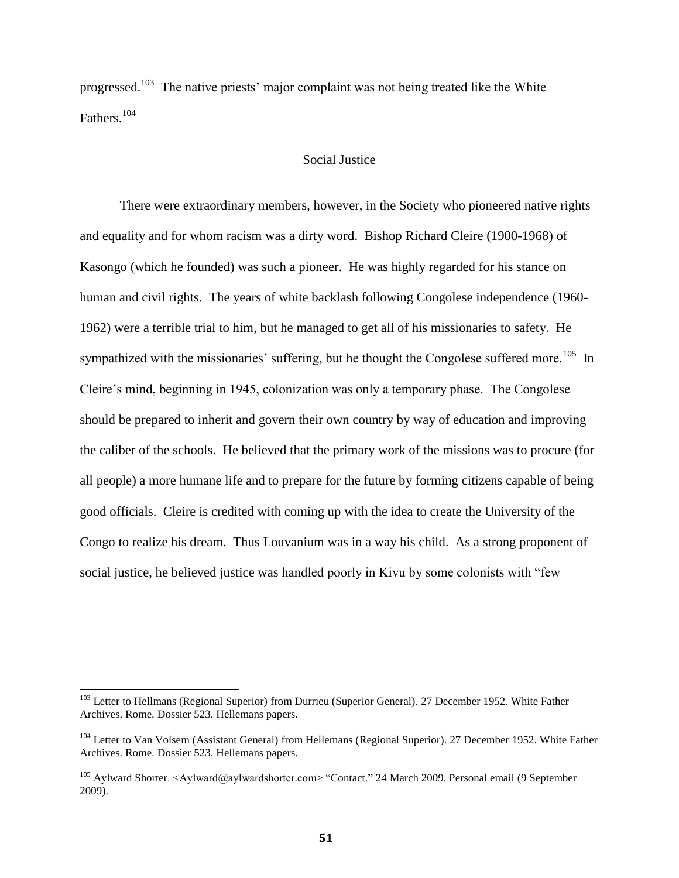progressed.[103] The native priests' major complaint was not being treated like the White Fathers.[104]

## Social Justice

There were extraordinary members, however, in the Society who pioneered native rights and equality and for whom racism was a dirty word. Bishop Richard Cleire (1900-1968) of Kasongo (which he founded) was such a pioneer. He was highly regarded for his stance on human and civil rights. The years of white backlash following Congolese independence (1960-1962) were a terrible trial to him, but he managed to get all of his missionaries to safety. He sympathized with the missionaries' suffering, but he thought the Congolese suffered more.[105] In Cleire's mind, beginning in 1945, colonization was only a temporary phase. The Congolese should be prepared to inherit and govern their own country by way of education and improving the caliber of the schools. He believed that the primary work of the missions was to procure (for all people) a more humane life and to prepare for the future by forming citizens capable of being good officials. Cleire is credited with coming up with the idea to create the University of the Congo to realize his dream. Thus Louvanium was in a way his child. As a strong proponent of social justice, he believed justice was handled poorly in Kivu by some colonists with "few

---

[103] Letter to Hellmans (Regional Superior) from Durrieu (Superior General). 27 December 1952. White Father Archives. Rome. Dossier 523. Hellemans papers.

[104] Letter to Van Volsem (Assistant General) from Hellemans (Regional Superior). 27 December 1952. White Father Archives. Rome. Dossier 523. Hellemans papers.

[105] Aylward Shorter. <Aylward@aylwardshorter.com> "Contact." 24 March 2009. Personal email (9 September 2009).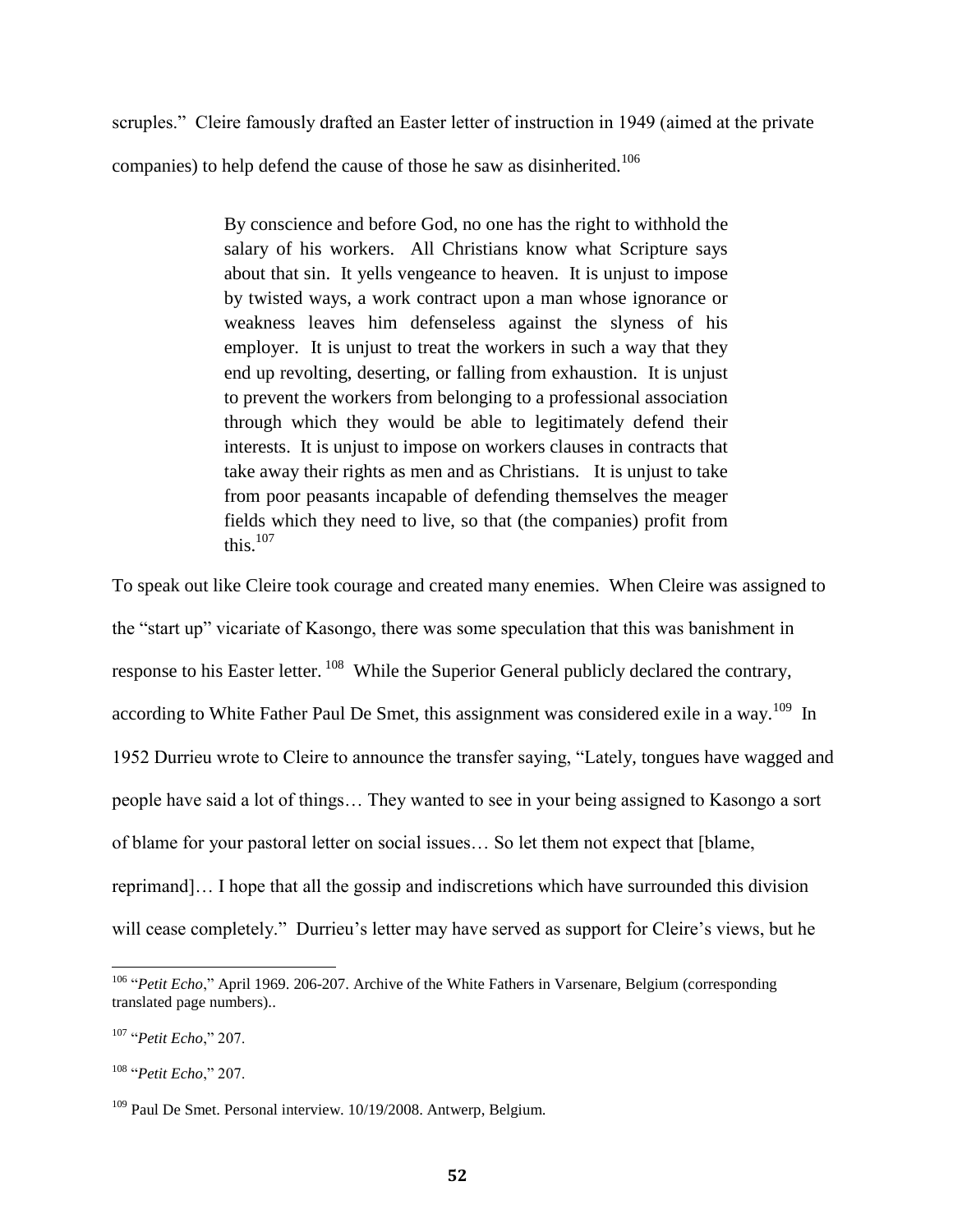scruples." Cleire famously drafted an Easter letter of instruction in 1949 (aimed at the private companies) to help defend the cause of those he saw as disinherited.[106]

> By conscience and before God, no one has the right to withhold the salary of his workers. All Christians know what Scripture says about that sin. It yells vengeance to heaven. It is unjust to impose by twisted ways, a work contract upon a man whose ignorance or weakness leaves him defenseless against the slyness of his employer. It is unjust to treat the workers in such a way that they end up revolting, deserting, or falling from exhaustion. It is unjust to prevent the workers from belonging to a professional association through which they would be able to legitimately defend their interests. It is unjust to impose on workers clauses in contracts that take away their rights as men and as Christians. It is unjust to take from poor peasants incapable of defending themselves the meager fields which they need to live, so that (the companies) profit from this.[107]

To speak out like Cleire took courage and created many enemies. When Cleire was assigned to the "start up" vicariate of Kasongo, there was some speculation that this was banishment in response to his Easter letter.[108] While the Superior General publicly declared the contrary, according to White Father Paul De Smet, this assignment was considered exile in a way.[109] In 1952 Durrieu wrote to Cleire to announce the transfer saying, "Lately, tongues have wagged and people have said a lot of things… They wanted to see in your being assigned to Kasongo a sort of blame for your pastoral letter on social issues… So let them not expect that [blame, reprimand]… I hope that all the gossip and indiscretions which have surrounded this division will cease completely." Durrieu's letter may have served as support for Cleire's views, but he

---

[106] "*Petit Echo*," April 1969. 206-207. Archive of the White Fathers in Varsenare, Belgium (corresponding translated page numbers)..

[107] "*Petit Echo*," 207.

[108] "*Petit Echo*," 207.

[109] Paul De Smet. Personal interview. 10/19/2008. Antwerp, Belgium.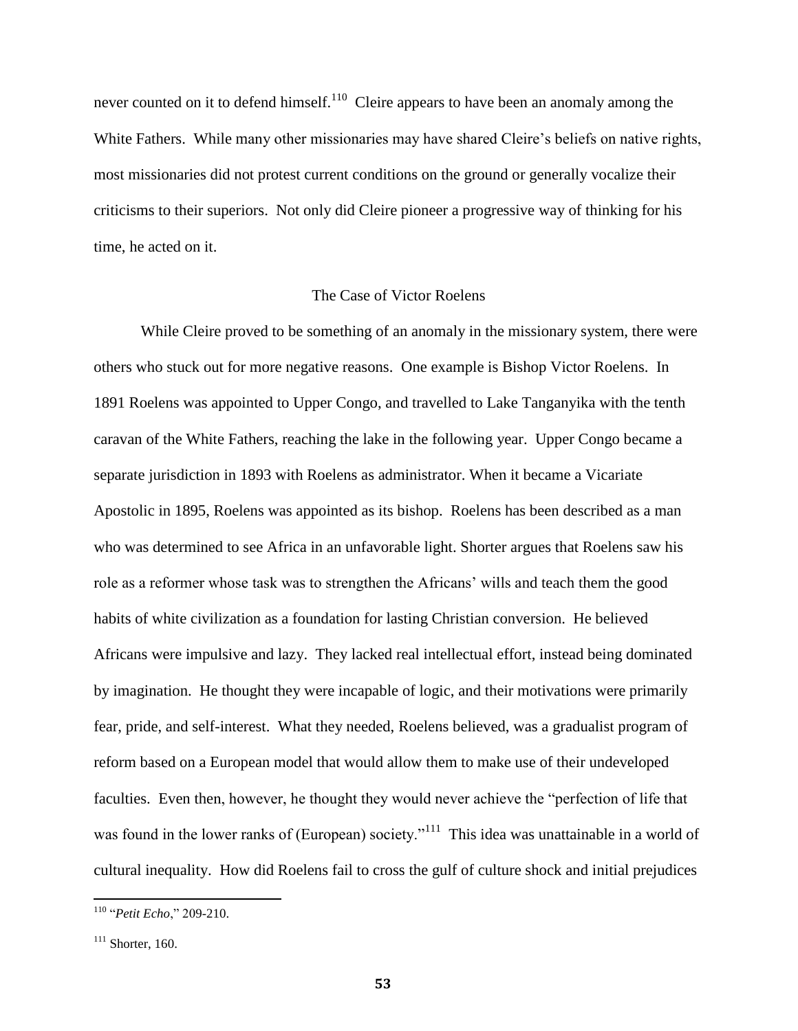never counted on it to defend himself.[110] Cleire appears to have been an anomaly among the White Fathers. While many other missionaries may have shared Cleire's beliefs on native rights, most missionaries did not protest current conditions on the ground or generally vocalize their criticisms to their superiors. Not only did Cleire pioneer a progressive way of thinking for his time, he acted on it.

## The Case of Victor Roelens

While Cleire proved to be something of an anomaly in the missionary system, there were others who stuck out for more negative reasons. One example is Bishop Victor Roelens. In 1891 Roelens was appointed to Upper Congo, and travelled to Lake Tanganyika with the tenth caravan of the White Fathers, reaching the lake in the following year. Upper Congo became a separate jurisdiction in 1893 with Roelens as administrator. When it became a Vicariate Apostolic in 1895, Roelens was appointed as its bishop. Roelens has been described as a man who was determined to see Africa in an unfavorable light. Shorter argues that Roelens saw his role as a reformer whose task was to strengthen the Africans' wills and teach them the good habits of white civilization as a foundation for lasting Christian conversion. He believed Africans were impulsive and lazy. They lacked real intellectual effort, instead being dominated by imagination. He thought they were incapable of logic, and their motivations were primarily fear, pride, and self-interest. What they needed, Roelens believed, was a gradualist program of reform based on a European model that would allow them to make use of their undeveloped faculties. Even then, however, he thought they would never achieve the "perfection of life that was found in the lower ranks of (European) society."[111] This idea was unattainable in a world of cultural inequality. How did Roelens fail to cross the gulf of culture shock and initial prejudices

---

[110] "*Petit Echo*," 209-210.

[111] Shorter, 160.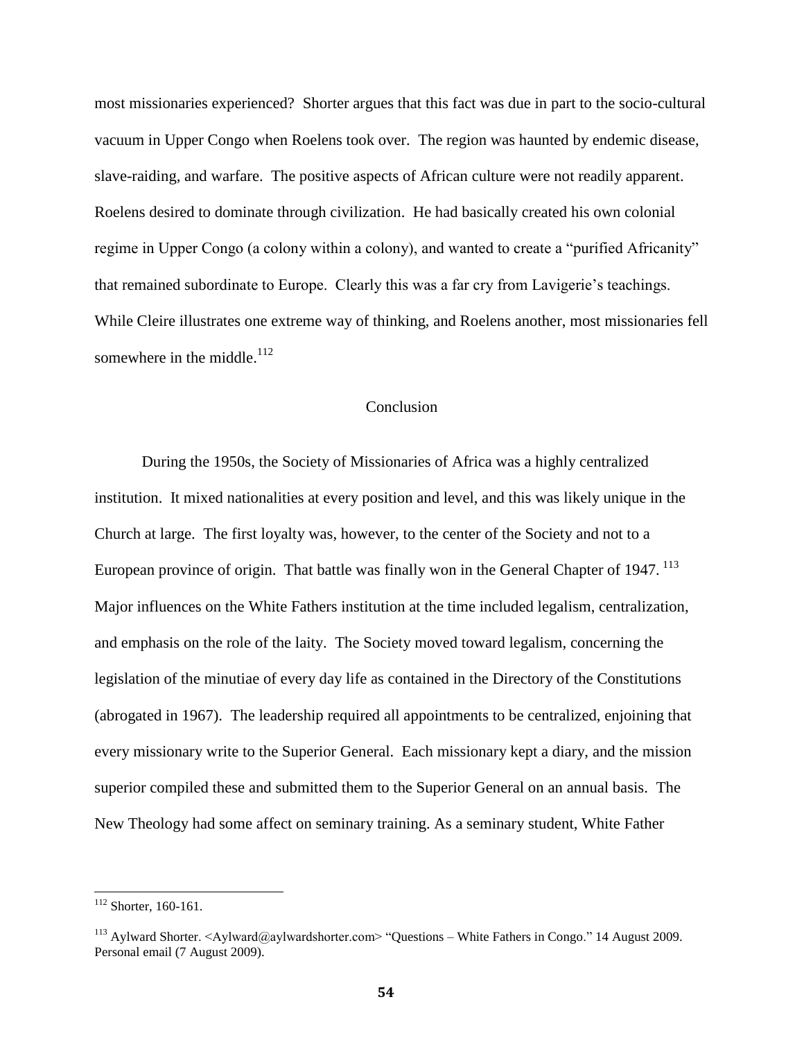most missionaries experienced? Shorter argues that this fact was due in part to the socio-cultural vacuum in Upper Congo when Roelens took over. The region was haunted by endemic disease, slave-raiding, and warfare. The positive aspects of African culture were not readily apparent. Roelens desired to dominate through civilization. He had basically created his own colonial regime in Upper Congo (a colony within a colony), and wanted to create a "purified Africanity" that remained subordinate to Europe. Clearly this was a far cry from Lavigerie's teachings. While Cleire illustrates one extreme way of thinking, and Roelens another, most missionaries fell somewhere in the middle.[112]

## Conclusion

During the 1950s, the Society of Missionaries of Africa was a highly centralized institution. It mixed nationalities at every position and level, and this was likely unique in the Church at large. The first loyalty was, however, to the center of the Society and not to a European province of origin. That battle was finally won in the General Chapter of 1947.[113] Major influences on the White Fathers institution at the time included legalism, centralization, and emphasis on the role of the laity. The Society moved toward legalism, concerning the legislation of the minutiae of every day life as contained in the Directory of the Constitutions (abrogated in 1967). The leadership required all appointments to be centralized, enjoining that every missionary write to the Superior General. Each missionary kept a diary, and the mission superior compiled these and submitted them to the Superior General on an annual basis. The New Theology had some affect on seminary training. As a seminary student, White Father

---

[112] Shorter, 160-161.

[113] Aylward Shorter. <Aylward@aylwardshorter.com> "Questions – White Fathers in Congo." 14 August 2009. Personal email (7 August 2009).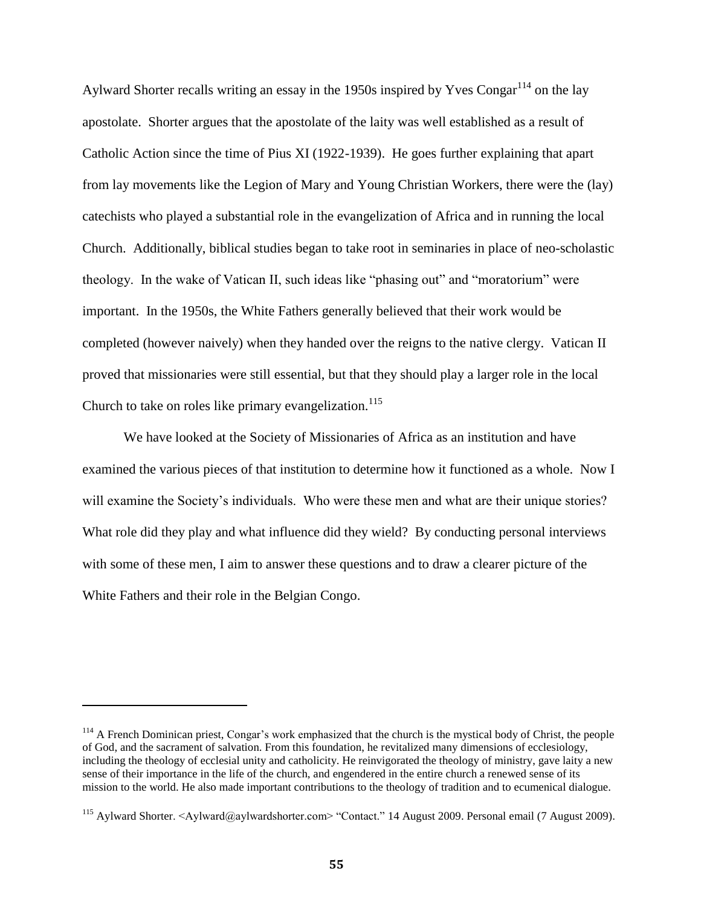Aylward Shorter recalls writing an essay in the 1950s inspired by Yves Congar[114] on the lay apostolate. Shorter argues that the apostolate of the laity was well established as a result of Catholic Action since the time of Pius XI (1922-1939). He goes further explaining that apart from lay movements like the Legion of Mary and Young Christian Workers, there were the (lay) catechists who played a substantial role in the evangelization of Africa and in running the local Church. Additionally, biblical studies began to take root in seminaries in place of neo-scholastic theology. In the wake of Vatican II, such ideas like "phasing out" and "moratorium" were important. In the 1950s, the White Fathers generally believed that their work would be completed (however naively) when they handed over the reigns to the native clergy. Vatican II proved that missionaries were still essential, but that they should play a larger role in the local Church to take on roles like primary evangelization.[115]

We have looked at the Society of Missionaries of Africa as an institution and have examined the various pieces of that institution to determine how it functioned as a whole. Now I will examine the Society's individuals. Who were these men and what are their unique stories? What role did they play and what influence did they wield? By conducting personal interviews with some of these men, I aim to answer these questions and to draw a clearer picture of the White Fathers and their role in the Belgian Congo.

---

[114] A French Dominican priest, Congar's work emphasized that the church is the mystical body of Christ, the people of God, and the sacrament of salvation. From this foundation, he revitalized many dimensions of ecclesiology, including the theology of ecclesial unity and catholicity. He reinvigorated the theology of ministry, gave laity a new sense of their importance in the life of the church, and engendered in the entire church a renewed sense of its mission to the world. He also made important contributions to the theology of tradition and to ecumenical dialogue.

[115] Aylward Shorter. <Aylward@aylwardshorter.com> "Contact." 14 August 2009. Personal email (7 August 2009).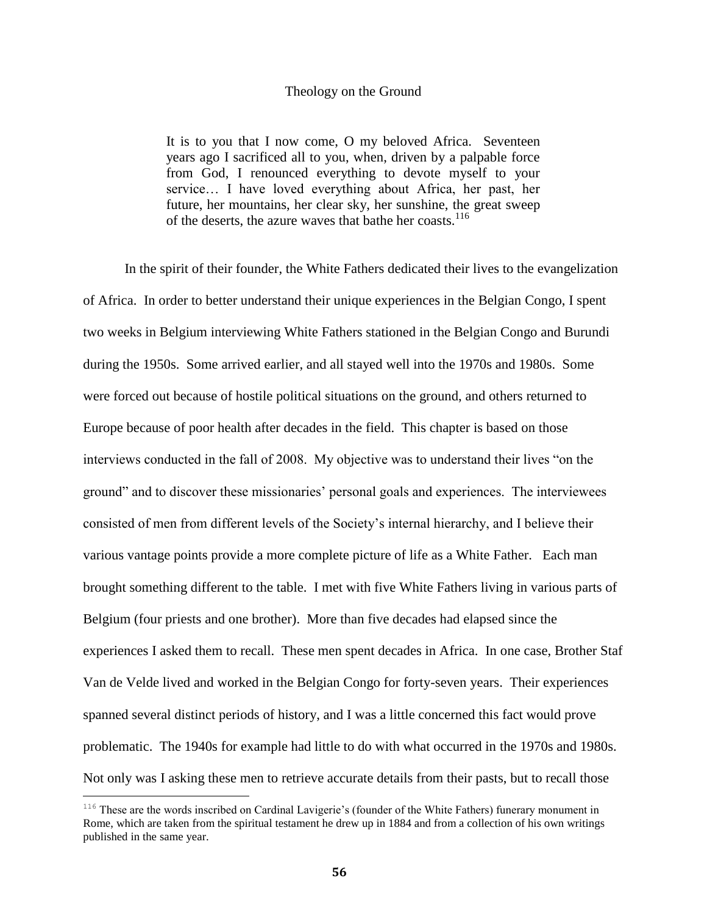## Theology on the Ground

> It is to you that I now come, O my beloved Africa. Seventeen years ago I sacrificed all to you, when, driven by a palpable force from God, I renounced everything to devote myself to your service… I have loved everything about Africa, her past, her future, her mountains, her clear sky, her sunshine, the great sweep of the deserts, the azure waves that bathe her coasts.[116]

In the spirit of their founder, the White Fathers dedicated their lives to the evangelization of Africa. In order to better understand their unique experiences in the Belgian Congo, I spent two weeks in Belgium interviewing White Fathers stationed in the Belgian Congo and Burundi during the 1950s. Some arrived earlier, and all stayed well into the 1970s and 1980s. Some were forced out because of hostile political situations on the ground, and others returned to Europe because of poor health after decades in the field. This chapter is based on those interviews conducted in the fall of 2008. My objective was to understand their lives "on the ground" and to discover these missionaries' personal goals and experiences. The interviewees consisted of men from different levels of the Society's internal hierarchy, and I believe their various vantage points provide a more complete picture of life as a White Father. Each man brought something different to the table. I met with five White Fathers living in various parts of Belgium (four priests and one brother). More than five decades had elapsed since the experiences I asked them to recall. These men spent decades in Africa. In one case, Brother Staf Van de Velde lived and worked in the Belgian Congo for forty-seven years. Their experiences spanned several distinct periods of history, and I was a little concerned this fact would prove problematic. The 1940s for example had little to do with what occurred in the 1970s and 1980s. Not only was I asking these men to retrieve accurate details from their pasts, but to recall those

---

[116] These are the words inscribed on Cardinal Lavigerie's (founder of the White Fathers) funerary monument in Rome, which are taken from the spiritual testament he drew up in 1884 and from a collection of his own writings published in the same year.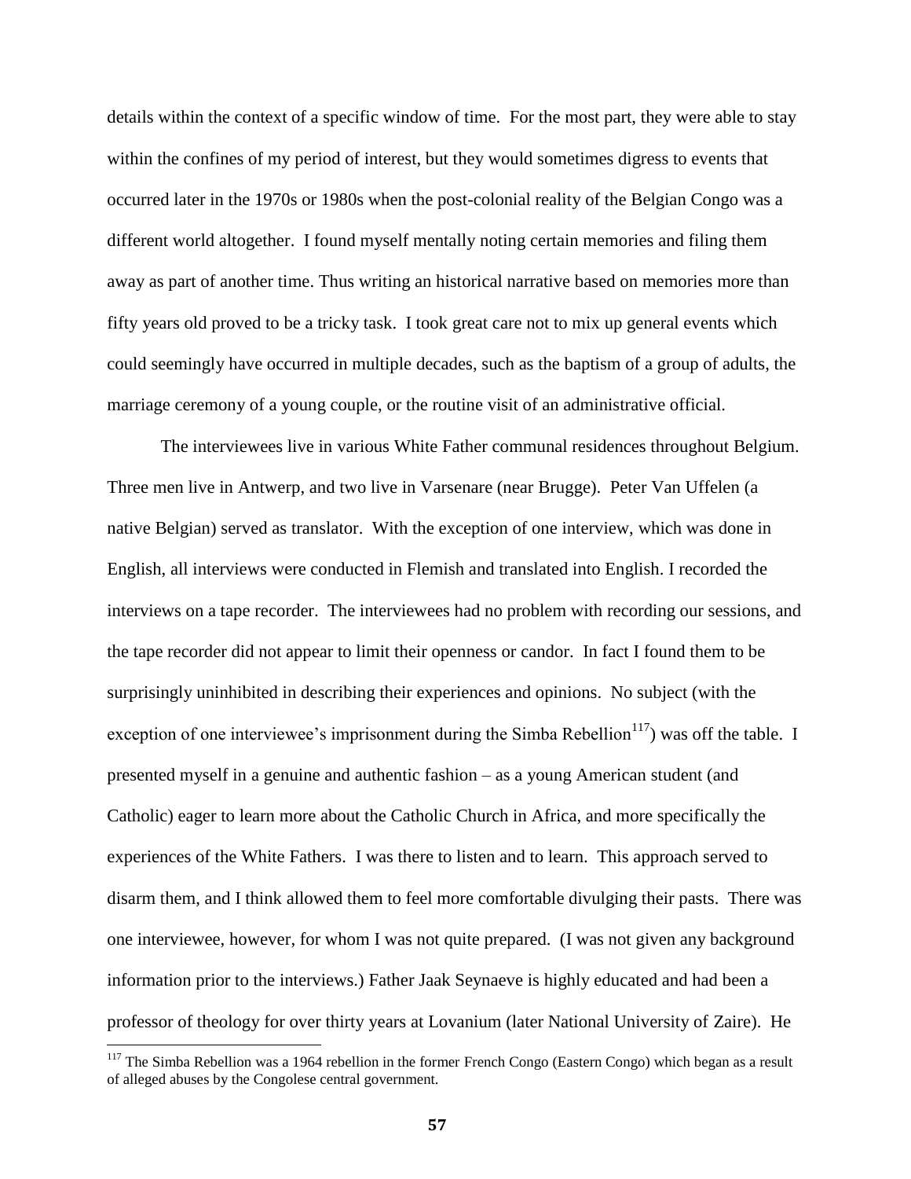details within the context of a specific window of time. For the most part, they were able to stay within the confines of my period of interest, but they would sometimes digress to events that occurred later in the 1970s or 1980s when the post-colonial reality of the Belgian Congo was a different world altogether. I found myself mentally noting certain memories and filing them away as part of another time. Thus writing an historical narrative based on memories more than fifty years old proved to be a tricky task. I took great care not to mix up general events which could seemingly have occurred in multiple decades, such as the baptism of a group of adults, the marriage ceremony of a young couple, or the routine visit of an administrative official.

The interviewees live in various White Father communal residences throughout Belgium. Three men live in Antwerp, and two live in Varsenare (near Brugge). Peter Van Uffelen (a native Belgian) served as translator. With the exception of one interview, which was done in English, all interviews were conducted in Flemish and translated into English. I recorded the interviews on a tape recorder. The interviewees had no problem with recording our sessions, and the tape recorder did not appear to limit their openness or candor. In fact I found them to be surprisingly uninhibited in describing their experiences and opinions. No subject (with the exception of one interviewee's imprisonment during the Simba Rebellion[117]) was off the table. I presented myself in a genuine and authentic fashion – as a young American student (and Catholic) eager to learn more about the Catholic Church in Africa, and more specifically the experiences of the White Fathers. I was there to listen and to learn. This approach served to disarm them, and I think allowed them to feel more comfortable divulging their pasts. There was one interviewee, however, for whom I was not quite prepared. (I was not given any background information prior to the interviews.) Father Jaak Seynaeve is highly educated and had been a professor of theology for over thirty years at Lovanium (later National University of Zaire). He

[117] The Simba Rebellion was a 1964 rebellion in the former French Congo (Eastern Congo) which began as a result of alleged abuses by the Congolese central government.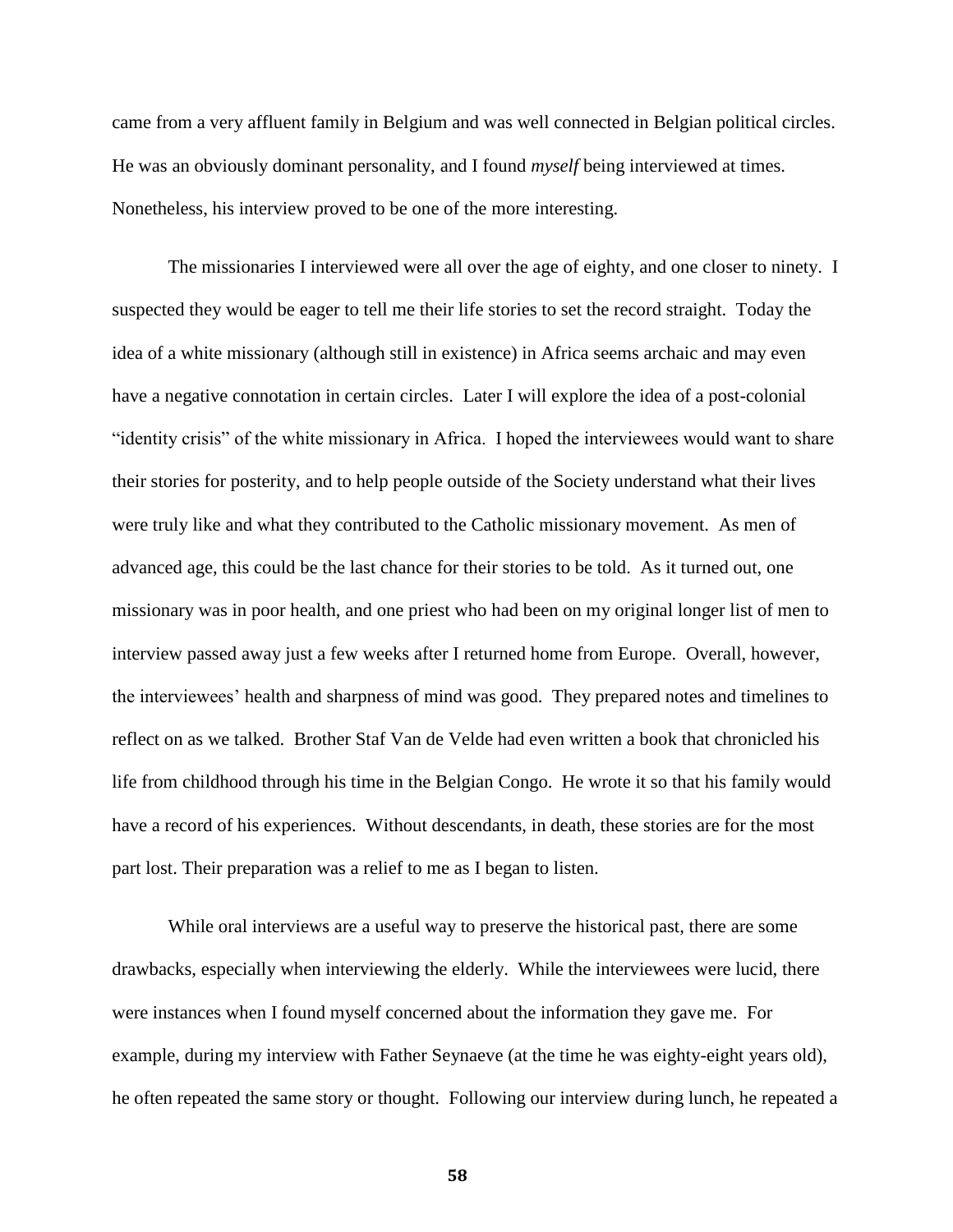came from a very affluent family in Belgium and was well connected in Belgian political circles. He was an obviously dominant personality, and I found *myself* being interviewed at times. Nonetheless, his interview proved to be one of the more interesting.

The missionaries I interviewed were all over the age of eighty, and one closer to ninety. I suspected they would be eager to tell me their life stories to set the record straight. Today the idea of a white missionary (although still in existence) in Africa seems archaic and may even have a negative connotation in certain circles. Later I will explore the idea of a post-colonial "identity crisis" of the white missionary in Africa. I hoped the interviewees would want to share their stories for posterity, and to help people outside of the Society understand what their lives were truly like and what they contributed to the Catholic missionary movement. As men of advanced age, this could be the last chance for their stories to be told. As it turned out, one missionary was in poor health, and one priest who had been on my original longer list of men to interview passed away just a few weeks after I returned home from Europe. Overall, however, the interviewees' health and sharpness of mind was good. They prepared notes and timelines to reflect on as we talked. Brother Staf Van de Velde had even written a book that chronicled his life from childhood through his time in the Belgian Congo. He wrote it so that his family would have a record of his experiences. Without descendants, in death, these stories are for the most part lost. Their preparation was a relief to me as I began to listen.

While oral interviews are a useful way to preserve the historical past, there are some drawbacks, especially when interviewing the elderly. While the interviewees were lucid, there were instances when I found myself concerned about the information they gave me. For example, during my interview with Father Seynaeve (at the time he was eighty-eight years old), he often repeated the same story or thought. Following our interview during lunch, he repeated a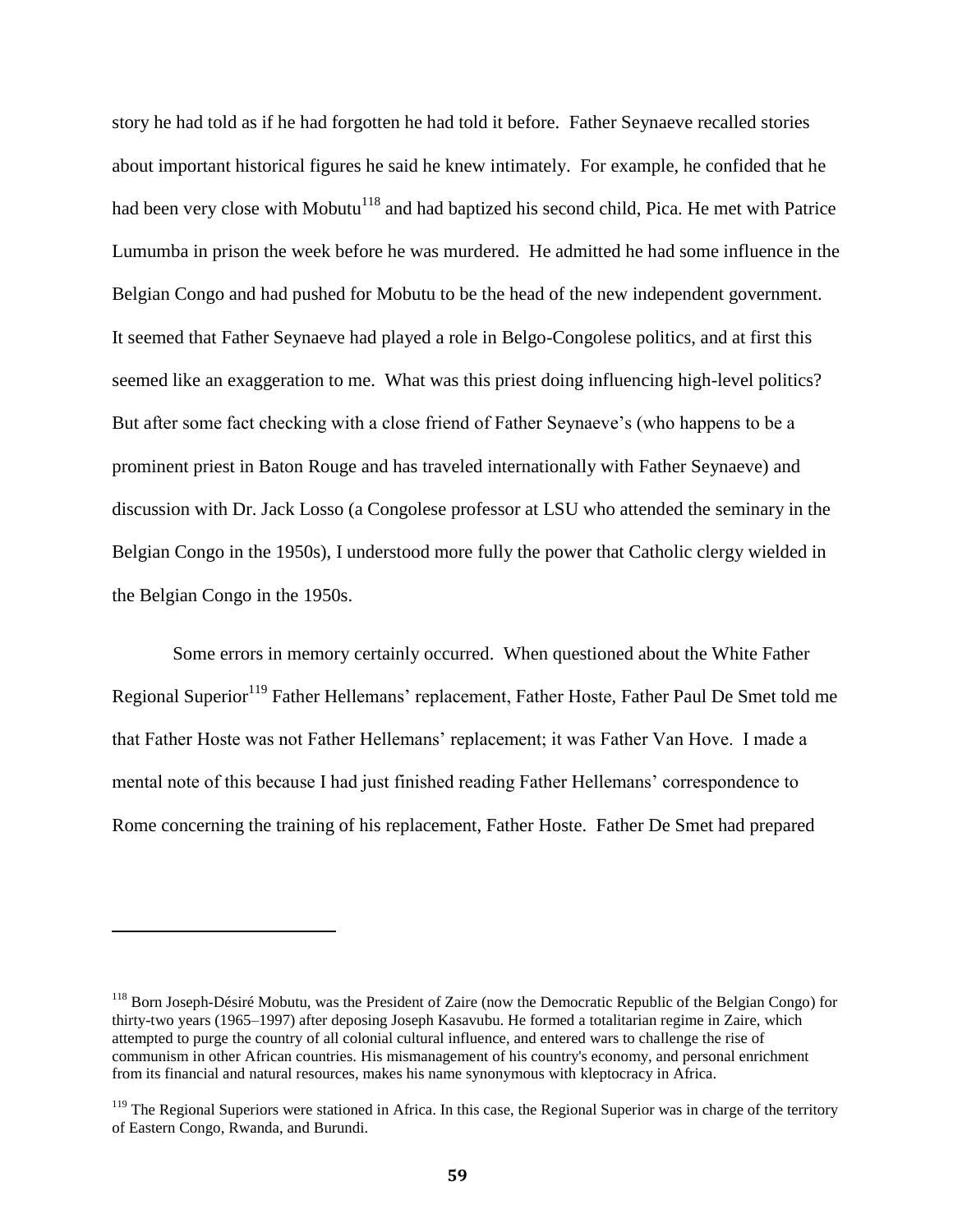story he had told as if he had forgotten he had told it before. Father Seynaeve recalled stories about important historical figures he said he knew intimately. For example, he confided that he had been very close with Mobutu[118] and had baptized his second child, Pica. He met with Patrice Lumumba in prison the week before he was murdered. He admitted he had some influence in the Belgian Congo and had pushed for Mobutu to be the head of the new independent government. It seemed that Father Seynaeve had played a role in Belgo-Congolese politics, and at first this seemed like an exaggeration to me. What was this priest doing influencing high-level politics? But after some fact checking with a close friend of Father Seynaeve's (who happens to be a prominent priest in Baton Rouge and has traveled internationally with Father Seynaeve) and discussion with Dr. Jack Losso (a Congolese professor at LSU who attended the seminary in the Belgian Congo in the 1950s), I understood more fully the power that Catholic clergy wielded in the Belgian Congo in the 1950s.

Some errors in memory certainly occurred. When questioned about the White Father Regional Superior[119] Father Hellemans' replacement, Father Hoste, Father Paul De Smet told me that Father Hoste was not Father Hellemans' replacement; it was Father Van Hove. I made a mental note of this because I had just finished reading Father Hellemans' correspondence to Rome concerning the training of his replacement, Father Hoste. Father De Smet had prepared

---

[118] Born Joseph-Désiré Mobutu, was the President of Zaire (now the Democratic Republic of the Belgian Congo) for thirty-two years (1965–1997) after deposing Joseph Kasavubu. He formed a totalitarian regime in Zaire, which attempted to purge the country of all colonial cultural influence, and entered wars to challenge the rise of communism in other African countries. His mismanagement of his country's economy, and personal enrichment from its financial and natural resources, makes his name synonymous with kleptocracy in Africa.

[119] The Regional Superiors were stationed in Africa. In this case, the Regional Superior was in charge of the territory of Eastern Congo, Rwanda, and Burundi.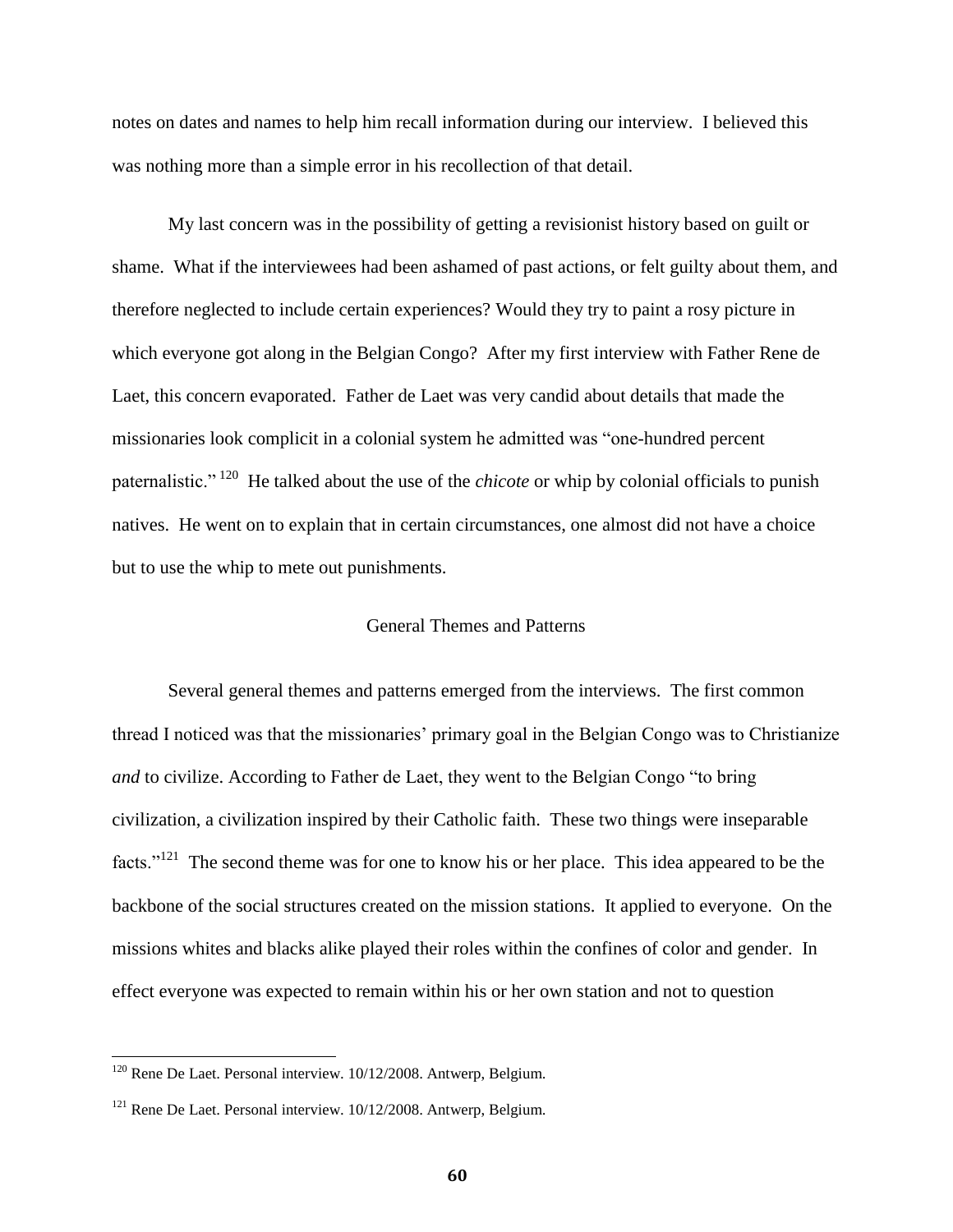notes on dates and names to help him recall information during our interview. I believed this was nothing more than a simple error in his recollection of that detail.

My last concern was in the possibility of getting a revisionist history based on guilt or shame. What if the interviewees had been ashamed of past actions, or felt guilty about them, and therefore neglected to include certain experiences? Would they try to paint a rosy picture in which everyone got along in the Belgian Congo? After my first interview with Father Rene de Laet, this concern evaporated. Father de Laet was very candid about details that made the missionaries look complicit in a colonial system he admitted was "one-hundred percent paternalistic."[120] He talked about the use of the *chicote* or whip by colonial officials to punish natives. He went on to explain that in certain circumstances, one almost did not have a choice but to use the whip to mete out punishments.

## General Themes and Patterns

Several general themes and patterns emerged from the interviews. The first common thread I noticed was that the missionaries' primary goal in the Belgian Congo was to Christianize *and* to civilize. According to Father de Laet, they went to the Belgian Congo "to bring civilization, a civilization inspired by their Catholic faith. These two things were inseparable facts."[121] The second theme was for one to know his or her place. This idea appeared to be the backbone of the social structures created on the mission stations. It applied to everyone. On the missions whites and blacks alike played their roles within the confines of color and gender. In effect everyone was expected to remain within his or her own station and not to question

---

[120] Rene De Laet. Personal interview. 10/12/2008. Antwerp, Belgium.

[121] Rene De Laet. Personal interview. 10/12/2008. Antwerp, Belgium.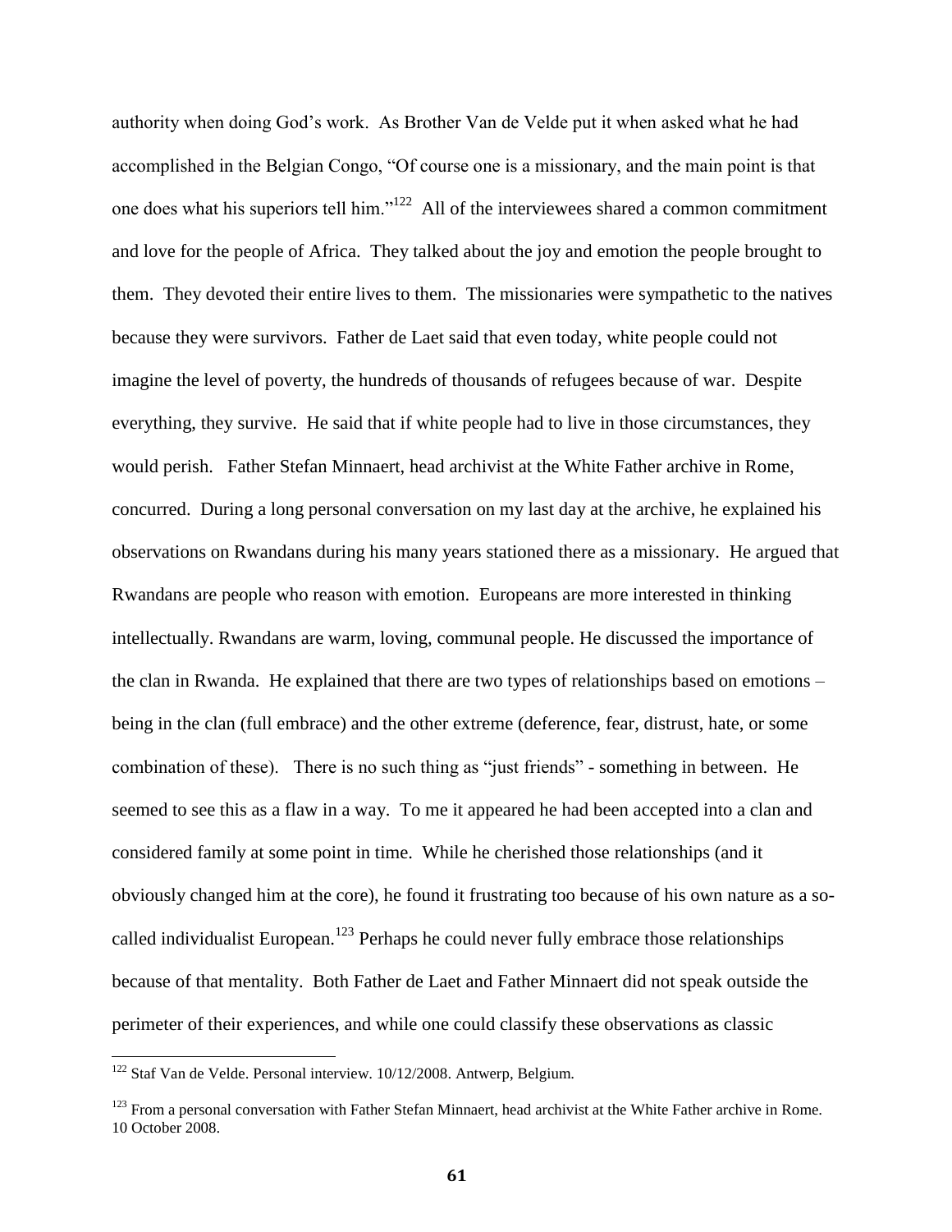authority when doing God's work. As Brother Van de Velde put it when asked what he had accomplished in the Belgian Congo, "Of course one is a missionary, and the main point is that one does what his superiors tell him."[122] All of the interviewees shared a common commitment and love for the people of Africa. They talked about the joy and emotion the people brought to them. They devoted their entire lives to them. The missionaries were sympathetic to the natives because they were survivors. Father de Laet said that even today, white people could not imagine the level of poverty, the hundreds of thousands of refugees because of war. Despite everything, they survive. He said that if white people had to live in those circumstances, they would perish. Father Stefan Minnaert, head archivist at the White Father archive in Rome, concurred. During a long personal conversation on my last day at the archive, he explained his observations on Rwandans during his many years stationed there as a missionary. He argued that Rwandans are people who reason with emotion. Europeans are more interested in thinking intellectually. Rwandans are warm, loving, communal people. He discussed the importance of the clan in Rwanda. He explained that there are two types of relationships based on emotions – being in the clan (full embrace) and the other extreme (deference, fear, distrust, hate, or some combination of these). There is no such thing as "just friends" - something in between. He seemed to see this as a flaw in a way. To me it appeared he had been accepted into a clan and considered family at some point in time. While he cherished those relationships (and it obviously changed him at the core), he found it frustrating too because of his own nature as a so-called individualist European.[123] Perhaps he could never fully embrace those relationships because of that mentality. Both Father de Laet and Father Minnaert did not speak outside the perimeter of their experiences, and while one could classify these observations as classic

---

[122] Staf Van de Velde. Personal interview. 10/12/2008. Antwerp, Belgium.

[123] From a personal conversation with Father Stefan Minnaert, head archivist at the White Father archive in Rome. 10 October 2008.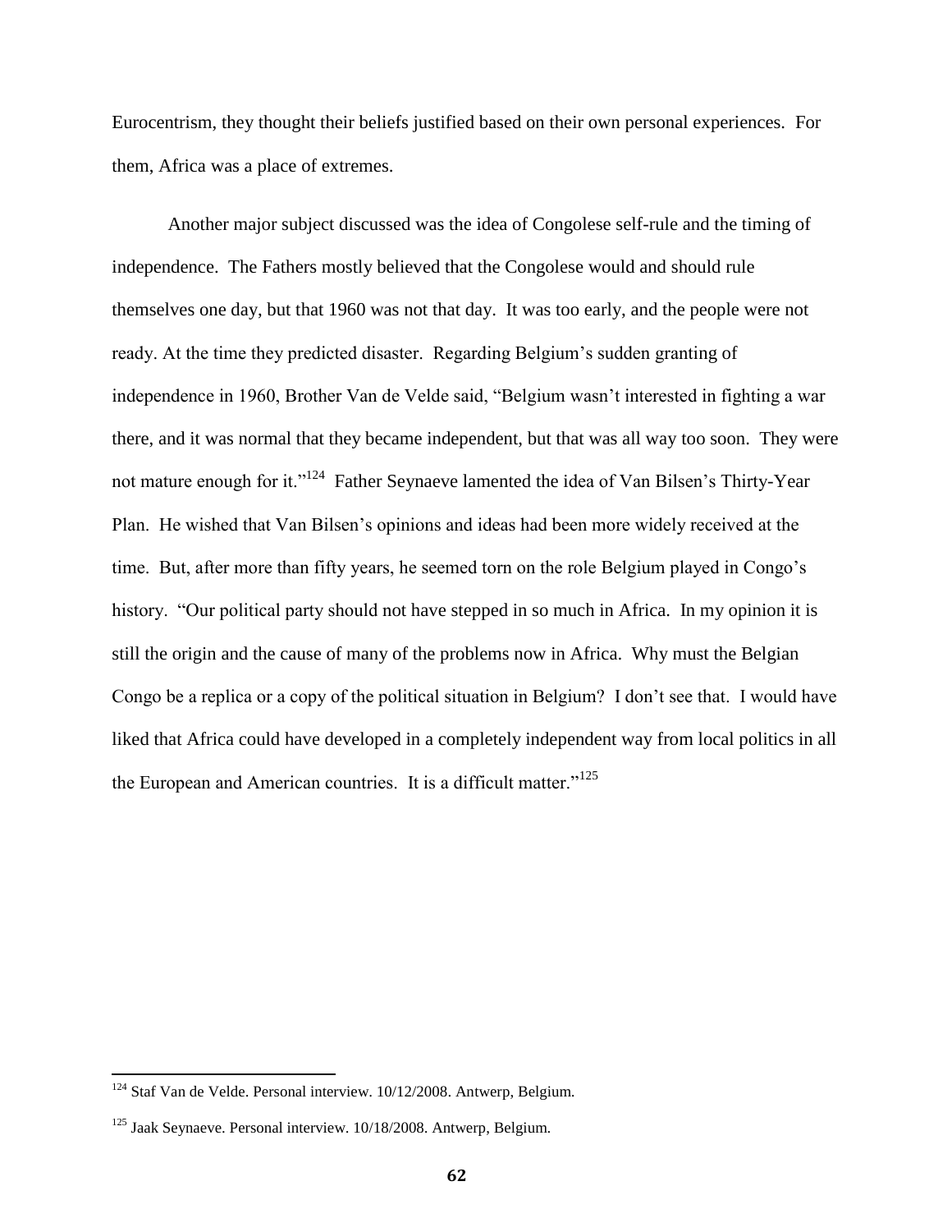Eurocentrism, they thought their beliefs justified based on their own personal experiences. For them, Africa was a place of extremes.

Another major subject discussed was the idea of Congolese self-rule and the timing of independence. The Fathers mostly believed that the Congolese would and should rule themselves one day, but that 1960 was not that day. It was too early, and the people were not ready. At the time they predicted disaster. Regarding Belgium's sudden granting of independence in 1960, Brother Van de Velde said, "Belgium wasn't interested in fighting a war there, and it was normal that they became independent, but that was all way too soon. They were not mature enough for it."[124] Father Seynaeve lamented the idea of Van Bilsen's Thirty-Year Plan. He wished that Van Bilsen's opinions and ideas had been more widely received at the time. But, after more than fifty years, he seemed torn on the role Belgium played in Congo's history. "Our political party should not have stepped in so much in Africa. In my opinion it is still the origin and the cause of many of the problems now in Africa. Why must the Belgian Congo be a replica or a copy of the political situation in Belgium? I don't see that. I would have liked that Africa could have developed in a completely independent way from local politics in all the European and American countries. It is a difficult matter."[125]

---

[124] Staf Van de Velde. Personal interview. 10/12/2008. Antwerp, Belgium.

[125] Jaak Seynaeve. Personal interview. 10/18/2008. Antwerp, Belgium.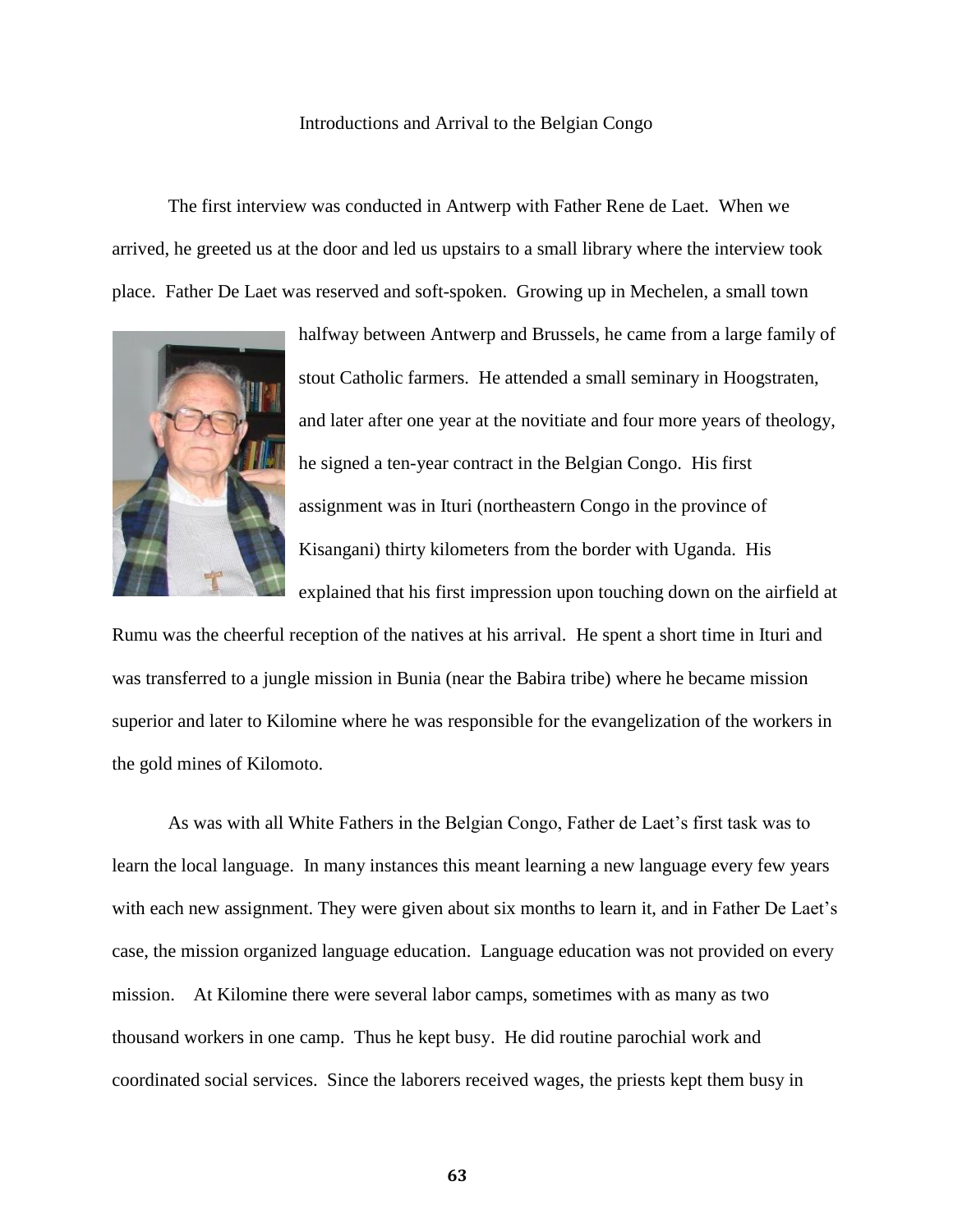## Introductions and Arrival to the Belgian Congo

The first interview was conducted in Antwerp with Father Rene de Laet. When we arrived, he greeted us at the door and led us upstairs to a small library where the interview took place. Father De Laet was reserved and soft-spoken. Growing up in Mechelen, a small town halfway between Antwerp and Brussels, he came from a large family of stout Catholic farmers. He attended a small seminary in Hoogstraten, and later after one year at the novitiate and four more years of theology, he signed a ten-year contract in the Belgian Congo. His first assignment was in Ituri (northeastern Congo in the province of Kisangani) thirty kilometers from the border with Uganda. His explained that his first impression upon touching down on the airfield at Rumu was the cheerful reception of the natives at his arrival. He spent a short time in Ituri and was transferred to a jungle mission in Bunia (near the Babira tribe) where he became mission superior and later to Kilomine where he was responsible for the evangelization of the workers in the gold mines of Kilomoto.

As was with all White Fathers in the Belgian Congo, Father de Laet's first task was to learn the local language. In many instances this meant learning a new language every few years with each new assignment. They were given about six months to learn it, and in Father De Laet's case, the mission organized language education. Language education was not provided on every mission. At Kilomine there were several labor camps, sometimes with as many as two thousand workers in one camp. Thus he kept busy. He did routine parochial work and coordinated social services. Since the laborers received wages, the priests kept them busy in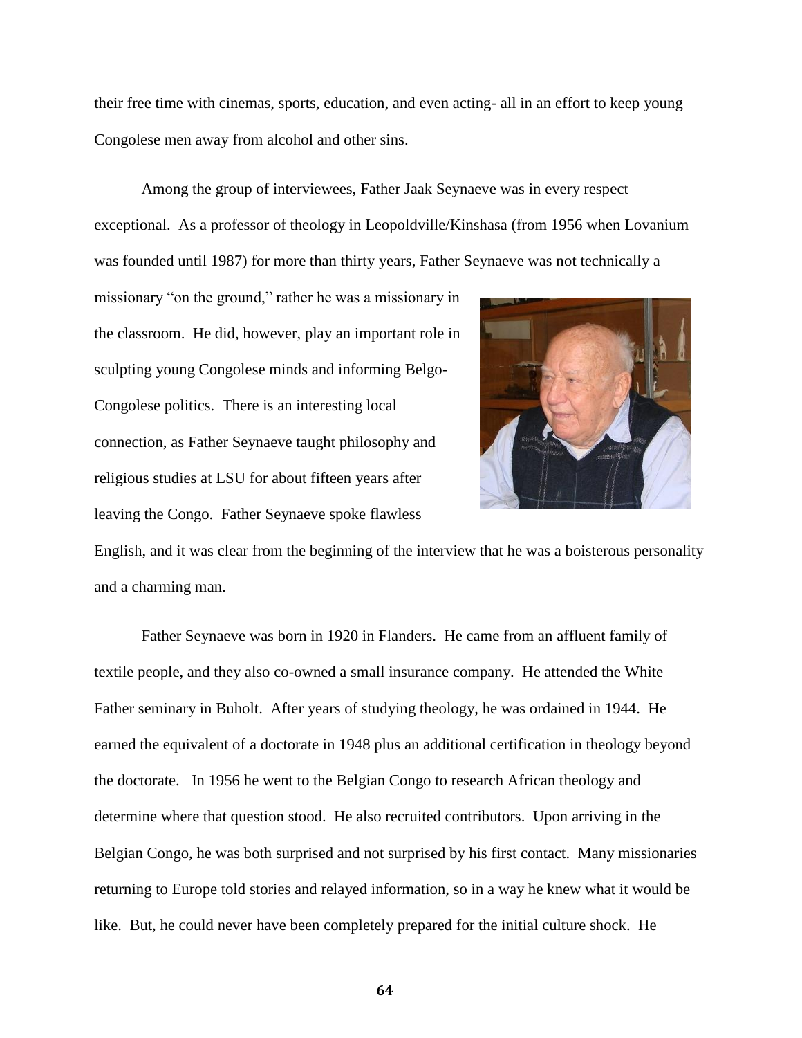their free time with cinemas, sports, education, and even acting- all in an effort to keep young Congolese men away from alcohol and other sins.

Among the group of interviewees, Father Jaak Seynaeve was in every respect exceptional. As a professor of theology in Leopoldville/Kinshasa (from 1956 when Lovanium was founded until 1987) for more than thirty years, Father Seynaeve was not technically a missionary "on the ground," rather he was a missionary in the classroom. He did, however, play an important role in sculpting young Congolese minds and informing Belgo-Congolese politics. There is an interesting local connection, as Father Seynaeve taught philosophy and religious studies at LSU for about fifteen years after leaving the Congo. Father Seynaeve spoke flawless English, and it was clear from the beginning of the interview that he was a boisterous personality and a charming man.

Father Seynaeve was born in 1920 in Flanders. He came from an affluent family of textile people, and they also co-owned a small insurance company. He attended the White Father seminary in Buholt. After years of studying theology, he was ordained in 1944. He earned the equivalent of a doctorate in 1948 plus an additional certification in theology beyond the doctorate. In 1956 he went to the Belgian Congo to research African theology and determine where that question stood. He also recruited contributors. Upon arriving in the Belgian Congo, he was both surprised and not surprised by his first contact. Many missionaries returning to Europe told stories and relayed information, so in a way he knew what it would be like. But, he could never have been completely prepared for the initial culture shock. He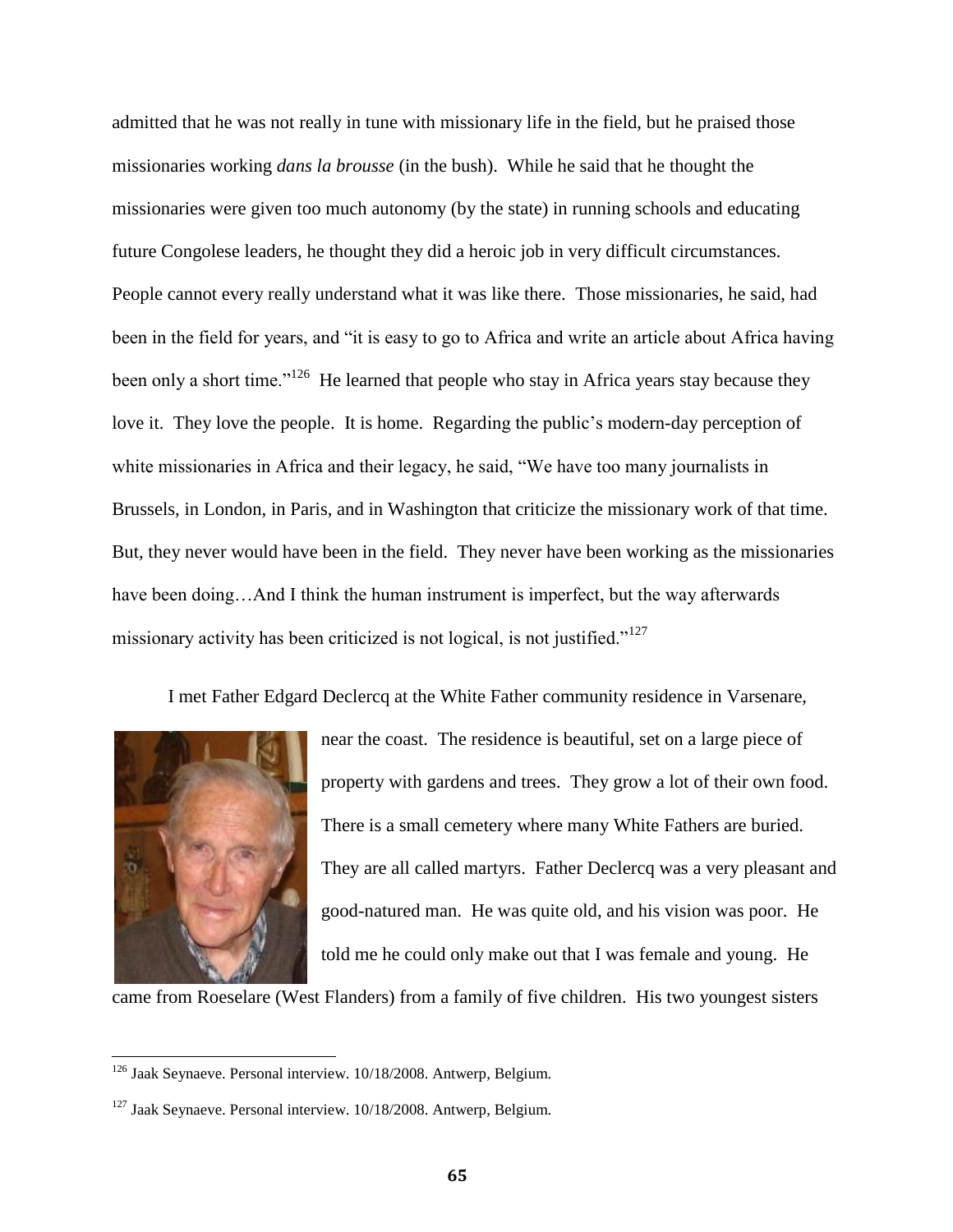admitted that he was not really in tune with missionary life in the field, but he praised those missionaries working *dans la brousse* (in the bush). While he said that he thought the missionaries were given too much autonomy (by the state) in running schools and educating future Congolese leaders, he thought they did a heroic job in very difficult circumstances. People cannot every really understand what it was like there. Those missionaries, he said, had been in the field for years, and "it is easy to go to Africa and write an article about Africa having been only a short time."[126] He learned that people who stay in Africa years stay because they love it. They love the people. It is home. Regarding the public's modern-day perception of white missionaries in Africa and their legacy, he said, "We have too many journalists in Brussels, in London, in Paris, and in Washington that criticize the missionary work of that time. But, they never would have been in the field. They never have been working as the missionaries have been doing…And I think the human instrument is imperfect, but the way afterwards missionary activity has been criticized is not logical, is not justified."[127]

I met Father Edgard Declercq at the White Father community residence in Varsenare, near the coast. The residence is beautiful, set on a large piece of property with gardens and trees. They grow a lot of their own food. There is a small cemetery where many White Fathers are buried. They are all called martyrs. Father Declercq was a very pleasant and good-natured man. He was quite old, and his vision was poor. He told me he could only make out that I was female and young. He came from Roeselare (West Flanders) from a family of five children. His two youngest sisters

---

[126] Jaak Seynaeve. Personal interview. 10/18/2008. Antwerp, Belgium.

[127] Jaak Seynaeve. Personal interview. 10/18/2008. Antwerp, Belgium.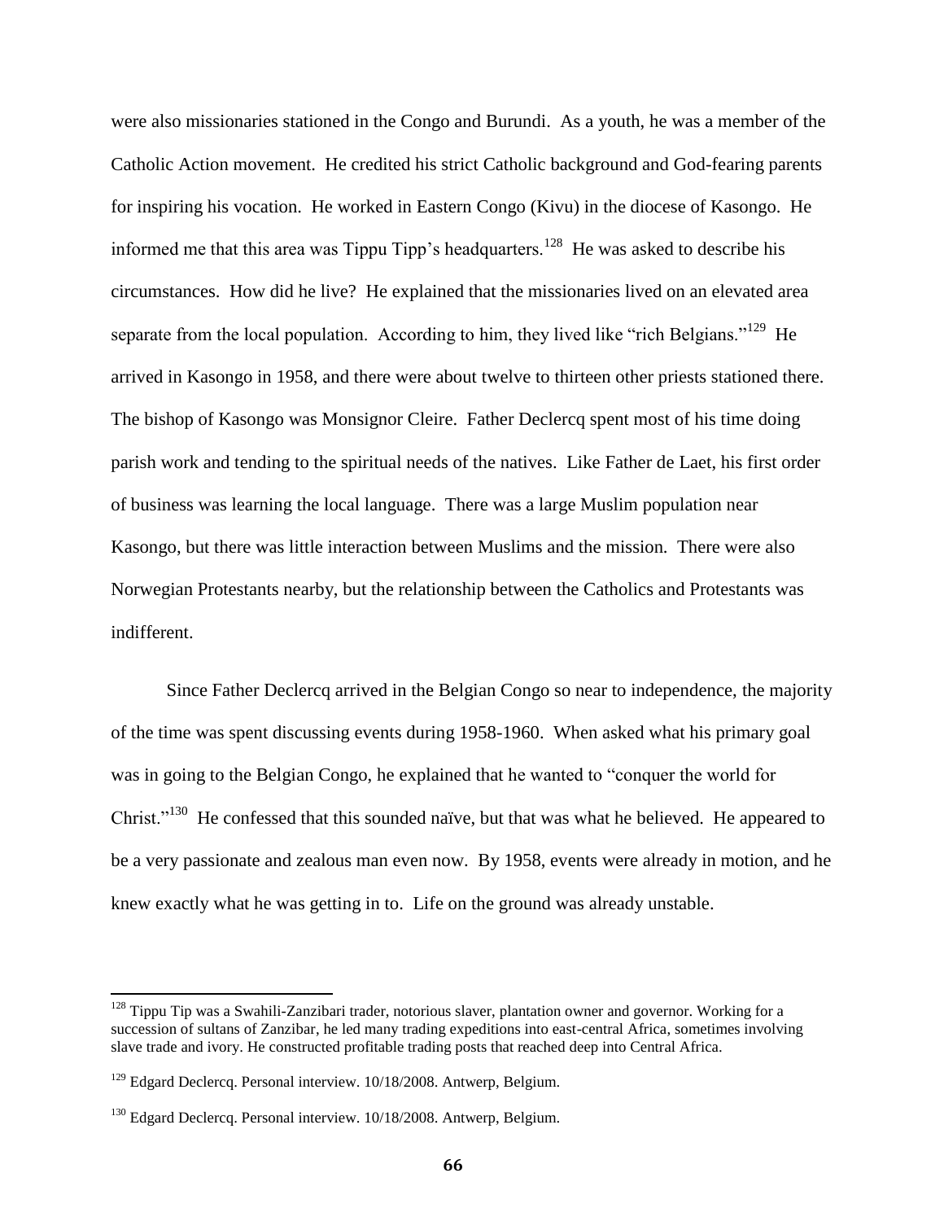were also missionaries stationed in the Congo and Burundi. As a youth, he was a member of the Catholic Action movement. He credited his strict Catholic background and God-fearing parents for inspiring his vocation. He worked in Eastern Congo (Kivu) in the diocese of Kasongo. He informed me that this area was Tippu Tipp's headquarters.[128] He was asked to describe his circumstances. How did he live? He explained that the missionaries lived on an elevated area separate from the local population. According to him, they lived like "rich Belgians."[129] He arrived in Kasongo in 1958, and there were about twelve to thirteen other priests stationed there. The bishop of Kasongo was Monsignor Cleire. Father Declercq spent most of his time doing parish work and tending to the spiritual needs of the natives. Like Father de Laet, his first order of business was learning the local language. There was a large Muslim population near Kasongo, but there was little interaction between Muslims and the mission. There were also Norwegian Protestants nearby, but the relationship between the Catholics and Protestants was indifferent.

Since Father Declercq arrived in the Belgian Congo so near to independence, the majority of the time was spent discussing events during 1958-1960. When asked what his primary goal was in going to the Belgian Congo, he explained that he wanted to "conquer the world for Christ."[130] He confessed that this sounded naïve, but that was what he believed. He appeared to be a very passionate and zealous man even now. By 1958, events were already in motion, and he knew exactly what he was getting in to. Life on the ground was already unstable.

---

[128] Tippu Tip was a Swahili-Zanzibari trader, notorious slaver, plantation owner and governor. Working for a succession of sultans of Zanzibar, he led many trading expeditions into east-central Africa, sometimes involving slave trade and ivory. He constructed profitable trading posts that reached deep into Central Africa.

[129] Edgard Declercq. Personal interview. 10/18/2008. Antwerp, Belgium.

[130] Edgard Declercq. Personal interview. 10/18/2008. Antwerp, Belgium.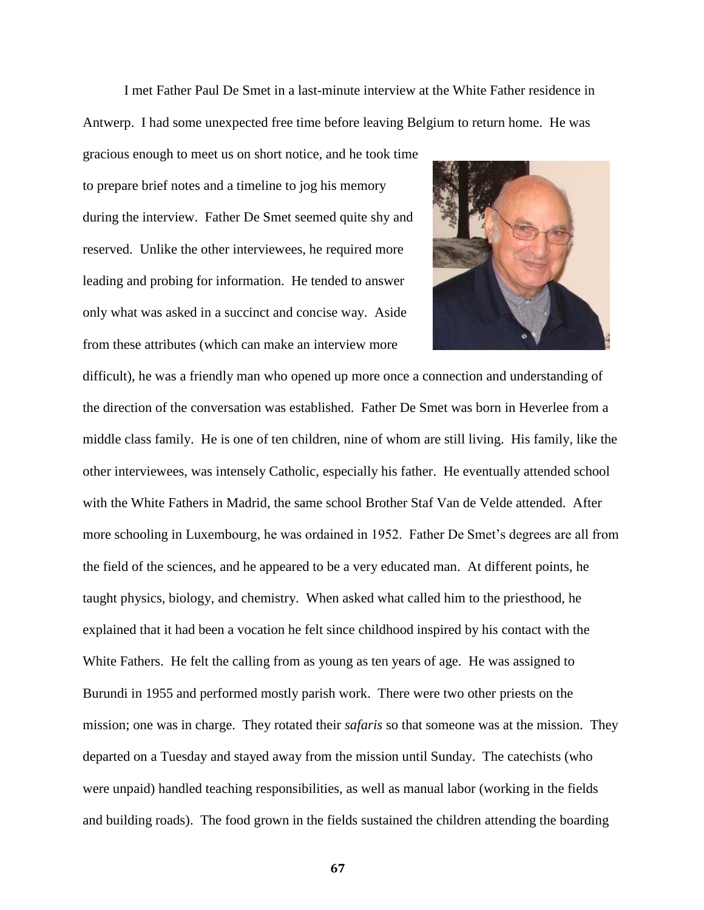I met Father Paul De Smet in a last-minute interview at the White Father residence in Antwerp. I had some unexpected free time before leaving Belgium to return home. He was gracious enough to meet us on short notice, and he took time to prepare brief notes and a timeline to jog his memory during the interview. Father De Smet seemed quite shy and reserved. Unlike the other interviewees, he required more leading and probing for information. He tended to answer only what was asked in a succinct and concise way. Aside from these attributes (which can make an interview more difficult), he was a friendly man who opened up more once a connection and understanding of the direction of the conversation was established. Father De Smet was born in Heverlee from a middle class family. He is one of ten children, nine of whom are still living. His family, like the other interviewees, was intensely Catholic, especially his father. He eventually attended school with the White Fathers in Madrid, the same school Brother Staf Van de Velde attended. After more schooling in Luxembourg, he was ordained in 1952. Father De Smet's degrees are all from the field of the sciences, and he appeared to be a very educated man. At different points, he taught physics, biology, and chemistry. When asked what called him to the priesthood, he explained that it had been a vocation he felt since childhood inspired by his contact with the White Fathers. He felt the calling from as young as ten years of age. He was assigned to Burundi in 1955 and performed mostly parish work. There were two other priests on the mission; one was in charge. They rotated their *safaris* so that someone was at the mission. They departed on a Tuesday and stayed away from the mission until Sunday. The catechists (who were unpaid) handled teaching responsibilities, as well as manual labor (working in the fields and building roads). The food grown in the fields sustained the children attending the boarding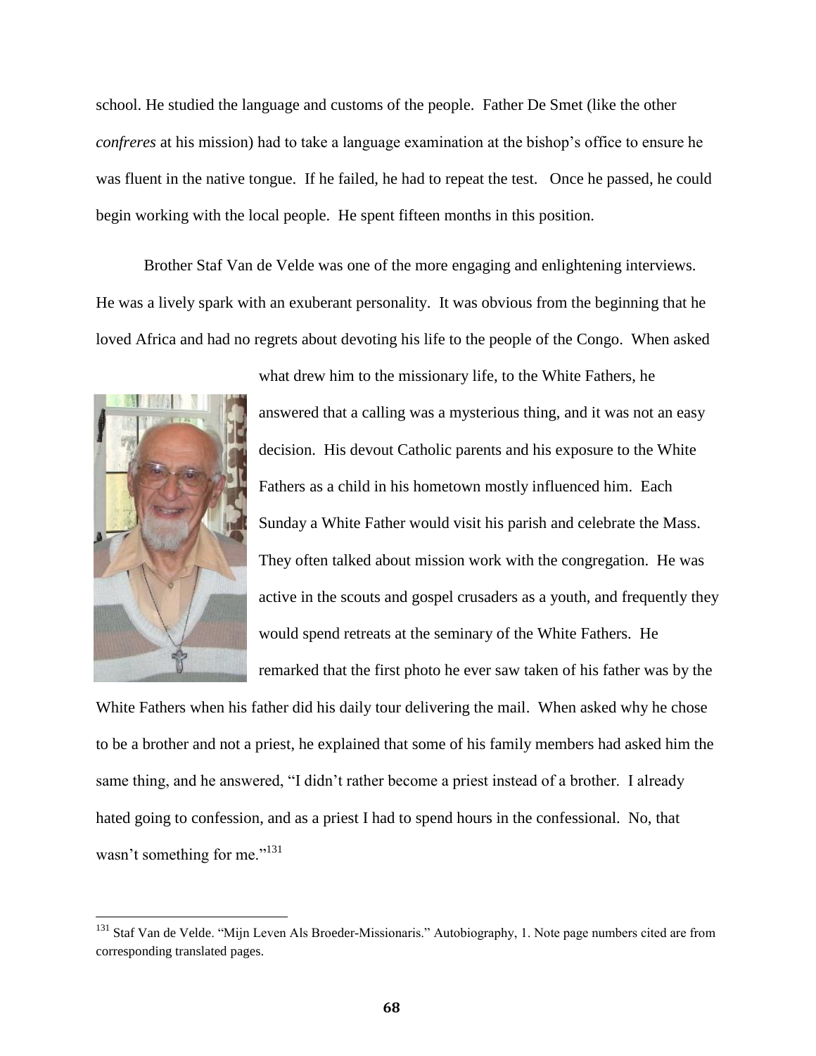school. He studied the language and customs of the people. Father De Smet (like the other *confreres* at his mission) had to take a language examination at the bishop's office to ensure he was fluent in the native tongue. If he failed, he had to repeat the test. Once he passed, he could begin working with the local people. He spent fifteen months in this position.

Brother Staf Van de Velde was one of the more engaging and enlightening interviews. He was a lively spark with an exuberant personality. It was obvious from the beginning that he loved Africa and had no regrets about devoting his life to the people of the Congo. When asked what drew him to the missionary life, to the White Fathers, he answered that a calling was a mysterious thing, and it was not an easy decision. His devout Catholic parents and his exposure to the White Fathers as a child in his hometown mostly influenced him. Each Sunday a White Father would visit his parish and celebrate the Mass. They often talked about mission work with the congregation. He was active in the scouts and gospel crusaders as a youth, and frequently they would spend retreats at the seminary of the White Fathers. He remarked that the first photo he ever saw taken of his father was by the White Fathers when his father did his daily tour delivering the mail. When asked why he chose to be a brother and not a priest, he explained that some of his family members had asked him the same thing, and he answered, "I didn't rather become a priest instead of a brother. I already hated going to confession, and as a priest I had to spend hours in the confessional. No, that wasn't something for me."[131]

[131] Staf Van de Velde. "Mijn Leven Als Broeder-Missionaris." Autobiography, 1. Note page numbers cited are from corresponding translated pages.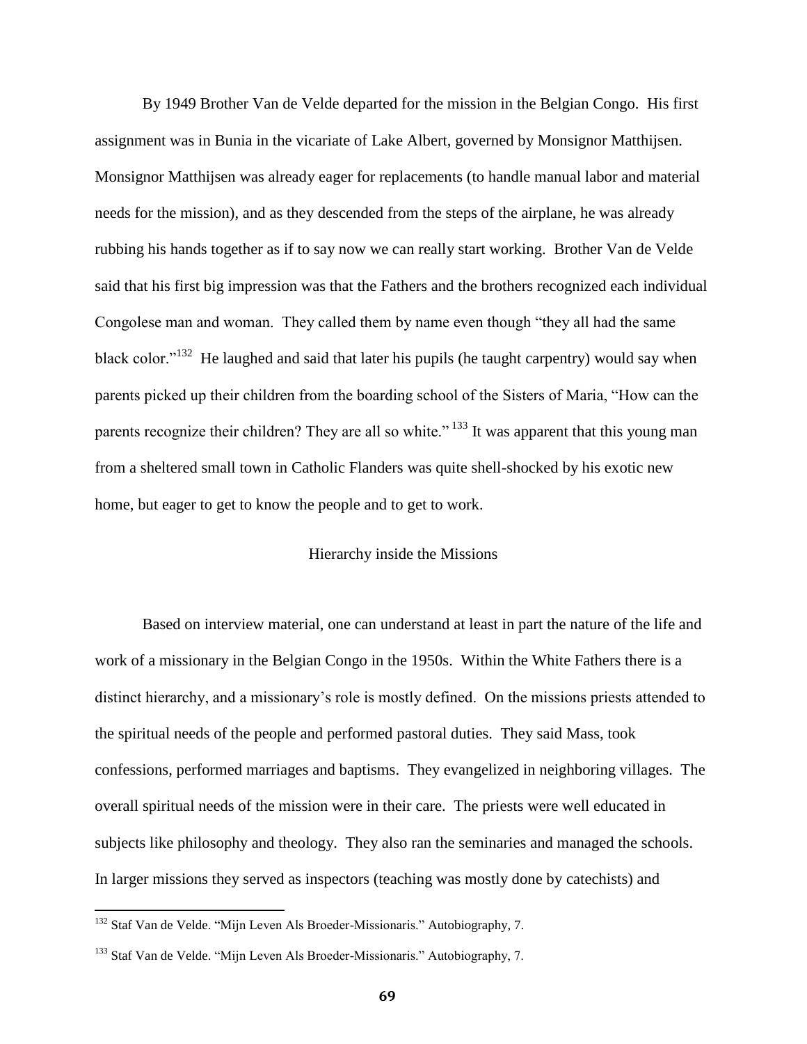By 1949 Brother Van de Velde departed for the mission in the Belgian Congo. His first assignment was in Bunia in the vicariate of Lake Albert, governed by Monsignor Matthijsen. Monsignor Matthijsen was already eager for replacements (to handle manual labor and material needs for the mission), and as they descended from the steps of the airplane, he was already rubbing his hands together as if to say now we can really start working. Brother Van de Velde said that his first big impression was that the Fathers and the brothers recognized each individual Congolese man and woman. They called them by name even though "they all had the same black color."[132] He laughed and said that later his pupils (he taught carpentry) would say when parents picked up their children from the boarding school of the Sisters of Maria, "How can the parents recognize their children? They are all so white."[133] It was apparent that this young man from a sheltered small town in Catholic Flanders was quite shell-shocked by his exotic new home, but eager to get to know the people and to get to work.

## Hierarchy inside the Missions

Based on interview material, one can understand at least in part the nature of the life and work of a missionary in the Belgian Congo in the 1950s. Within the White Fathers there is a distinct hierarchy, and a missionary's role is mostly defined. On the missions priests attended to the spiritual needs of the people and performed pastoral duties. They said Mass, took confessions, performed marriages and baptisms. They evangelized in neighboring villages. The overall spiritual needs of the mission were in their care. The priests were well educated in subjects like philosophy and theology. They also ran the seminaries and managed the schools. In larger missions they served as inspectors (teaching was mostly done by catechists) and

---

[132] Staf Van de Velde. "Mijn Leven Als Broeder-Missionaris." Autobiography, 7.

[133] Staf Van de Velde. "Mijn Leven Als Broeder-Missionaris." Autobiography, 7.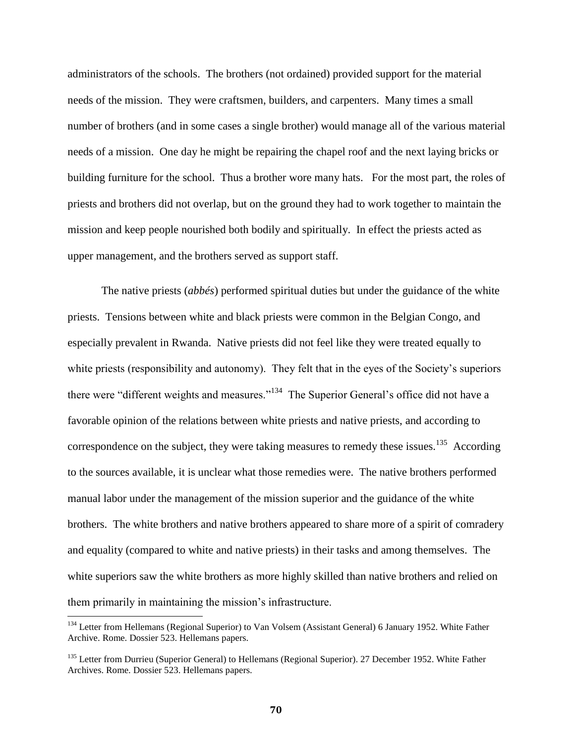administrators of the schools. The brothers (not ordained) provided support for the material needs of the mission. They were craftsmen, builders, and carpenters. Many times a small number of brothers (and in some cases a single brother) would manage all of the various material needs of a mission. One day he might be repairing the chapel roof and the next laying bricks or building furniture for the school. Thus a brother wore many hats. For the most part, the roles of priests and brothers did not overlap, but on the ground they had to work together to maintain the mission and keep people nourished both bodily and spiritually. In effect the priests acted as upper management, and the brothers served as support staff.

The native priests (*abbés*) performed spiritual duties but under the guidance of the white priests. Tensions between white and black priests were common in the Belgian Congo, and especially prevalent in Rwanda. Native priests did not feel like they were treated equally to white priests (responsibility and autonomy). They felt that in the eyes of the Society's superiors there were "different weights and measures."[134] The Superior General's office did not have a favorable opinion of the relations between white priests and native priests, and according to correspondence on the subject, they were taking measures to remedy these issues.[135] According to the sources available, it is unclear what those remedies were. The native brothers performed manual labor under the management of the mission superior and the guidance of the white brothers. The white brothers and native brothers appeared to share more of a spirit of comradery and equality (compared to white and native priests) in their tasks and among themselves. The white superiors saw the white brothers as more highly skilled than native brothers and relied on them primarily in maintaining the mission's infrastructure.

---

[134] Letter from Hellemans (Regional Superior) to Van Volsem (Assistant General) 6 January 1952. White Father Archive. Rome. Dossier 523. Hellemans papers.

[135] Letter from Durrieu (Superior General) to Hellemans (Regional Superior). 27 December 1952. White Father Archives. Rome. Dossier 523. Hellemans papers.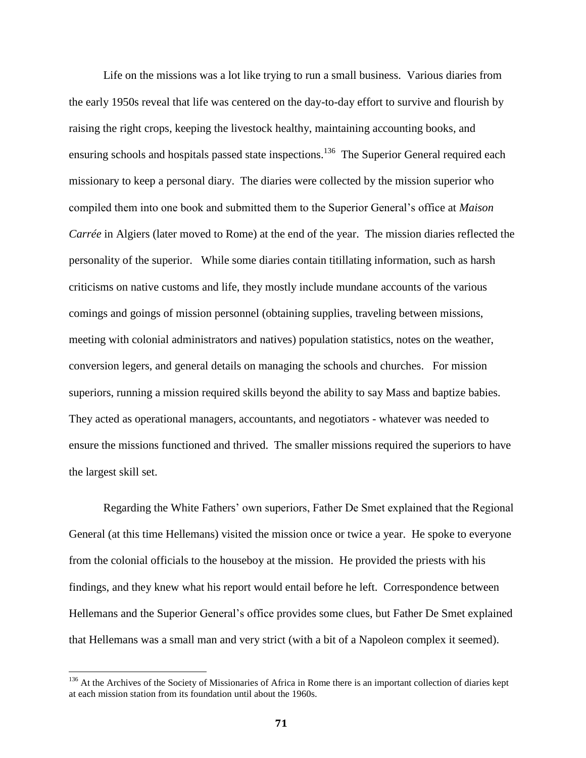Life on the missions was a lot like trying to run a small business. Various diaries from the early 1950s reveal that life was centered on the day-to-day effort to survive and flourish by raising the right crops, keeping the livestock healthy, maintaining accounting books, and ensuring schools and hospitals passed state inspections.[136] The Superior General required each missionary to keep a personal diary. The diaries were collected by the mission superior who compiled them into one book and submitted them to the Superior General's office at *Maison Carrée* in Algiers (later moved to Rome) at the end of the year. The mission diaries reflected the personality of the superior. While some diaries contain titillating information, such as harsh criticisms on native customs and life, they mostly include mundane accounts of the various comings and goings of mission personnel (obtaining supplies, traveling between missions, meeting with colonial administrators and natives) population statistics, notes on the weather, conversion legers, and general details on managing the schools and churches. For mission superiors, running a mission required skills beyond the ability to say Mass and baptize babies. They acted as operational managers, accountants, and negotiators - whatever was needed to ensure the missions functioned and thrived. The smaller missions required the superiors to have the largest skill set.

Regarding the White Fathers' own superiors, Father De Smet explained that the Regional General (at this time Hellemans) visited the mission once or twice a year. He spoke to everyone from the colonial officials to the houseboy at the mission. He provided the priests with his findings, and they knew what his report would entail before he left. Correspondence between Hellemans and the Superior General's office provides some clues, but Father De Smet explained that Hellemans was a small man and very strict (with a bit of a Napoleon complex it seemed).

[136] At the Archives of the Society of Missionaries of Africa in Rome there is an important collection of diaries kept at each mission station from its foundation until about the 1960s.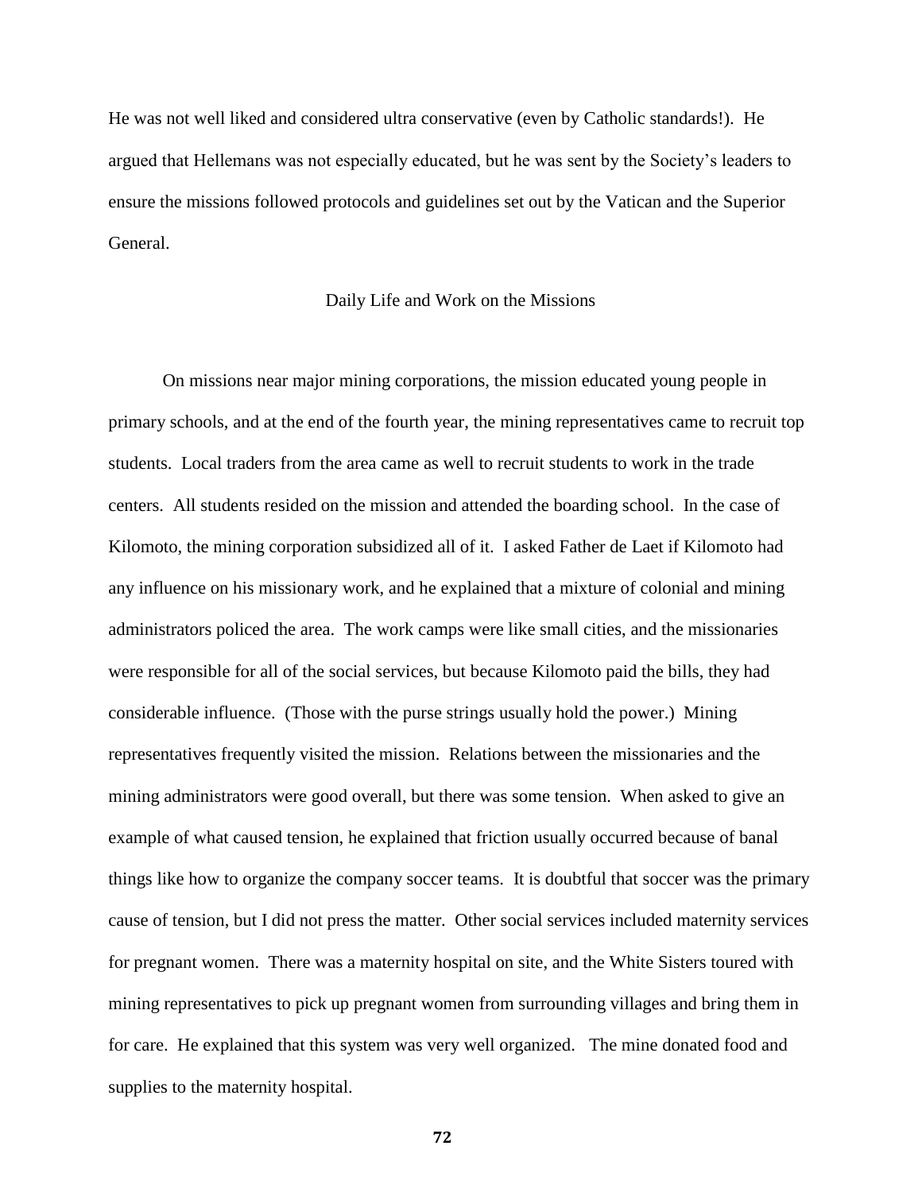He was not well liked and considered ultra conservative (even by Catholic standards!). He argued that Hellemans was not especially educated, but he was sent by the Society's leaders to ensure the missions followed protocols and guidelines set out by the Vatican and the Superior General.

## Daily Life and Work on the Missions

On missions near major mining corporations, the mission educated young people in primary schools, and at the end of the fourth year, the mining representatives came to recruit top students. Local traders from the area came as well to recruit students to work in the trade centers. All students resided on the mission and attended the boarding school. In the case of Kilomoto, the mining corporation subsidized all of it. I asked Father de Laet if Kilomoto had any influence on his missionary work, and he explained that a mixture of colonial and mining administrators policed the area. The work camps were like small cities, and the missionaries were responsible for all of the social services, but because Kilomoto paid the bills, they had considerable influence. (Those with the purse strings usually hold the power.) Mining representatives frequently visited the mission. Relations between the missionaries and the mining administrators were good overall, but there was some tension. When asked to give an example of what caused tension, he explained that friction usually occurred because of banal things like how to organize the company soccer teams. It is doubtful that soccer was the primary cause of tension, but I did not press the matter. Other social services included maternity services for pregnant women. There was a maternity hospital on site, and the White Sisters toured with mining representatives to pick up pregnant women from surrounding villages and bring them in for care. He explained that this system was very well organized. The mine donated food and supplies to the maternity hospital.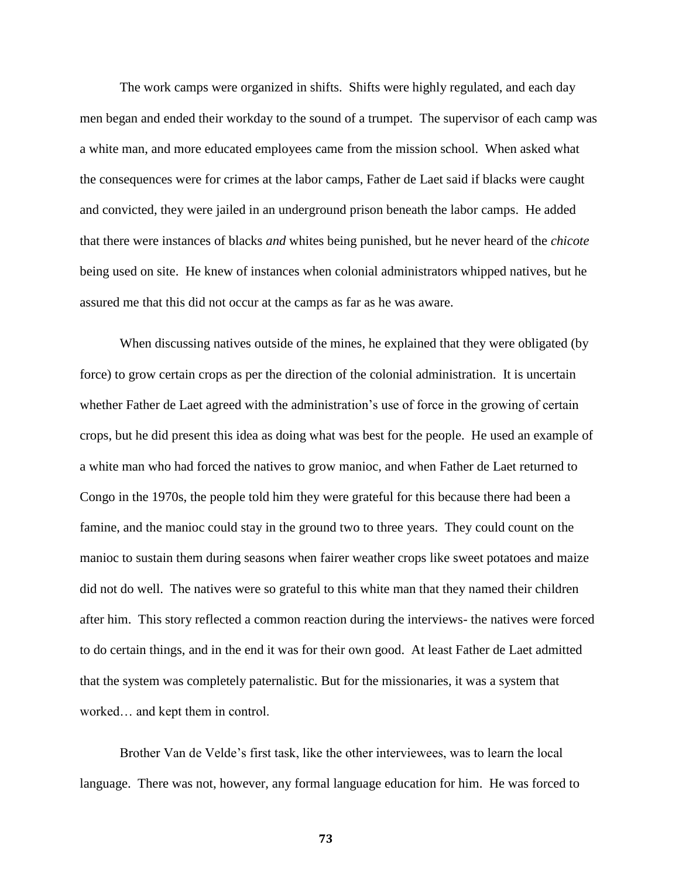The work camps were organized in shifts. Shifts were highly regulated, and each day men began and ended their workday to the sound of a trumpet. The supervisor of each camp was a white man, and more educated employees came from the mission school. When asked what the consequences were for crimes at the labor camps, Father de Laet said if blacks were caught and convicted, they were jailed in an underground prison beneath the labor camps. He added that there were instances of blacks *and* whites being punished, but he never heard of the *chicote* being used on site. He knew of instances when colonial administrators whipped natives, but he assured me that this did not occur at the camps as far as he was aware.

When discussing natives outside of the mines, he explained that they were obligated (by force) to grow certain crops as per the direction of the colonial administration. It is uncertain whether Father de Laet agreed with the administration's use of force in the growing of certain crops, but he did present this idea as doing what was best for the people. He used an example of a white man who had forced the natives to grow manioc, and when Father de Laet returned to Congo in the 1970s, the people told him they were grateful for this because there had been a famine, and the manioc could stay in the ground two to three years. They could count on the manioc to sustain them during seasons when fairer weather crops like sweet potatoes and maize did not do well. The natives were so grateful to this white man that they named their children after him. This story reflected a common reaction during the interviews- the natives were forced to do certain things, and in the end it was for their own good. At least Father de Laet admitted that the system was completely paternalistic. But for the missionaries, it was a system that worked… and kept them in control.

Brother Van de Velde's first task, like the other interviewees, was to learn the local language. There was not, however, any formal language education for him. He was forced to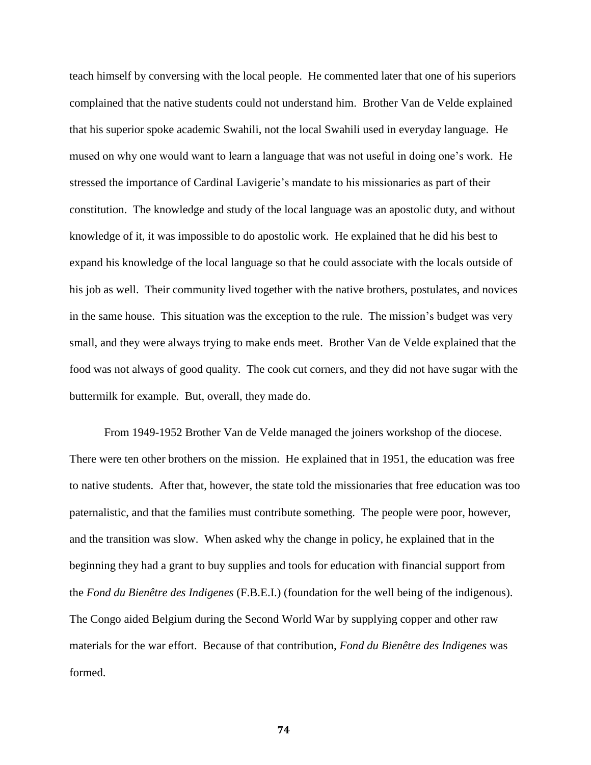teach himself by conversing with the local people. He commented later that one of his superiors complained that the native students could not understand him. Brother Van de Velde explained that his superior spoke academic Swahili, not the local Swahili used in everyday language. He mused on why one would want to learn a language that was not useful in doing one's work. He stressed the importance of Cardinal Lavigerie's mandate to his missionaries as part of their constitution. The knowledge and study of the local language was an apostolic duty, and without knowledge of it, it was impossible to do apostolic work. He explained that he did his best to expand his knowledge of the local language so that he could associate with the locals outside of his job as well. Their community lived together with the native brothers, postulates, and novices in the same house. This situation was the exception to the rule. The mission's budget was very small, and they were always trying to make ends meet. Brother Van de Velde explained that the food was not always of good quality. The cook cut corners, and they did not have sugar with the buttermilk for example. But, overall, they made do.

From 1949-1952 Brother Van de Velde managed the joiners workshop of the diocese. There were ten other brothers on the mission. He explained that in 1951, the education was free to native students. After that, however, the state told the missionaries that free education was too paternalistic, and that the families must contribute something. The people were poor, however, and the transition was slow. When asked why the change in policy, he explained that in the beginning they had a grant to buy supplies and tools for education with financial support from the *Fond du Bienêtre des Indigenes* (F.B.E.I.) (foundation for the well being of the indigenous). The Congo aided Belgium during the Second World War by supplying copper and other raw materials for the war effort. Because of that contribution, *Fond du Bienêtre des Indigenes* was formed.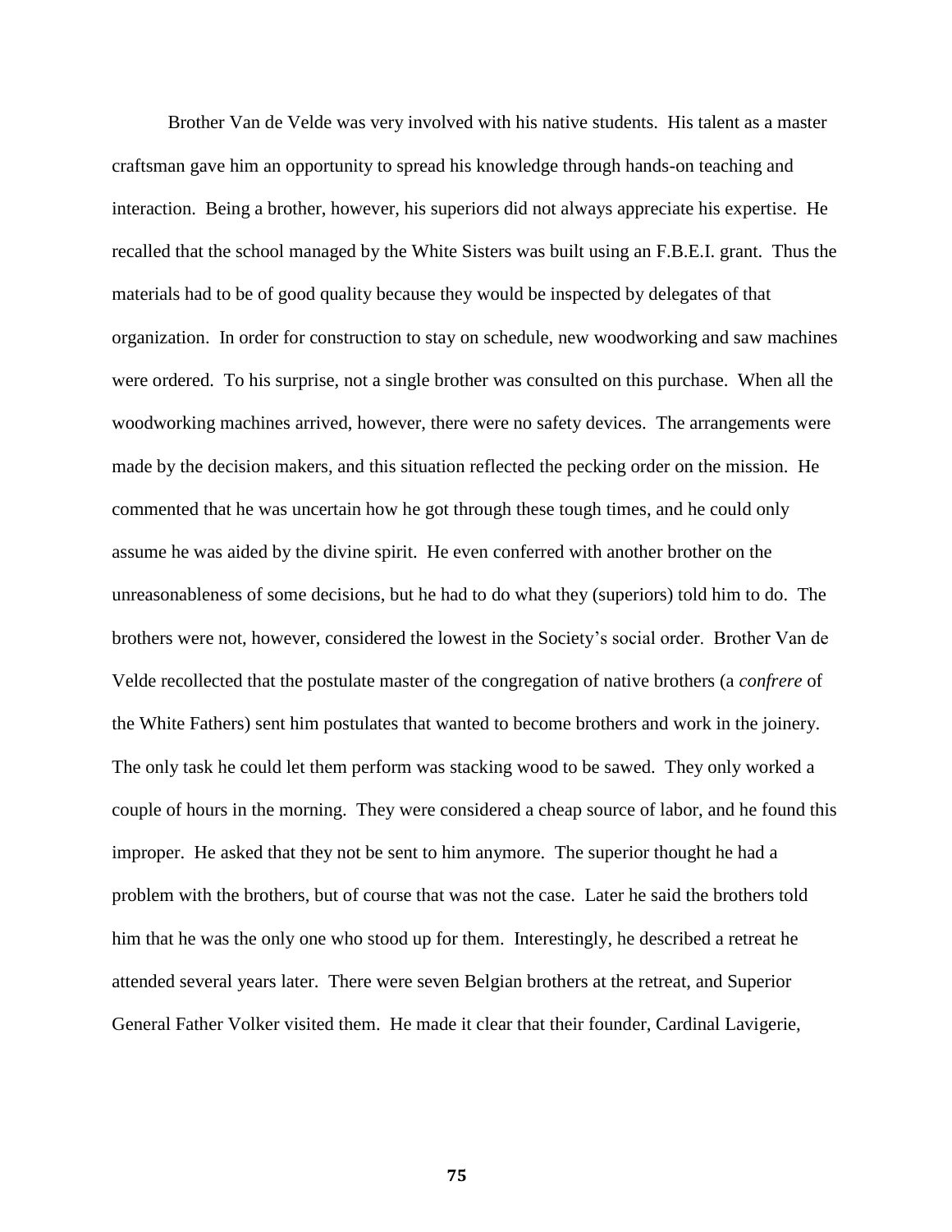Brother Van de Velde was very involved with his native students. His talent as a master craftsman gave him an opportunity to spread his knowledge through hands-on teaching and interaction. Being a brother, however, his superiors did not always appreciate his expertise. He recalled that the school managed by the White Sisters was built using an F.B.E.I. grant. Thus the materials had to be of good quality because they would be inspected by delegates of that organization. In order for construction to stay on schedule, new woodworking and saw machines were ordered. To his surprise, not a single brother was consulted on this purchase. When all the woodworking machines arrived, however, there were no safety devices. The arrangements were made by the decision makers, and this situation reflected the pecking order on the mission. He commented that he was uncertain how he got through these tough times, and he could only assume he was aided by the divine spirit. He even conferred with another brother on the unreasonableness of some decisions, but he had to do what they (superiors) told him to do. The brothers were not, however, considered the lowest in the Society's social order. Brother Van de Velde recollected that the postulate master of the congregation of native brothers (a *confrere* of the White Fathers) sent him postulates that wanted to become brothers and work in the joinery. The only task he could let them perform was stacking wood to be sawed. They only worked a couple of hours in the morning. They were considered a cheap source of labor, and he found this improper. He asked that they not be sent to him anymore. The superior thought he had a problem with the brothers, but of course that was not the case. Later he said the brothers told him that he was the only one who stood up for them. Interestingly, he described a retreat he attended several years later. There were seven Belgian brothers at the retreat, and Superior General Father Volker visited them. He made it clear that their founder, Cardinal Lavigerie,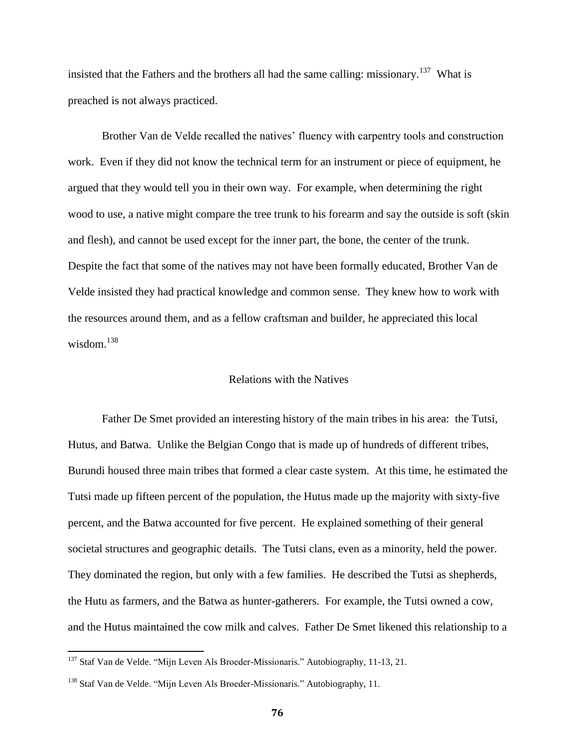insisted that the Fathers and the brothers all had the same calling: missionary.[137] What is preached is not always practiced.

Brother Van de Velde recalled the natives' fluency with carpentry tools and construction work. Even if they did not know the technical term for an instrument or piece of equipment, he argued that they would tell you in their own way. For example, when determining the right wood to use, a native might compare the tree trunk to his forearm and say the outside is soft (skin and flesh), and cannot be used except for the inner part, the bone, the center of the trunk. Despite the fact that some of the natives may not have been formally educated, Brother Van de Velde insisted they had practical knowledge and common sense. They knew how to work with the resources around them, and as a fellow craftsman and builder, he appreciated this local wisdom.[138]

## Relations with the Natives

Father De Smet provided an interesting history of the main tribes in his area: the Tutsi, Hutus, and Batwa. Unlike the Belgian Congo that is made up of hundreds of different tribes, Burundi housed three main tribes that formed a clear caste system. At this time, he estimated the Tutsi made up fifteen percent of the population, the Hutus made up the majority with sixty-five percent, and the Batwa accounted for five percent. He explained something of their general societal structures and geographic details. The Tutsi clans, even as a minority, held the power. They dominated the region, but only with a few families. He described the Tutsi as shepherds, the Hutu as farmers, and the Batwa as hunter-gatherers. For example, the Tutsi owned a cow, and the Hutus maintained the cow milk and calves. Father De Smet likened this relationship to a

---

[137] Staf Van de Velde. "Mijn Leven Als Broeder-Missionaris." Autobiography, 11-13, 21.

[138] Staf Van de Velde. "Mijn Leven Als Broeder-Missionaris." Autobiography, 11.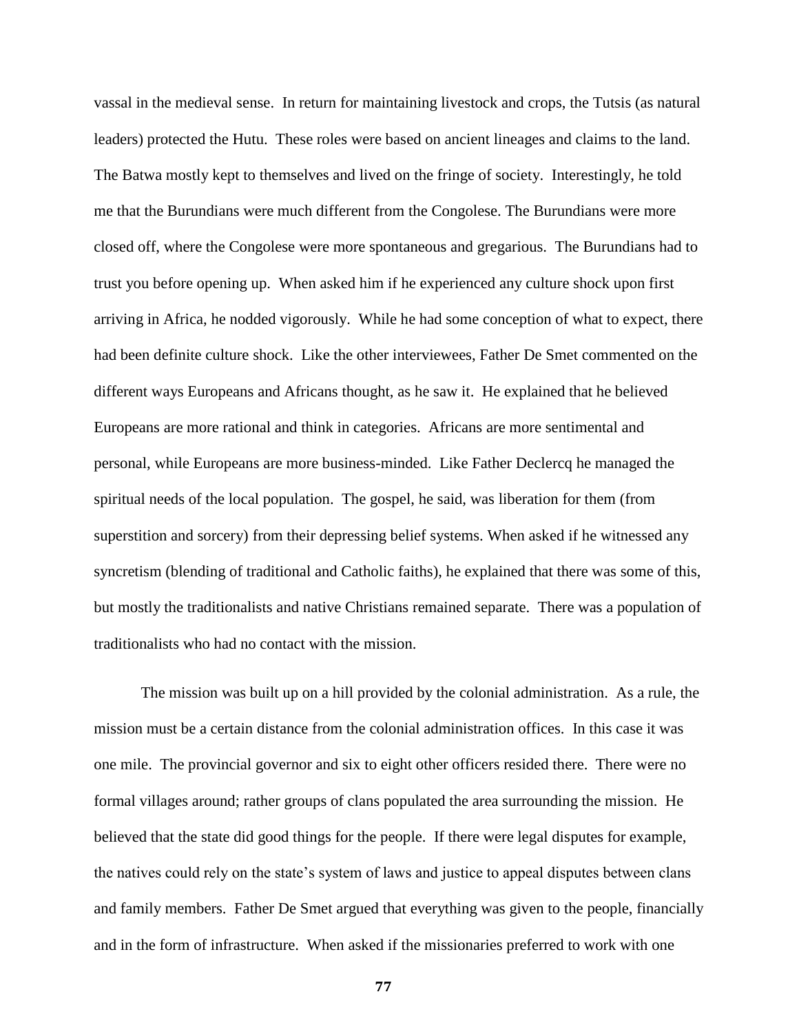vassal in the medieval sense. In return for maintaining livestock and crops, the Tutsis (as natural leaders) protected the Hutu. These roles were based on ancient lineages and claims to the land. The Batwa mostly kept to themselves and lived on the fringe of society. Interestingly, he told me that the Burundians were much different from the Congolese. The Burundians were more closed off, where the Congolese were more spontaneous and gregarious. The Burundians had to trust you before opening up. When asked him if he experienced any culture shock upon first arriving in Africa, he nodded vigorously. While he had some conception of what to expect, there had been definite culture shock. Like the other interviewees, Father De Smet commented on the different ways Europeans and Africans thought, as he saw it. He explained that he believed Europeans are more rational and think in categories. Africans are more sentimental and personal, while Europeans are more business-minded. Like Father Declercq he managed the spiritual needs of the local population. The gospel, he said, was liberation for them (from superstition and sorcery) from their depressing belief systems. When asked if he witnessed any syncretism (blending of traditional and Catholic faiths), he explained that there was some of this, but mostly the traditionalists and native Christians remained separate. There was a population of traditionalists who had no contact with the mission.

The mission was built up on a hill provided by the colonial administration. As a rule, the mission must be a certain distance from the colonial administration offices. In this case it was one mile. The provincial governor and six to eight other officers resided there. There were no formal villages around; rather groups of clans populated the area surrounding the mission. He believed that the state did good things for the people. If there were legal disputes for example, the natives could rely on the state's system of laws and justice to appeal disputes between clans and family members. Father De Smet argued that everything was given to the people, financially and in the form of infrastructure. When asked if the missionaries preferred to work with one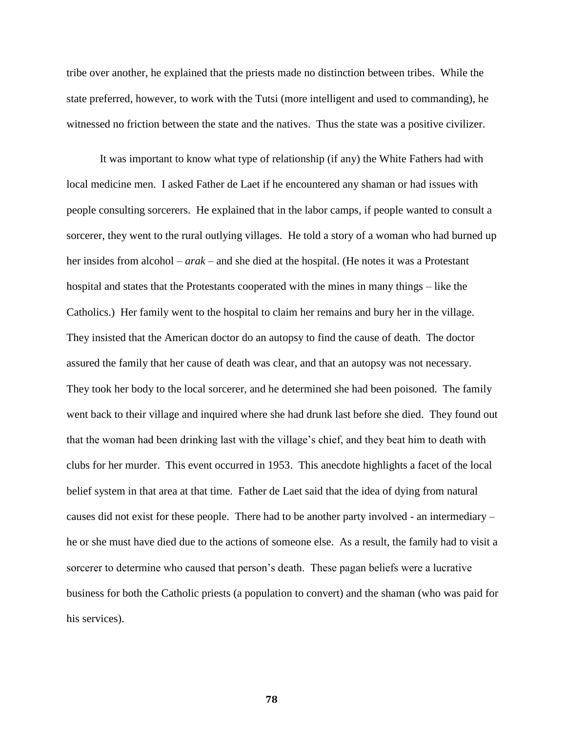tribe over another, he explained that the priests made no distinction between tribes. While the state preferred, however, to work with the Tutsi (more intelligent and used to commanding), he witnessed no friction between the state and the natives. Thus the state was a positive civilizer.

It was important to know what type of relationship (if any) the White Fathers had with local medicine men. I asked Father de Laet if he encountered any shaman or had issues with people consulting sorcerers. He explained that in the labor camps, if people wanted to consult a sorcerer, they went to the rural outlying villages. He told a story of a woman who had burned up her insides from alcohol – *arak* – and she died at the hospital. (He notes it was a Protestant hospital and states that the Protestants cooperated with the mines in many things – like the Catholics.) Her family went to the hospital to claim her remains and bury her in the village. They insisted that the American doctor do an autopsy to find the cause of death. The doctor assured the family that her cause of death was clear, and that an autopsy was not necessary. They took her body to the local sorcerer, and he determined she had been poisoned. The family went back to their village and inquired where she had drunk last before she died. They found out that the woman had been drinking last with the village's chief, and they beat him to death with clubs for her murder. This event occurred in 1953. This anecdote highlights a facet of the local belief system in that area at that time. Father de Laet said that the idea of dying from natural causes did not exist for these people. There had to be another party involved - an intermediary – he or she must have died due to the actions of someone else. As a result, the family had to visit a sorcerer to determine who caused that person's death. These pagan beliefs were a lucrative business for both the Catholic priests (a population to convert) and the shaman (who was paid for his services).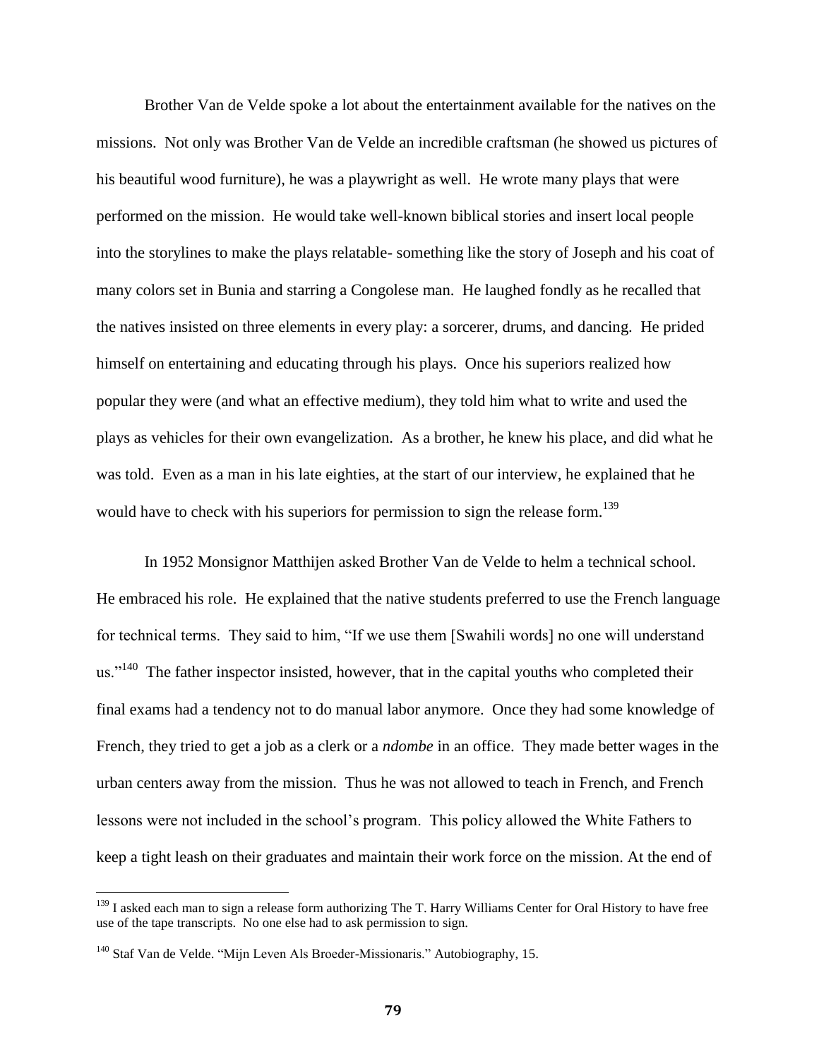Brother Van de Velde spoke a lot about the entertainment available for the natives on the missions. Not only was Brother Van de Velde an incredible craftsman (he showed us pictures of his beautiful wood furniture), he was a playwright as well. He wrote many plays that were performed on the mission. He would take well-known biblical stories and insert local people into the storylines to make the plays relatable- something like the story of Joseph and his coat of many colors set in Bunia and starring a Congolese man. He laughed fondly as he recalled that the natives insisted on three elements in every play: a sorcerer, drums, and dancing. He prided himself on entertaining and educating through his plays. Once his superiors realized how popular they were (and what an effective medium), they told him what to write and used the plays as vehicles for their own evangelization. As a brother, he knew his place, and did what he was told. Even as a man in his late eighties, at the start of our interview, he explained that he would have to check with his superiors for permission to sign the release form.[139]

In 1952 Monsignor Matthijen asked Brother Van de Velde to helm a technical school. He embraced his role. He explained that the native students preferred to use the French language for technical terms. They said to him, "If we use them [Swahili words] no one will understand us."[140] The father inspector insisted, however, that in the capital youths who completed their final exams had a tendency not to do manual labor anymore. Once they had some knowledge of French, they tried to get a job as a clerk or a *ndombe* in an office. They made better wages in the urban centers away from the mission. Thus he was not allowed to teach in French, and French lessons were not included in the school's program. This policy allowed the White Fathers to keep a tight leash on their graduates and maintain their work force on the mission. At the end of

---

[139] I asked each man to sign a release form authorizing The T. Harry Williams Center for Oral History to have free use of the tape transcripts. No one else had to ask permission to sign.

[140] Staf Van de Velde. "Mijn Leven Als Broeder-Missionaris." Autobiography, 15.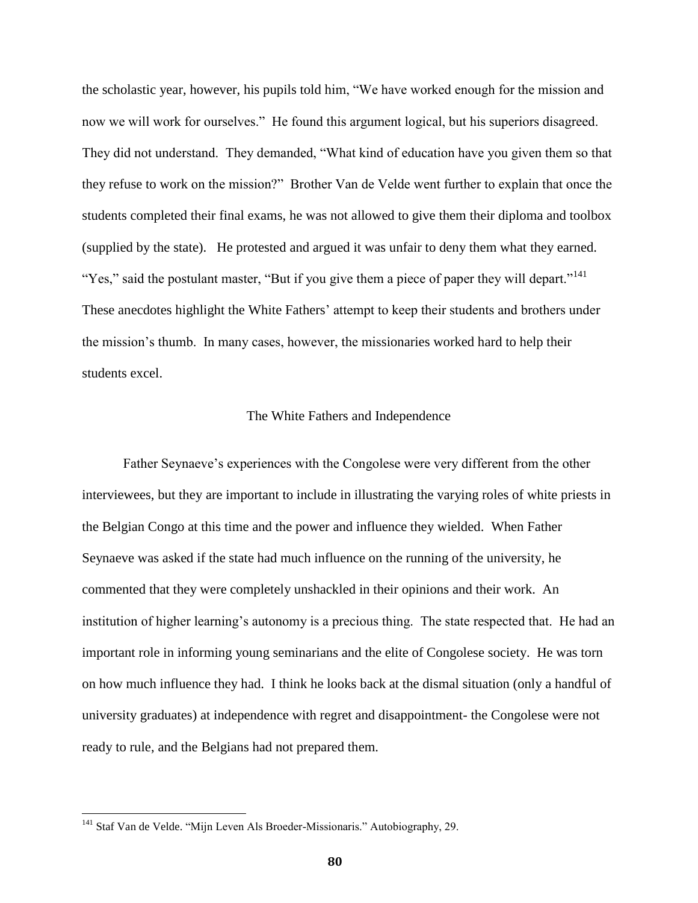the scholastic year, however, his pupils told him, "We have worked enough for the mission and now we will work for ourselves." He found this argument logical, but his superiors disagreed. They did not understand. They demanded, "What kind of education have you given them so that they refuse to work on the mission?" Brother Van de Velde went further to explain that once the students completed their final exams, he was not allowed to give them their diploma and toolbox (supplied by the state). He protested and argued it was unfair to deny them what they earned. "Yes," said the postulant master, "But if you give them a piece of paper they will depart."[141] These anecdotes highlight the White Fathers' attempt to keep their students and brothers under the mission's thumb. In many cases, however, the missionaries worked hard to help their students excel.

## The White Fathers and Independence

Father Seynaeve's experiences with the Congolese were very different from the other interviewees, but they are important to include in illustrating the varying roles of white priests in the Belgian Congo at this time and the power and influence they wielded. When Father Seynaeve was asked if the state had much influence on the running of the university, he commented that they were completely unshackled in their opinions and their work. An institution of higher learning's autonomy is a precious thing. The state respected that. He had an important role in informing young seminarians and the elite of Congolese society. He was torn on how much influence they had. I think he looks back at the dismal situation (only a handful of university graduates) at independence with regret and disappointment- the Congolese were not ready to rule, and the Belgians had not prepared them.

---

[141] Staf Van de Velde. "Mijn Leven Als Broeder-Missionaris." Autobiography, 29.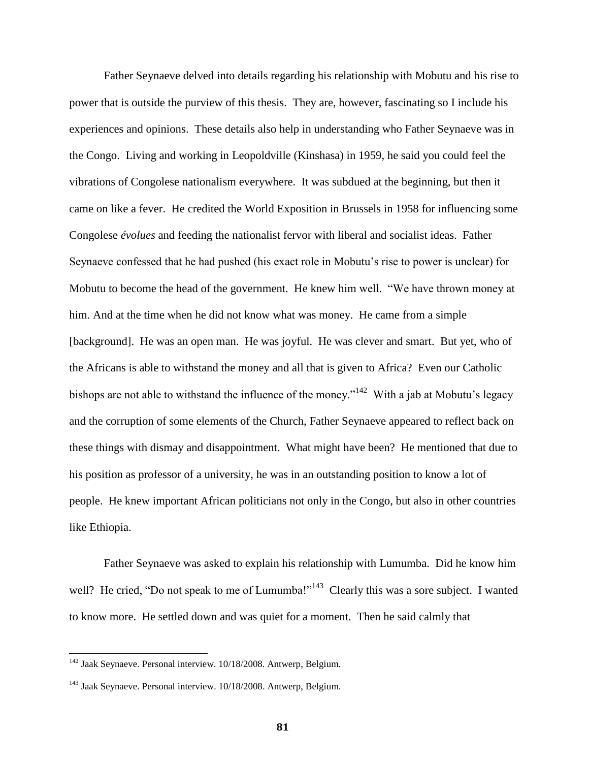Father Seynaeve delved into details regarding his relationship with Mobutu and his rise to power that is outside the purview of this thesis. They are, however, fascinating so I include his experiences and opinions. These details also help in understanding who Father Seynaeve was in the Congo. Living and working in Leopoldville (Kinshasa) in 1959, he said you could feel the vibrations of Congolese nationalism everywhere. It was subdued at the beginning, but then it came on like a fever. He credited the World Exposition in Brussels in 1958 for influencing some Congolese *évolues* and feeding the nationalist fervor with liberal and socialist ideas. Father Seynaeve confessed that he had pushed (his exact role in Mobutu's rise to power is unclear) for Mobutu to become the head of the government. He knew him well. "We have thrown money at him. And at the time when he did not know what was money. He came from a simple [background]. He was an open man. He was joyful. He was clever and smart. But yet, who of the Africans is able to withstand the money and all that is given to Africa? Even our Catholic bishops are not able to withstand the influence of the money."[142] With a jab at Mobutu's legacy and the corruption of some elements of the Church, Father Seynaeve appeared to reflect back on these things with dismay and disappointment. What might have been? He mentioned that due to his position as professor of a university, he was in an outstanding position to know a lot of people. He knew important African politicians not only in the Congo, but also in other countries like Ethiopia.

Father Seynaeve was asked to explain his relationship with Lumumba. Did he know him well? He cried, "Do not speak to me of Lumumba!"[143] Clearly this was a sore subject. I wanted to know more. He settled down and was quiet for a moment. Then he said calmly that

---

[142] Jaak Seynaeve. Personal interview. 10/18/2008. Antwerp, Belgium.

[143] Jaak Seynaeve. Personal interview. 10/18/2008. Antwerp, Belgium.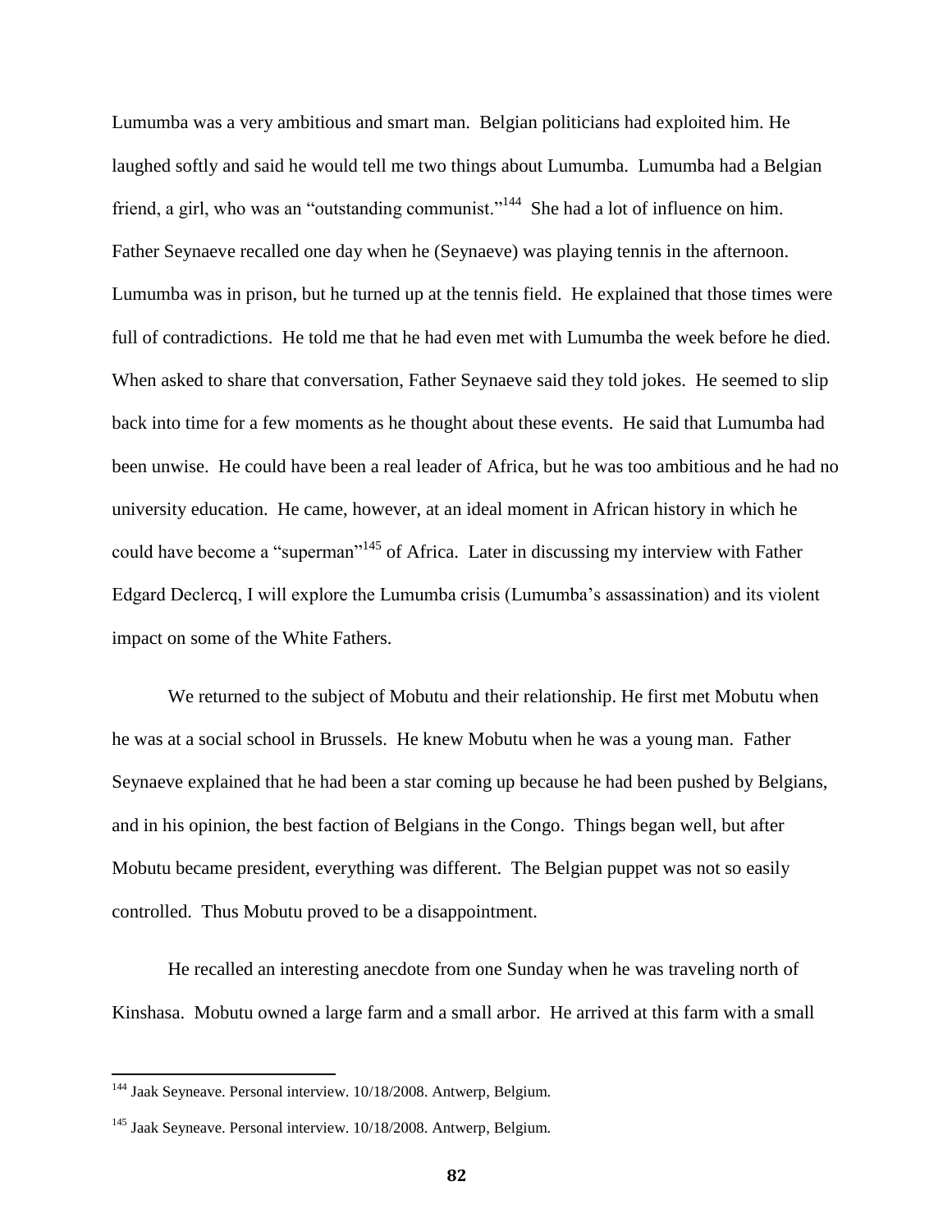Lumumba was a very ambitious and smart man. Belgian politicians had exploited him. He laughed softly and said he would tell me two things about Lumumba. Lumumba had a Belgian friend, a girl, who was an "outstanding communist."[144] She had a lot of influence on him. Father Seynaeve recalled one day when he (Seynaeve) was playing tennis in the afternoon. Lumumba was in prison, but he turned up at the tennis field. He explained that those times were full of contradictions. He told me that he had even met with Lumumba the week before he died. When asked to share that conversation, Father Seynaeve said they told jokes. He seemed to slip back into time for a few moments as he thought about these events. He said that Lumumba had been unwise. He could have been a real leader of Africa, but he was too ambitious and he had no university education. He came, however, at an ideal moment in African history in which he could have become a "superman"[145] of Africa. Later in discussing my interview with Father Edgard Declercq, I will explore the Lumumba crisis (Lumumba's assassination) and its violent impact on some of the White Fathers.

We returned to the subject of Mobutu and their relationship. He first met Mobutu when he was at a social school in Brussels. He knew Mobutu when he was a young man. Father Seynaeve explained that he had been a star coming up because he had been pushed by Belgians, and in his opinion, the best faction of Belgians in the Congo. Things began well, but after Mobutu became president, everything was different. The Belgian puppet was not so easily controlled. Thus Mobutu proved to be a disappointment.

He recalled an interesting anecdote from one Sunday when he was traveling north of Kinshasa. Mobutu owned a large farm and a small arbor. He arrived at this farm with a small

---

[144] Jaak Seyneave. Personal interview. 10/18/2008. Antwerp, Belgium.

[145] Jaak Seyneave. Personal interview. 10/18/2008. Antwerp, Belgium.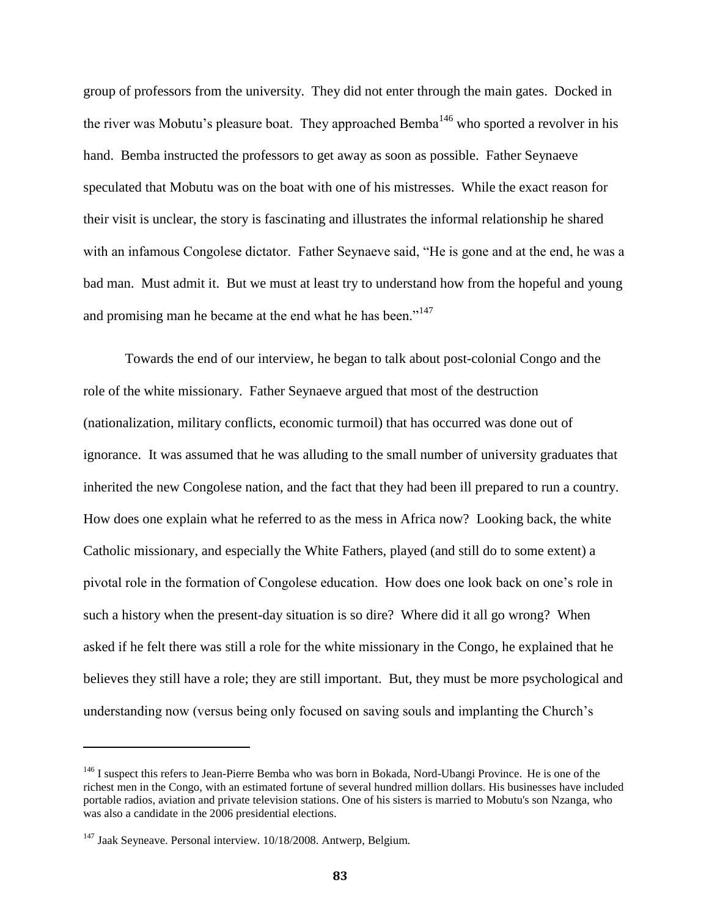group of professors from the university. They did not enter through the main gates. Docked in the river was Mobutu's pleasure boat. They approached Bemba[146] who sported a revolver in his hand. Bemba instructed the professors to get away as soon as possible. Father Seynaeve speculated that Mobutu was on the boat with one of his mistresses. While the exact reason for their visit is unclear, the story is fascinating and illustrates the informal relationship he shared with an infamous Congolese dictator. Father Seynaeve said, "He is gone and at the end, he was a bad man. Must admit it. But we must at least try to understand how from the hopeful and young and promising man he became at the end what he has been."[147]

Towards the end of our interview, he began to talk about post-colonial Congo and the role of the white missionary. Father Seynaeve argued that most of the destruction (nationalization, military conflicts, economic turmoil) that has occurred was done out of ignorance. It was assumed that he was alluding to the small number of university graduates that inherited the new Congolese nation, and the fact that they had been ill prepared to run a country. How does one explain what he referred to as the mess in Africa now? Looking back, the white Catholic missionary, and especially the White Fathers, played (and still do to some extent) a pivotal role in the formation of Congolese education. How does one look back on one's role in such a history when the present-day situation is so dire? Where did it all go wrong? When asked if he felt there was still a role for the white missionary in the Congo, he explained that he believes they still have a role; they are still important. But, they must be more psychological and understanding now (versus being only focused on saving souls and implanting the Church's

---

[146] I suspect this refers to Jean-Pierre Bemba who was born in Bokada, Nord-Ubangi Province. He is one of the richest men in the Congo, with an estimated fortune of several hundred million dollars. His businesses have included portable radios, aviation and private television stations. One of his sisters is married to Mobutu's son Nzanga, who was also a candidate in the 2006 presidential elections.

[147] Jaak Seyneave. Personal interview. 10/18/2008. Antwerp, Belgium.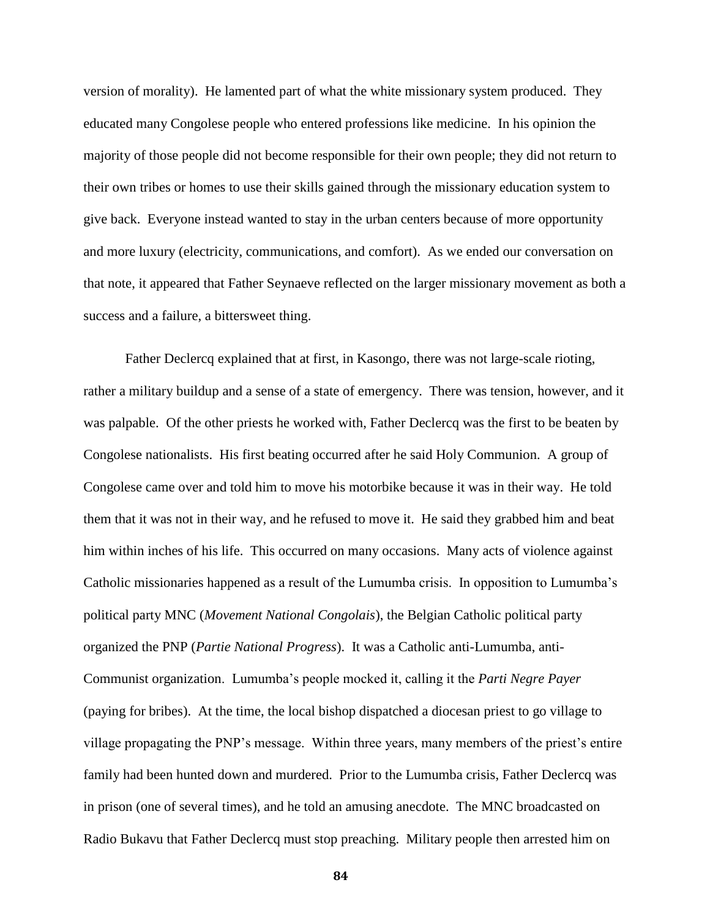version of morality). He lamented part of what the white missionary system produced. They educated many Congolese people who entered professions like medicine. In his opinion the majority of those people did not become responsible for their own people; they did not return to their own tribes or homes to use their skills gained through the missionary education system to give back. Everyone instead wanted to stay in the urban centers because of more opportunity and more luxury (electricity, communications, and comfort). As we ended our conversation on that note, it appeared that Father Seynaeve reflected on the larger missionary movement as both a success and a failure, a bittersweet thing.

Father Declercq explained that at first, in Kasongo, there was not large-scale rioting, rather a military buildup and a sense of a state of emergency. There was tension, however, and it was palpable. Of the other priests he worked with, Father Declercq was the first to be beaten by Congolese nationalists. His first beating occurred after he said Holy Communion. A group of Congolese came over and told him to move his motorbike because it was in their way. He told them that it was not in their way, and he refused to move it. He said they grabbed him and beat him within inches of his life. This occurred on many occasions. Many acts of violence against Catholic missionaries happened as a result of the Lumumba crisis. In opposition to Lumumba's political party MNC (*Movement National Congolais*), the Belgian Catholic political party organized the PNP (*Partie National Progress*). It was a Catholic anti-Lumumba, anti-Communist organization. Lumumba's people mocked it, calling it the *Parti Negre Payer* (paying for bribes). At the time, the local bishop dispatched a diocesan priest to go village to village propagating the PNP's message. Within three years, many members of the priest's entire family had been hunted down and murdered. Prior to the Lumumba crisis, Father Declercq was in prison (one of several times), and he told an amusing anecdote. The MNC broadcasted on Radio Bukavu that Father Declercq must stop preaching. Military people then arrested him on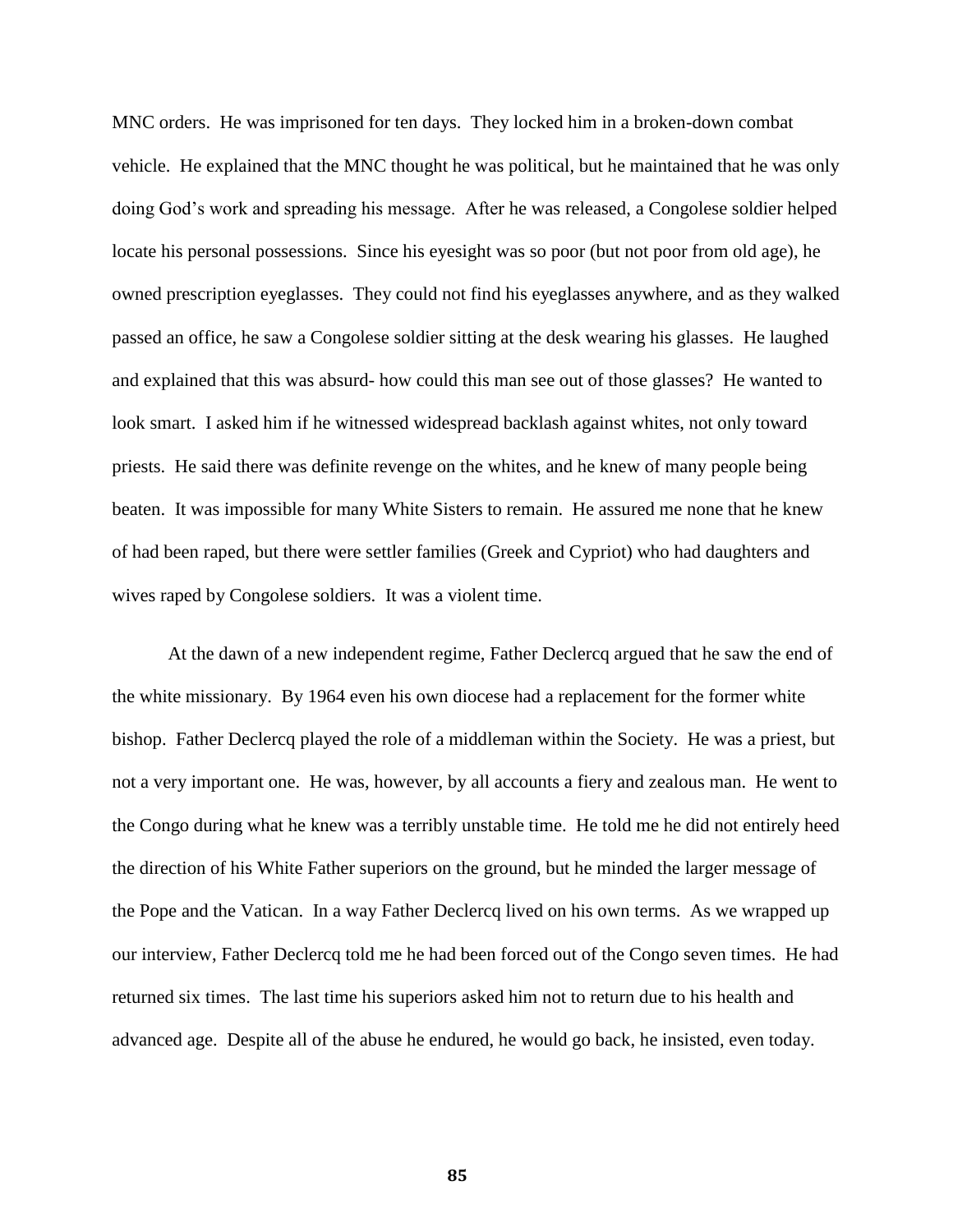MNC orders. He was imprisoned for ten days. They locked him in a broken-down combat vehicle. He explained that the MNC thought he was political, but he maintained that he was only doing God's work and spreading his message. After he was released, a Congolese soldier helped locate his personal possessions. Since his eyesight was so poor (but not poor from old age), he owned prescription eyeglasses. They could not find his eyeglasses anywhere, and as they walked passed an office, he saw a Congolese soldier sitting at the desk wearing his glasses. He laughed and explained that this was absurd- how could this man see out of those glasses? He wanted to look smart. I asked him if he witnessed widespread backlash against whites, not only toward priests. He said there was definite revenge on the whites, and he knew of many people being beaten. It was impossible for many White Sisters to remain. He assured me none that he knew of had been raped, but there were settler families (Greek and Cypriot) who had daughters and wives raped by Congolese soldiers. It was a violent time.

At the dawn of a new independent regime, Father Declercq argued that he saw the end of the white missionary. By 1964 even his own diocese had a replacement for the former white bishop. Father Declercq played the role of a middleman within the Society. He was a priest, but not a very important one. He was, however, by all accounts a fiery and zealous man. He went to the Congo during what he knew was a terribly unstable time. He told me he did not entirely heed the direction of his White Father superiors on the ground, but he minded the larger message of the Pope and the Vatican. In a way Father Declercq lived on his own terms. As we wrapped up our interview, Father Declercq told me he had been forced out of the Congo seven times. He had returned six times. The last time his superiors asked him not to return due to his health and advanced age. Despite all of the abuse he endured, he would go back, he insisted, even today.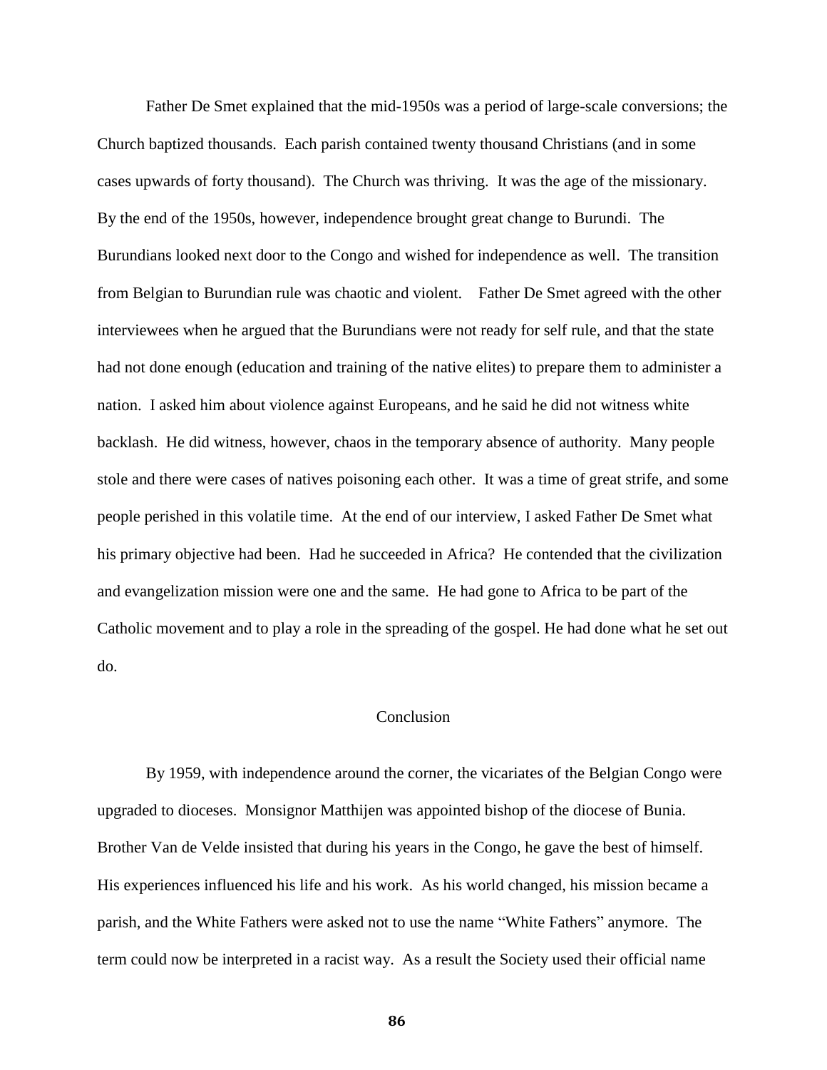Father De Smet explained that the mid-1950s was a period of large-scale conversions; the Church baptized thousands. Each parish contained twenty thousand Christians (and in some cases upwards of forty thousand). The Church was thriving. It was the age of the missionary. By the end of the 1950s, however, independence brought great change to Burundi. The Burundians looked next door to the Congo and wished for independence as well. The transition from Belgian to Burundian rule was chaotic and violent. Father De Smet agreed with the other interviewees when he argued that the Burundians were not ready for self rule, and that the state had not done enough (education and training of the native elites) to prepare them to administer a nation. I asked him about violence against Europeans, and he said he did not witness white backlash. He did witness, however, chaos in the temporary absence of authority. Many people stole and there were cases of natives poisoning each other. It was a time of great strife, and some people perished in this volatile time. At the end of our interview, I asked Father De Smet what his primary objective had been. Had he succeeded in Africa? He contended that the civilization and evangelization mission were one and the same. He had gone to Africa to be part of the Catholic movement and to play a role in the spreading of the gospel. He had done what he set out do.

## Conclusion

By 1959, with independence around the corner, the vicariates of the Belgian Congo were upgraded to dioceses. Monsignor Matthijen was appointed bishop of the diocese of Bunia. Brother Van de Velde insisted that during his years in the Congo, he gave the best of himself. His experiences influenced his life and his work. As his world changed, his mission became a parish, and the White Fathers were asked not to use the name "White Fathers" anymore. The term could now be interpreted in a racist way. As a result the Society used their official name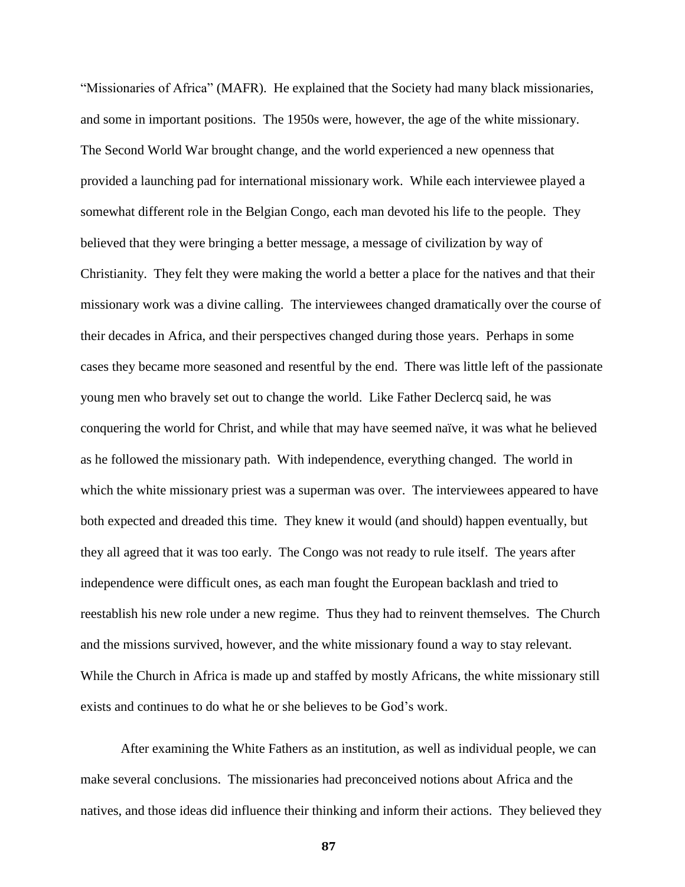"Missionaries of Africa" (MAFR). He explained that the Society had many black missionaries, and some in important positions. The 1950s were, however, the age of the white missionary. The Second World War brought change, and the world experienced a new openness that provided a launching pad for international missionary work. While each interviewee played a somewhat different role in the Belgian Congo, each man devoted his life to the people. They believed that they were bringing a better message, a message of civilization by way of Christianity. They felt they were making the world a better a place for the natives and that their missionary work was a divine calling. The interviewees changed dramatically over the course of their decades in Africa, and their perspectives changed during those years. Perhaps in some cases they became more seasoned and resentful by the end. There was little left of the passionate young men who bravely set out to change the world. Like Father Declercq said, he was conquering the world for Christ, and while that may have seemed naïve, it was what he believed as he followed the missionary path. With independence, everything changed. The world in which the white missionary priest was a superman was over. The interviewees appeared to have both expected and dreaded this time. They knew it would (and should) happen eventually, but they all agreed that it was too early. The Congo was not ready to rule itself. The years after independence were difficult ones, as each man fought the European backlash and tried to reestablish his new role under a new regime. Thus they had to reinvent themselves. The Church and the missions survived, however, and the white missionary found a way to stay relevant. While the Church in Africa is made up and staffed by mostly Africans, the white missionary still exists and continues to do what he or she believes to be God's work.

After examining the White Fathers as an institution, as well as individual people, we can make several conclusions. The missionaries had preconceived notions about Africa and the natives, and those ideas did influence their thinking and inform their actions. They believed they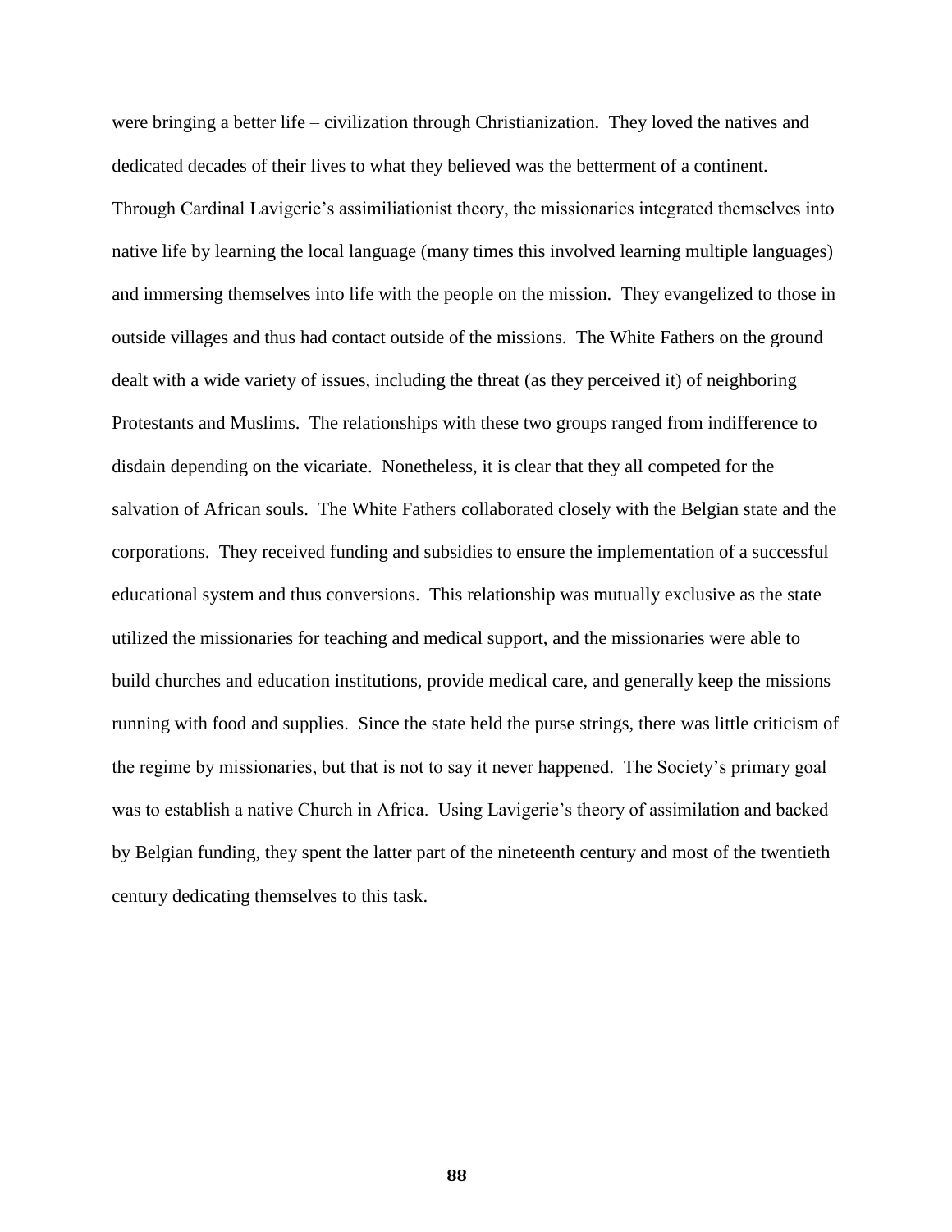were bringing a better life – civilization through Christianization. They loved the natives and dedicated decades of their lives to what they believed was the betterment of a continent. Through Cardinal Lavigerie's assimiliationist theory, the missionaries integrated themselves into native life by learning the local language (many times this involved learning multiple languages) and immersing themselves into life with the people on the mission. They evangelized to those in outside villages and thus had contact outside of the missions. The White Fathers on the ground dealt with a wide variety of issues, including the threat (as they perceived it) of neighboring Protestants and Muslims. The relationships with these two groups ranged from indifference to disdain depending on the vicariate. Nonetheless, it is clear that they all competed for the salvation of African souls. The White Fathers collaborated closely with the Belgian state and the corporations. They received funding and subsidies to ensure the implementation of a successful educational system and thus conversions. This relationship was mutually exclusive as the state utilized the missionaries for teaching and medical support, and the missionaries were able to build churches and education institutions, provide medical care, and generally keep the missions running with food and supplies. Since the state held the purse strings, there was little criticism of the regime by missionaries, but that is not to say it never happened. The Society's primary goal was to establish a native Church in Africa. Using Lavigerie's theory of assimilation and backed by Belgian funding, they spent the latter part of the nineteenth century and most of the twentieth century dedicating themselves to this task.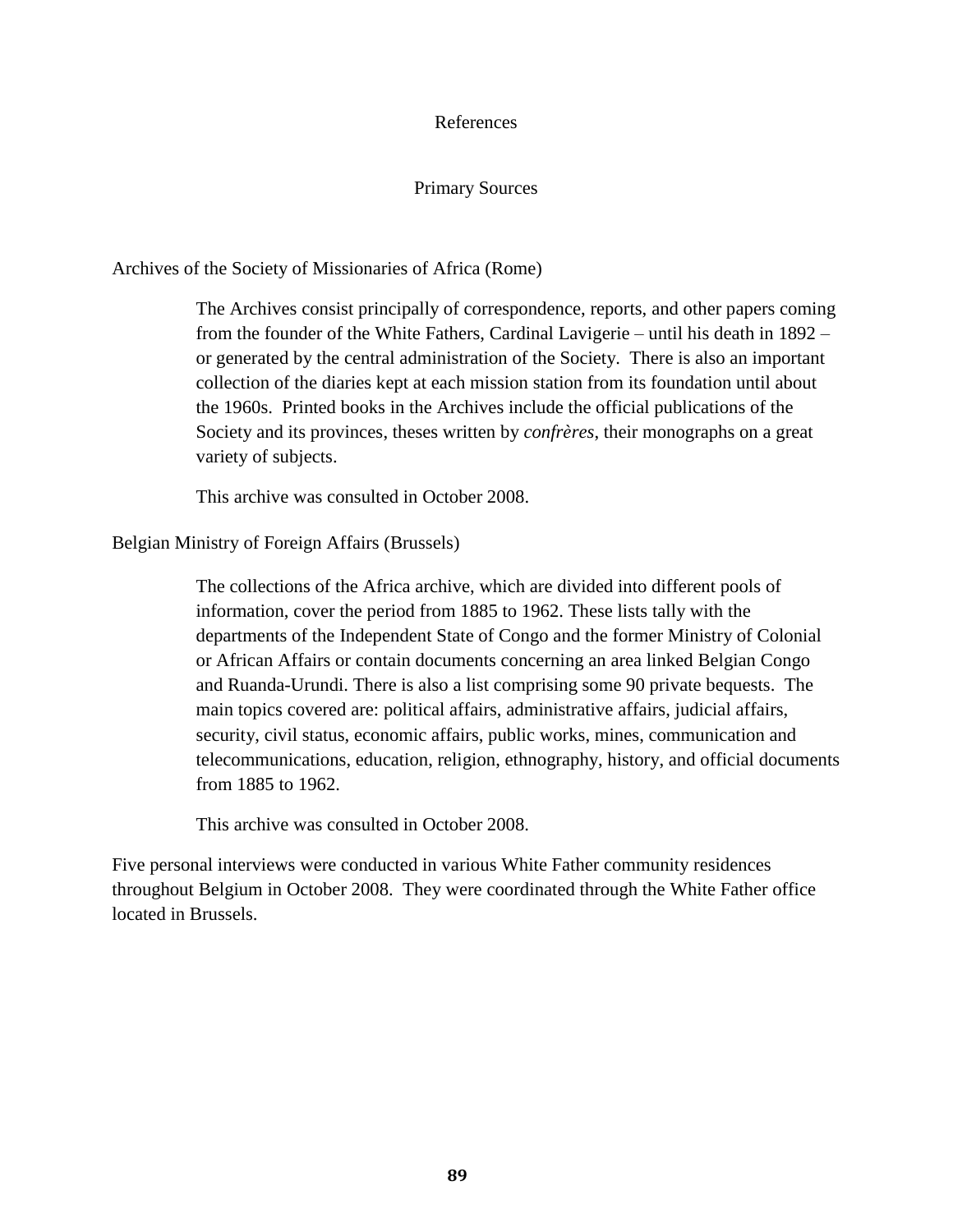# References

## Primary Sources

Archives of the Society of Missionaries of Africa (Rome)

> The Archives consist principally of correspondence, reports, and other papers coming from the founder of the White Fathers, Cardinal Lavigerie – until his death in 1892 – or generated by the central administration of the Society. There is also an important collection of the diaries kept at each mission station from its foundation until about the 1960s. Printed books in the Archives include the official publications of the Society and its provinces, theses written by *confrères*, their monographs on a great variety of subjects.
>
> This archive was consulted in October 2008.

Belgian Ministry of Foreign Affairs (Brussels)

> The collections of the Africa archive, which are divided into different pools of information, cover the period from 1885 to 1962. These lists tally with the departments of the Independent State of Congo and the former Ministry of Colonial or African Affairs or contain documents concerning an area linked Belgian Congo and Ruanda-Urundi. There is also a list comprising some 90 private bequests. The main topics covered are: political affairs, administrative affairs, judicial affairs, security, civil status, economic affairs, public works, mines, communication and telecommunications, education, religion, ethnography, history, and official documents from 1885 to 1962.
>
> This archive was consulted in October 2008.

Five personal interviews were conducted in various White Father community residences throughout Belgium in October 2008. They were coordinated through the White Father office located in Brussels.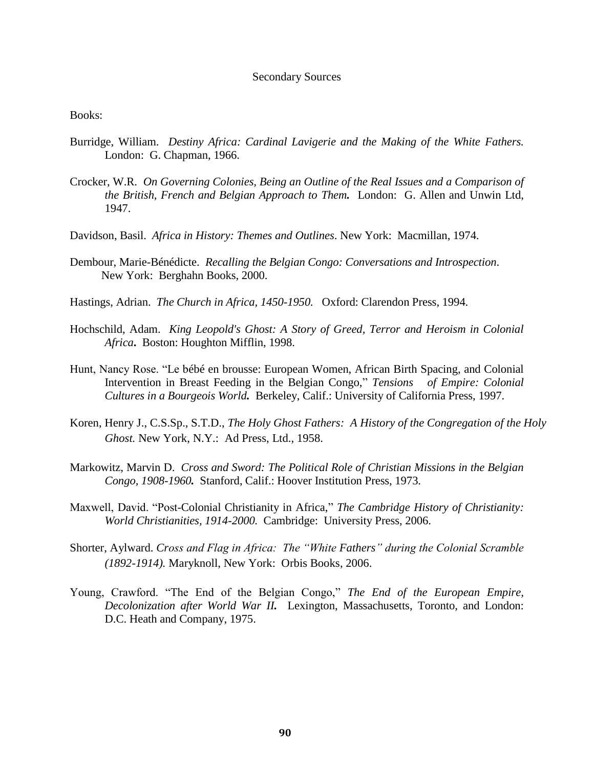## Secondary Sources

Books:

Burridge, William. *Destiny Africa: Cardinal Lavigerie and the Making of the White Fathers.* London: G. Chapman, 1966.

Crocker, W.R. *On Governing Colonies, Being an Outline of the Real Issues and a Comparison of the British, French and Belgian Approach to Them.* London: G. Allen and Unwin Ltd, 1947.

Davidson, Basil. *Africa in History: Themes and Outlines*. New York: Macmillan, 1974.

Dembour, Marie-Bénédicte. *Recalling the Belgian Congo: Conversations and Introspection*. New York: Berghahn Books, 2000.

Hastings, Adrian. *The Church in Africa, 1450-1950.* Oxford: Clarendon Press, 1994.

Hochschild, Adam. *King Leopold's Ghost: A Story of Greed, Terror and Heroism in Colonial Africa***.** Boston: Houghton Mifflin, 1998.

Hunt, Nancy Rose. "Le bébé en brousse: European Women, African Birth Spacing, and Colonial Intervention in Breast Feeding in the Belgian Congo," *Tensions of Empire: Colonial Cultures in a Bourgeois World.* Berkeley, Calif.: University of California Press, 1997.

Koren, Henry J., C.S.Sp., S.T.D., *The Holy Ghost Fathers: A History of the Congregation of the Holy Ghost.* New York, N.Y.: Ad Press, Ltd., 1958.

Markowitz, Marvin D. *Cross and Sword: The Political Role of Christian Missions in the Belgian Congo, 1908-1960.* Stanford, Calif.: Hoover Institution Press, 1973.

Maxwell, David. "Post-Colonial Christianity in Africa," *The Cambridge History of Christianity: World Christianities, 1914-2000.* Cambridge: University Press, 2006.

Shorter, Aylward. *Cross and Flag in Africa: The "White Fathers" during the Colonial Scramble (1892-1914).* Maryknoll, New York: Orbis Books, 2006.

Young, Crawford. "The End of the Belgian Congo," *The End of the European Empire, Decolonization after World War II.* Lexington, Massachusetts, Toronto, and London: D.C. Heath and Company, 1975.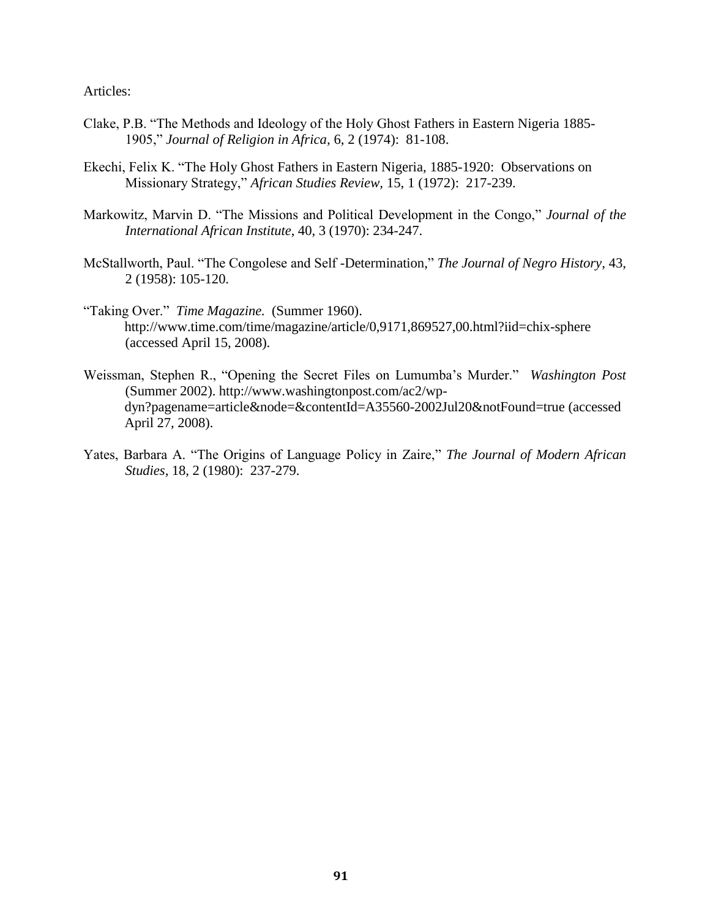Articles:

Clake, P.B. "The Methods and Ideology of the Holy Ghost Fathers in Eastern Nigeria 1885-1905," *Journal of Religion in Africa*, 6, 2 (1974): 81-108.

Ekechi, Felix K. "The Holy Ghost Fathers in Eastern Nigeria, 1885-1920: Observations on Missionary Strategy," *African Studies Review*, 15, 1 (1972): 217-239.

Markowitz, Marvin D. "The Missions and Political Development in the Congo," *Journal of the International African Institute*, 40, 3 (1970): 234-247.

McStallworth, Paul. "The Congolese and Self -Determination," *The Journal of Negro History*, 43, 2 (1958): 105-120.

"Taking Over." *Time Magazine.* (Summer 1960). http://www.time.com/time/magazine/article/0,9171,869527,00.html?iid=chix-sphere (accessed April 15, 2008).

Weissman, Stephen R., "Opening the Secret Files on Lumumba's Murder." *Washington Post* (Summer 2002). http://www.washingtonpost.com/ac2/wp-dyn?pagename=article&node=&contentId=A35560-2002Jul20&notFound=true (accessed April 27, 2008).

Yates, Barbara A. "The Origins of Language Policy in Zaire," *The Journal of Modern African Studies*, 18, 2 (1980): 237-279.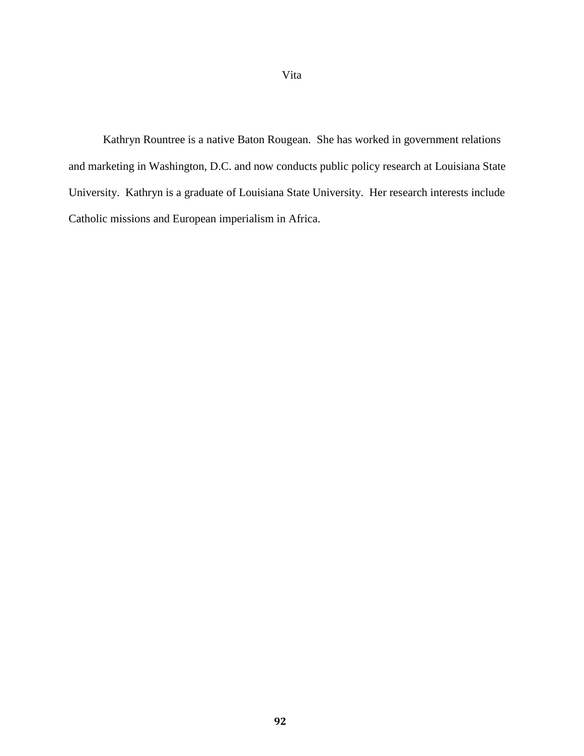# Vita

Kathryn Rountree is a native Baton Rougean.  She has worked in government relations and marketing in Washington, D.C. and now conducts public policy research at Louisiana State University.  Kathryn is a graduate of Louisiana State University.  Her research interests include Catholic missions and European imperialism in Africa.